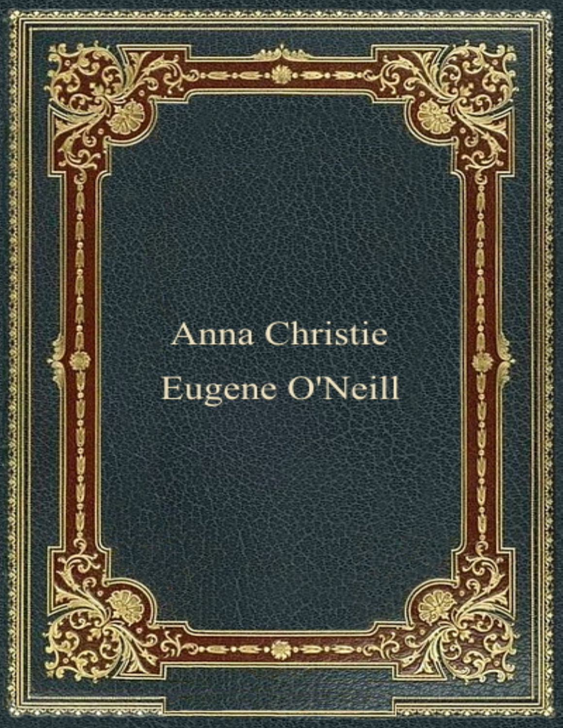# Anna Christie

Eugene O'Neill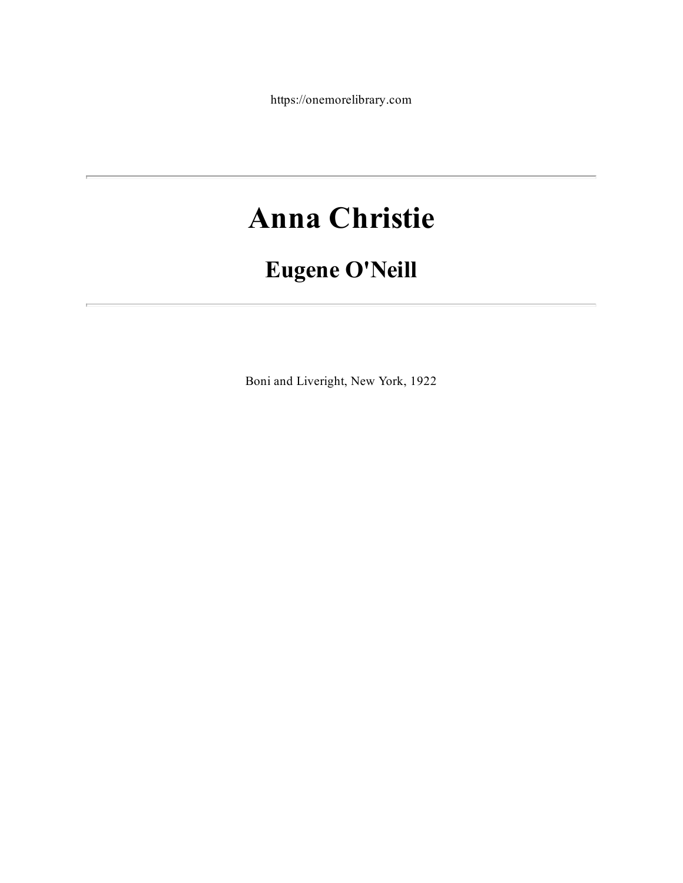https://onemorelibrary.com

---

# Anna Christie

## Eugene O'Neill

---

Boni and Liveright, New York, 1922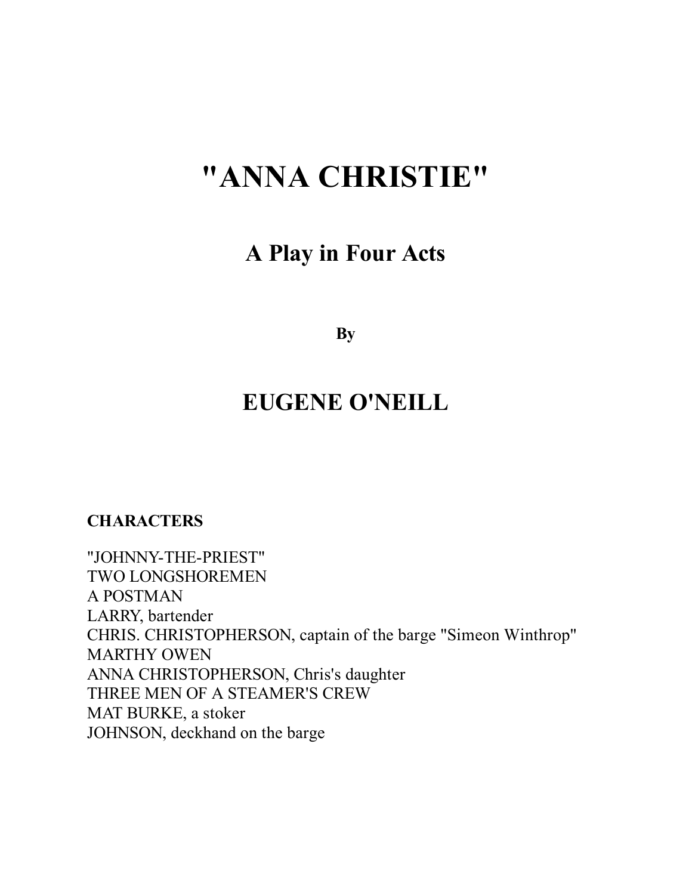# "ANNA CHRISTIE"

## A Play in Four Acts

**By**

## EUGENE O'NEILL

**CHARACTERS**

"JOHNNY-THE-PRIEST"  
TWO LONGSHOREMEN  
A POSTMAN  
LARRY, bartender  
CHRIS. CHRISTOPHERSON, captain of the barge "Simeon Winthrop"  
MARTHY OWEN  
ANNA CHRISTOPHERSON, Chris's daughter  
THREE MEN OF A STEAMER'S CREW  
MAT BURKE, a stoker  
JOHNSON, deckhand on the barge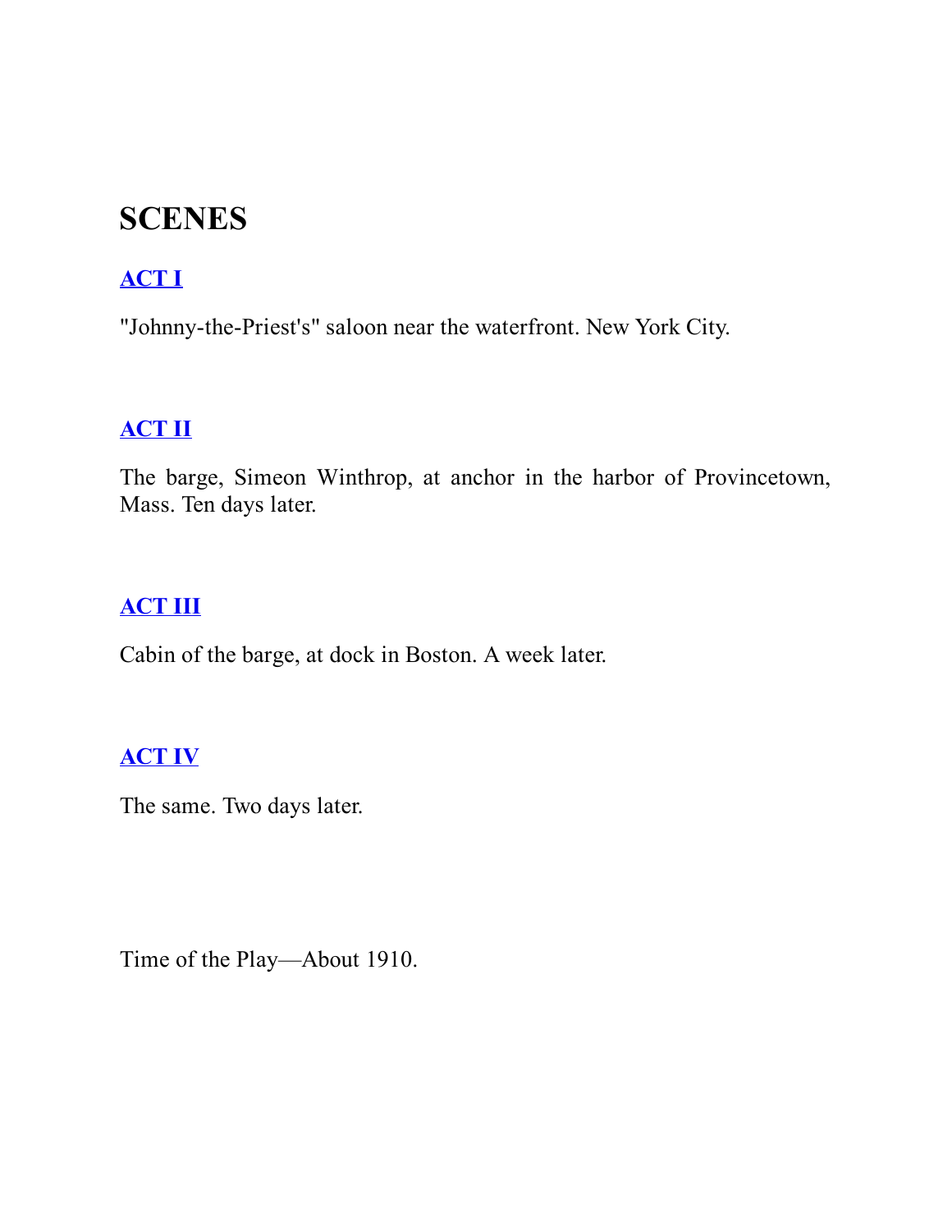## SCENES

### ACT I

"Johnny-the-Priest's" saloon near the waterfront. New York City.

### ACT II

The barge, Simeon Winthrop, at anchor in the harbor of Provincetown, Mass. Ten days later.

### ACT III

Cabin of the barge, at dock in Boston. A week later.

### ACT IV

The same. Two days later.

Time of the Play—About 1910.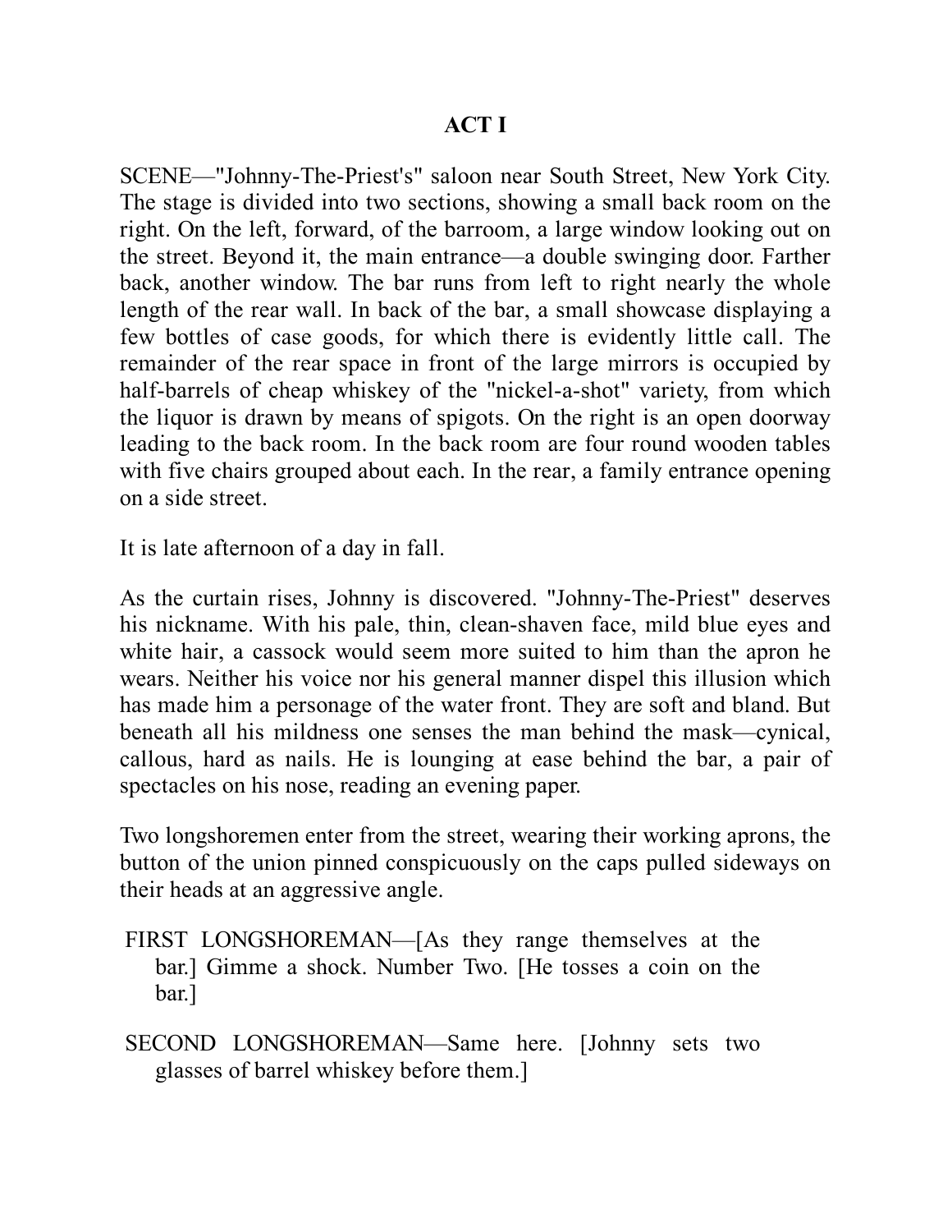## ACT I

SCENE—"Johnny-The-Priest's" saloon near South Street, New York City. The stage is divided into two sections, showing a small back room on the right. On the left, forward, of the barroom, a large window looking out on the street. Beyond it, the main entrance—a double swinging door. Farther back, another window. The bar runs from left to right nearly the whole length of the rear wall. In back of the bar, a small showcase displaying a few bottles of case goods, for which there is evidently little call. The remainder of the rear space in front of the large mirrors is occupied by half-barrels of cheap whiskey of the "nickel-a-shot" variety, from which the liquor is drawn by means of spigots. On the right is an open doorway leading to the back room. In the back room are four round wooden tables with five chairs grouped about each. In the rear, a family entrance opening on a side street.

It is late afternoon of a day in fall.

As the curtain rises, Johnny is discovered. "Johnny-The-Priest" deserves his nickname. With his pale, thin, clean-shaven face, mild blue eyes and white hair, a cassock would seem more suited to him than the apron he wears. Neither his voice nor his general manner dispel this illusion which has made him a personage of the water front. They are soft and bland. But beneath all his mildness one senses the man behind the mask—cynical, callous, hard as nails. He is lounging at ease behind the bar, a pair of spectacles on his nose, reading an evening paper.

Two longshoremen enter from the street, wearing their working aprons, the button of the union pinned conspicuously on the caps pulled sideways on their heads at an aggressive angle.

FIRST LONGSHOREMAN—[As they range themselves at the bar.] Gimme a shock. Number Two. [He tosses a coin on the bar.]

SECOND LONGSHOREMAN—Same here. [Johnny sets two glasses of barrel whiskey before them.]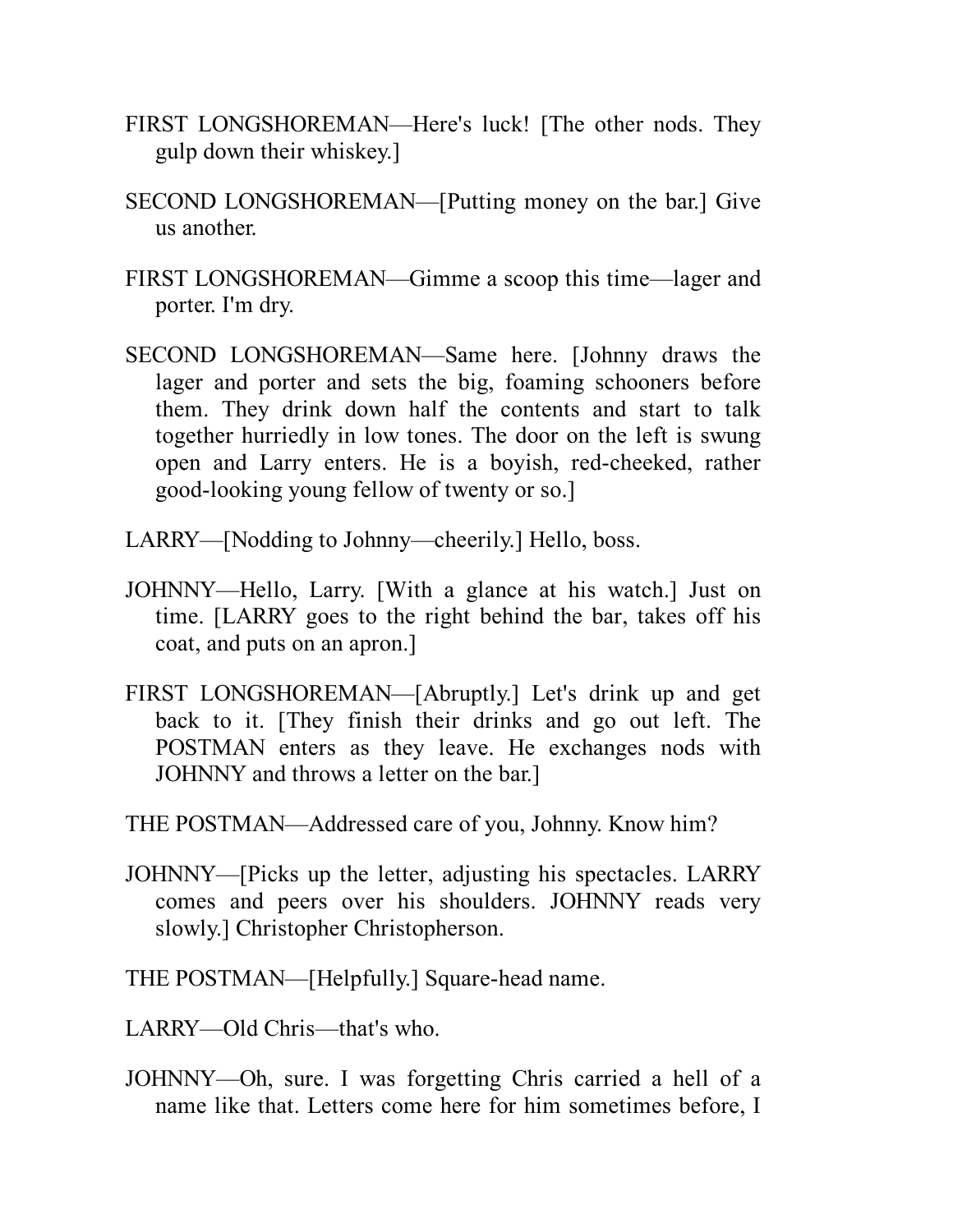FIRST LONGSHOREMAN—Here's luck! [The other nods. They gulp down their whiskey.]

SECOND LONGSHOREMAN—[Putting money on the bar.] Give us another.

FIRST LONGSHOREMAN—Gimme a scoop this time—lager and porter. I'm dry.

SECOND LONGSHOREMAN—Same here. [Johnny draws the lager and porter and sets the big, foaming schooners before them. They drink down half the contents and start to talk together hurriedly in low tones. The door on the left is swung open and Larry enters. He is a boyish, red-cheeked, rather good-looking young fellow of twenty or so.]

LARRY—[Nodding to Johnny—cheerily.] Hello, boss.

JOHNNY—Hello, Larry. [With a glance at his watch.] Just on time. [LARRY goes to the right behind the bar, takes off his coat, and puts on an apron.]

FIRST LONGSHOREMAN—[Abruptly.] Let's drink up and get back to it. [They finish their drinks and go out left. The POSTMAN enters as they leave. He exchanges nods with JOHNNY and throws a letter on the bar.]

THE POSTMAN—Addressed care of you, Johnny. Know him?

JOHNNY—[Picks up the letter, adjusting his spectacles. LARRY comes and peers over his shoulders. JOHNNY reads very slowly.] Christopher Christopherson.

THE POSTMAN—[Helpfully.] Square-head name.

LARRY—Old Chris—that's who.

JOHNNY—Oh, sure. I was forgetting Chris carried a hell of a name like that. Letters come here for him sometimes before, I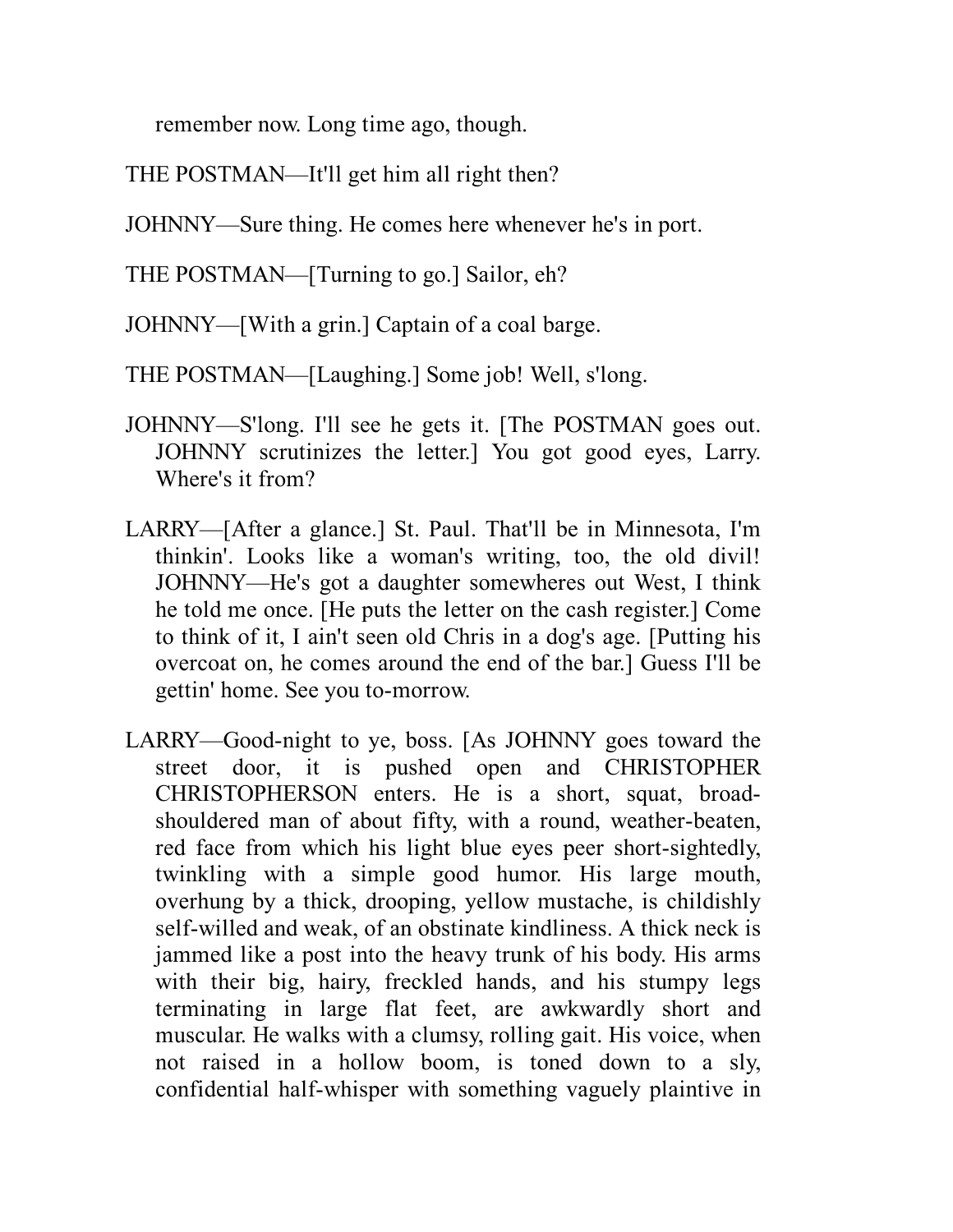remember now. Long time ago, though.

THE POSTMAN—It'll get him all right then?

JOHNNY—Sure thing. He comes here whenever he's in port.

THE POSTMAN—[Turning to go.] Sailor, eh?

JOHNNY—[With a grin.] Captain of a coal barge.

THE POSTMAN—[Laughing.] Some job! Well, s'long.

JOHNNY—S'long. I'll see he gets it. [The POSTMAN goes out. JOHNNY scrutinizes the letter.] You got good eyes, Larry. Where's it from?

LARRY—[After a glance.] St. Paul. That'll be in Minnesota, I'm thinkin'. Looks like a woman's writing, too, the old divil! JOHNNY—He's got a daughter somewheres out West, I think he told me once. [He puts the letter on the cash register.] Come to think of it, I ain't seen old Chris in a dog's age. [Putting his overcoat on, he comes around the end of the bar.] Guess I'll be gettin' home. See you to-morrow.

LARRY—Good-night to ye, boss. [As JOHNNY goes toward the street door, it is pushed open and CHRISTOPHER CHRISTOPHERSON enters. He is a short, squat, broad-shouldered man of about fifty, with a round, weather-beaten, red face from which his light blue eyes peer short-sightedly, twinkling with a simple good humor. His large mouth, overhung by a thick, drooping, yellow mustache, is childishly self-willed and weak, of an obstinate kindliness. A thick neck is jammed like a post into the heavy trunk of his body. His arms with their big, hairy, freckled hands, and his stumpy legs terminating in large flat feet, are awkwardly short and muscular. He walks with a clumsy, rolling gait. His voice, when not raised in a hollow boom, is toned down to a sly, confidential half-whisper with something vaguely plaintive in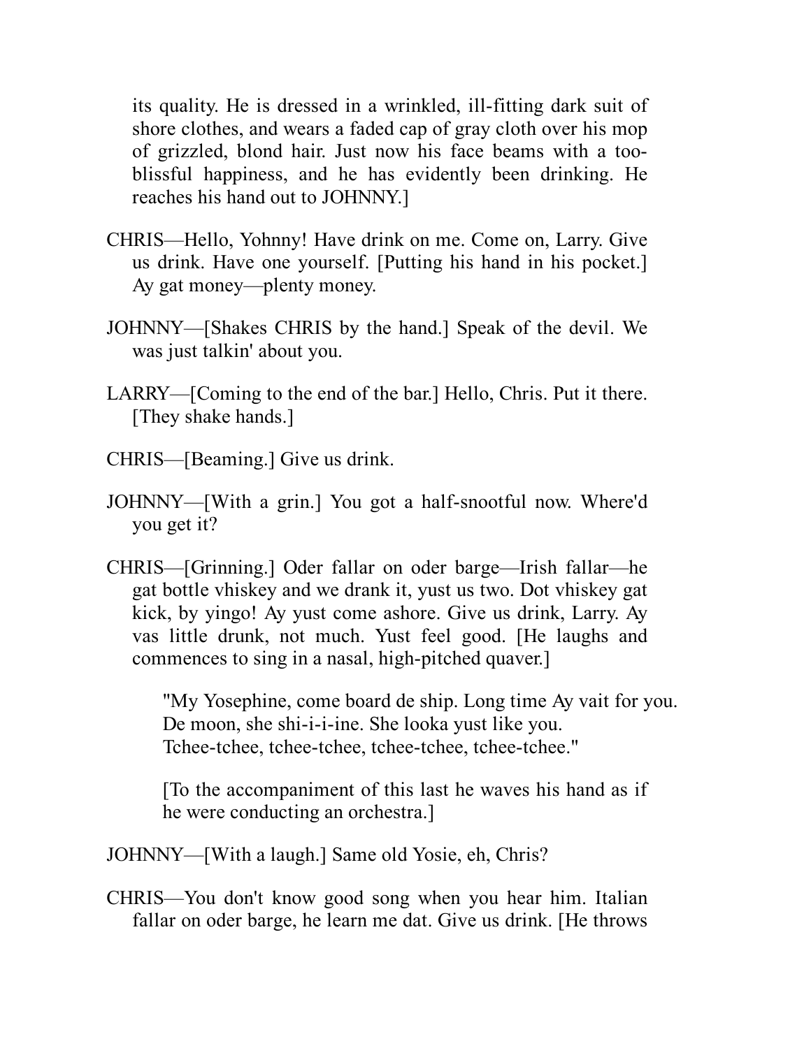its quality. He is dressed in a wrinkled, ill-fitting dark suit of shore clothes, and wears a faded cap of gray cloth over his mop of grizzled, blond hair. Just now his face beams with a too-blissful happiness, and he has evidently been drinking. He reaches his hand out to JOHNNY.]

CHRIS—Hello, Yohnny! Have drink on me. Come on, Larry. Give us drink. Have one yourself. [Putting his hand in his pocket.] Ay gat money—plenty money.

JOHNNY—[Shakes CHRIS by the hand.] Speak of the devil. We was just talkin' about you.

LARRY—[Coming to the end of the bar.] Hello, Chris. Put it there. [They shake hands.]

CHRIS—[Beaming.] Give us drink.

JOHNNY—[With a grin.] You got a half-snootful now. Where'd you get it?

CHRIS—[Grinning.] Oder fallar on oder barge—Irish fallar—he gat bottle vhiskey and we drank it, yust us two. Dot vhiskey gat kick, by yingo! Ay yust come ashore. Give us drink, Larry. Ay vas little drunk, not much. Yust feel good. [He laughs and commences to sing in a nasal, high-pitched quaver.]

> "My Yosephine, come board de ship. Long time Ay vait for you.
> De moon, she shi-i-i-ine. She looka yust like you.
> Tchee-tchee, tchee-tchee, tchee-tchee, tchee-tchee."
>
> [To the accompaniment of this last he waves his hand as if he were conducting an orchestra.]

JOHNNY—[With a laugh.] Same old Yosie, eh, Chris?

CHRIS—You don't know good song when you hear him. Italian fallar on oder barge, he learn me dat. Give us drink. [He throws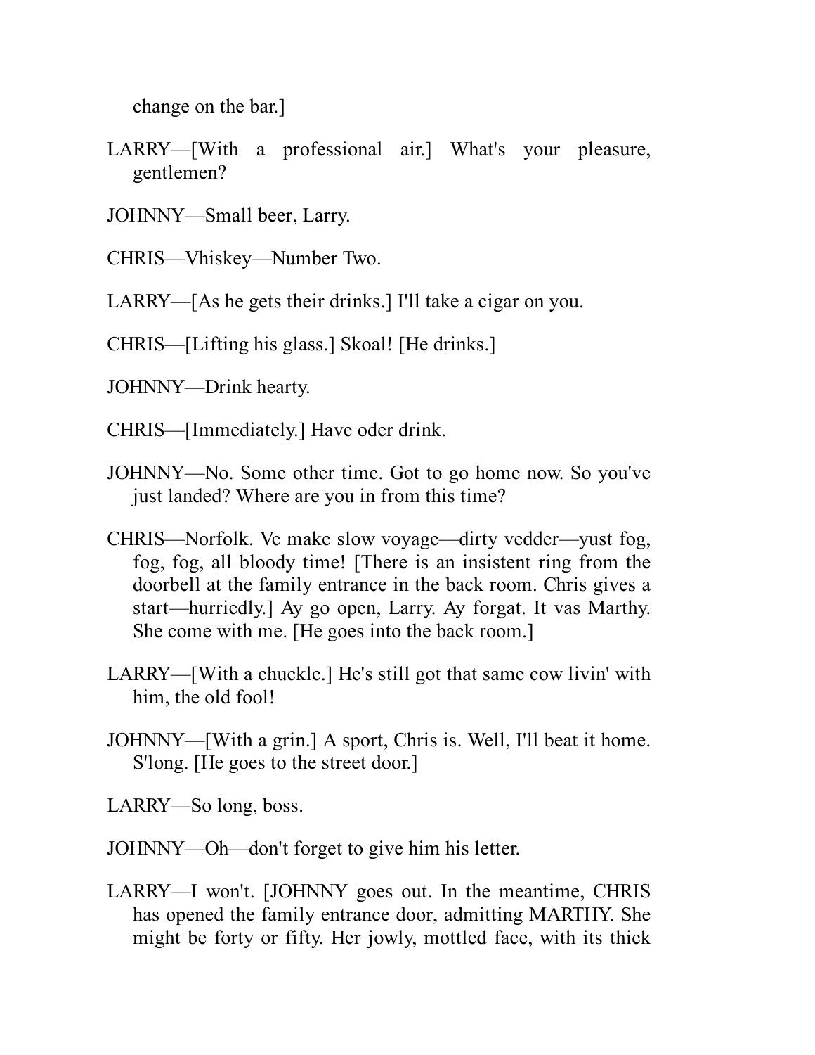change on the bar.]

LARRY—[With a professional air.] What's your pleasure, gentlemen?

JOHNNY—Small beer, Larry.

CHRIS—Vhiskey—Number Two.

LARRY—[As he gets their drinks.] I'll take a cigar on you.

CHRIS—[Lifting his glass.] Skoal! [He drinks.]

JOHNNY—Drink hearty.

CHRIS—[Immediately.] Have oder drink.

JOHNNY—No. Some other time. Got to go home now. So you've just landed? Where are you in from this time?

CHRIS—Norfolk. Ve make slow voyage—dirty vedder—yust fog, fog, fog, all bloody time! [There is an insistent ring from the doorbell at the family entrance in the back room. Chris gives a start—hurriedly.] Ay go open, Larry. Ay forgat. It vas Marthy. She come with me. [He goes into the back room.]

LARRY—[With a chuckle.] He's still got that same cow livin' with him, the old fool!

JOHNNY—[With a grin.] A sport, Chris is. Well, I'll beat it home. S'long. [He goes to the street door.]

LARRY—So long, boss.

JOHNNY—Oh—don't forget to give him his letter.

LARRY—I won't. [JOHNNY goes out. In the meantime, CHRIS has opened the family entrance door, admitting MARTHY. She might be forty or fifty. Her jowly, mottled face, with its thick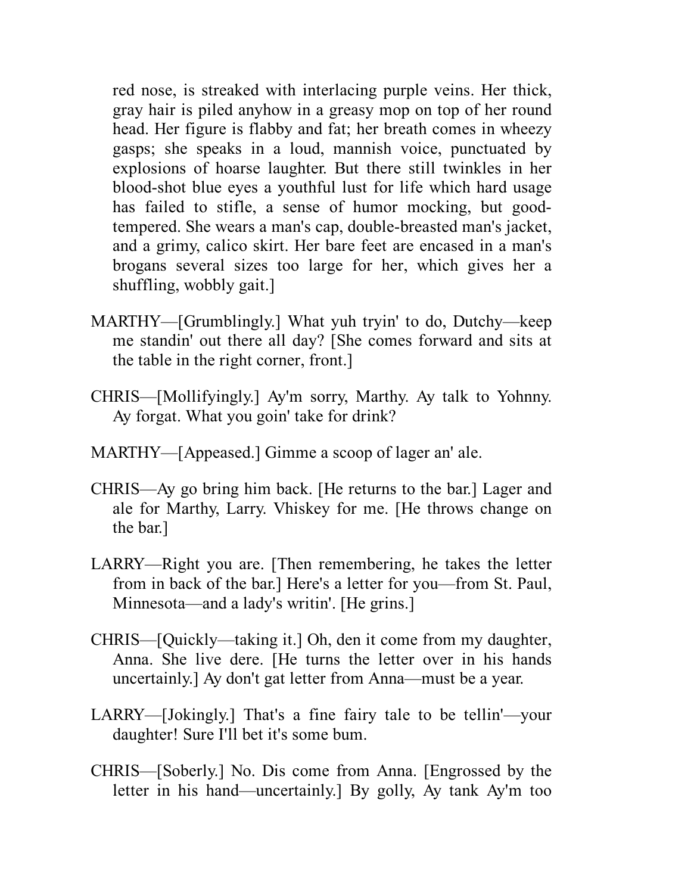red nose, is streaked with interlacing purple veins. Her thick, gray hair is piled anyhow in a greasy mop on top of her round head. Her figure is flabby and fat; her breath comes in wheezy gasps; she speaks in a loud, mannish voice, punctuated by explosions of hoarse laughter. But there still twinkles in her blood-shot blue eyes a youthful lust for life which hard usage has failed to stifle, a sense of humor mocking, but good-tempered. She wears a man's cap, double-breasted man's jacket, and a grimy, calico skirt. Her bare feet are encased in a man's brogans several sizes too large for her, which gives her a shuffling, wobbly gait.]

MARTHY—[Grumblingly.] What yuh tryin' to do, Dutchy—keep me standin' out there all day? [She comes forward and sits at the table in the right corner, front.]

CHRIS—[Mollifyingly.] Ay'm sorry, Marthy. Ay talk to Yohnny. Ay forgat. What you goin' take for drink?

MARTHY—[Appeased.] Gimme a scoop of lager an' ale.

CHRIS—Ay go bring him back. [He returns to the bar.] Lager and ale for Marthy, Larry. Vhiskey for me. [He throws change on the bar.]

LARRY—Right you are. [Then remembering, he takes the letter from in back of the bar.] Here's a letter for you—from St. Paul, Minnesota—and a lady's writin'. [He grins.]

CHRIS—[Quickly—taking it.] Oh, den it come from my daughter, Anna. She live dere. [He turns the letter over in his hands uncertainly.] Ay don't gat letter from Anna—must be a year.

LARRY—[Jokingly.] That's a fine fairy tale to be tellin'—your daughter! Sure I'll bet it's some bum.

CHRIS—[Soberly.] No. Dis come from Anna. [Engrossed by the letter in his hand—uncertainly.] By golly, Ay tank Ay'm too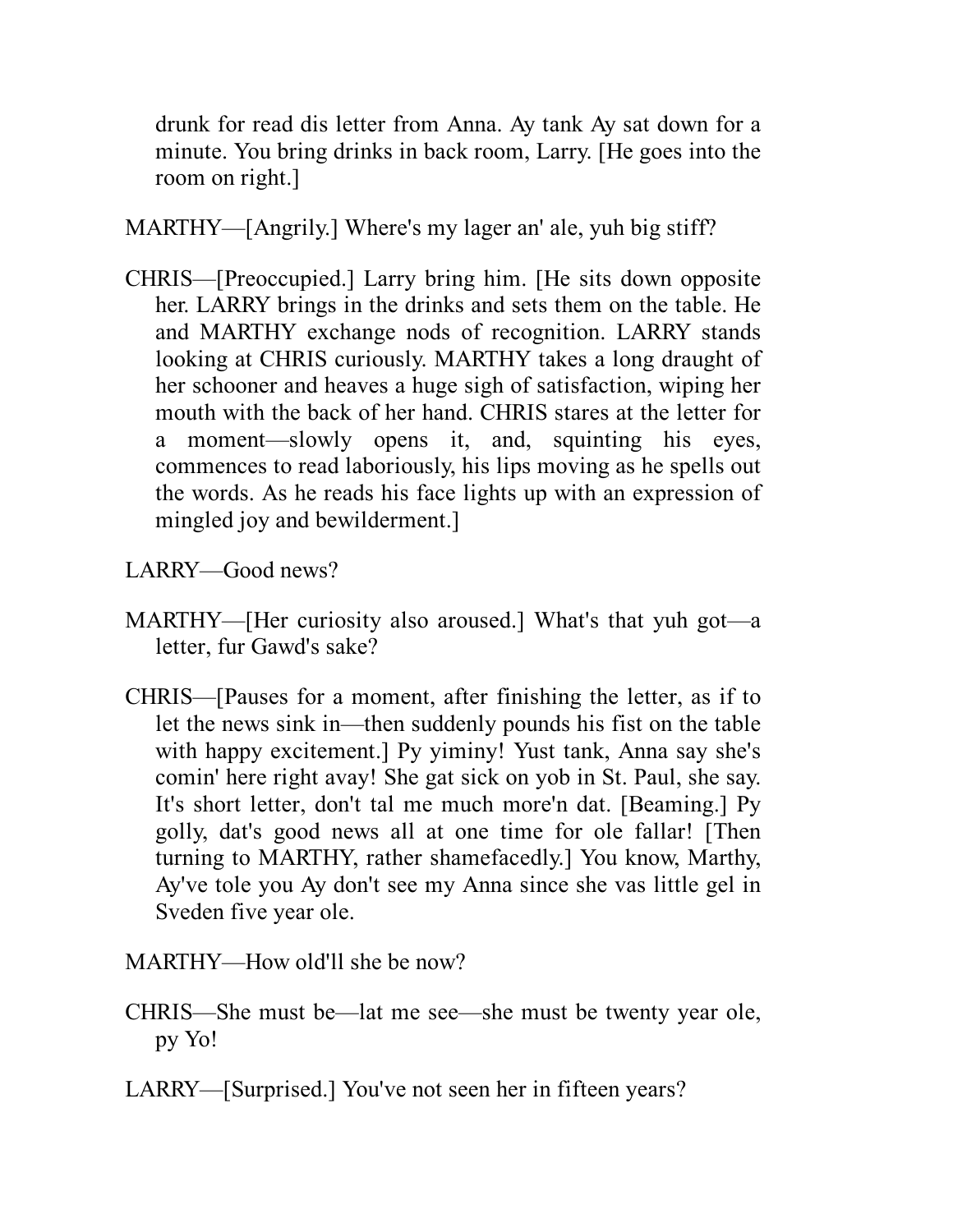drunk for read dis letter from Anna. Ay tank Ay sat down for a minute. You bring drinks in back room, Larry. [He goes into the room on right.]

MARTHY—[Angrily.] Where's my lager an' ale, yuh big stiff?

CHRIS—[Preoccupied.] Larry bring him. [He sits down opposite her. LARRY brings in the drinks and sets them on the table. He and MARTHY exchange nods of recognition. LARRY stands looking at CHRIS curiously. MARTHY takes a long draught of her schooner and heaves a huge sigh of satisfaction, wiping her mouth with the back of her hand. CHRIS stares at the letter for a moment—slowly opens it, and, squinting his eyes, commences to read laboriously, his lips moving as he spells out the words. As he reads his face lights up with an expression of mingled joy and bewilderment.]

LARRY—Good news?

MARTHY—[Her curiosity also aroused.] What's that yuh got—a letter, fur Gawd's sake?

CHRIS—[Pauses for a moment, after finishing the letter, as if to let the news sink in—then suddenly pounds his fist on the table with happy excitement.] Py yiminy! Yust tank, Anna say she's comin' here right avay! She gat sick on yob in St. Paul, she say. It's short letter, don't tal me much more'n dat. [Beaming.] Py golly, dat's good news all at one time for ole fallar! [Then turning to MARTHY, rather shamefacedly.] You know, Marthy, Ay've tole you Ay don't see my Anna since she vas little gel in Sveden five year ole.

MARTHY—How old'll she be now?

CHRIS—She must be—lat me see—she must be twenty year ole, py Yo!

LARRY—[Surprised.] You've not seen her in fifteen years?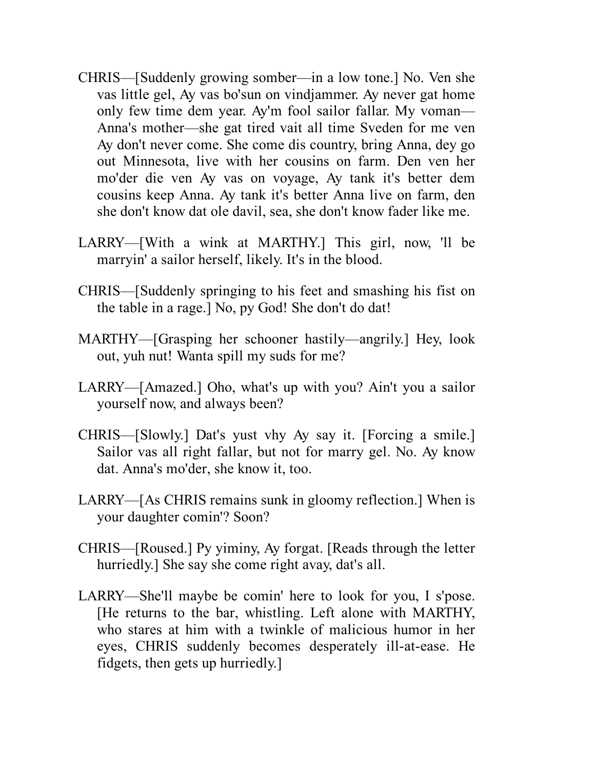CHRIS—[Suddenly growing somber—in a low tone.] No. Ven she vas little gel, Ay vas bo'sun on vindjammer. Ay never gat home only few time dem year. Ay'm fool sailor fallar. My voman—Anna's mother—she gat tired vait all time Sveden for me ven Ay don't never come. She come dis country, bring Anna, dey go out Minnesota, live with her cousins on farm. Den ven her mo'der die ven Ay vas on voyage, Ay tank it's better dem cousins keep Anna. Ay tank it's better Anna live on farm, den she don't know dat ole davil, sea, she don't know fader like me.

LARRY—[With a wink at MARTHY.] This girl, now, 'll be marryin' a sailor herself, likely. It's in the blood.

CHRIS—[Suddenly springing to his feet and smashing his fist on the table in a rage.] No, py God! She don't do dat!

MARTHY—[Grasping her schooner hastily—angrily.] Hey, look out, yuh nut! Wanta spill my suds for me?

LARRY—[Amazed.] Oho, what's up with you? Ain't you a sailor yourself now, and always been?

CHRIS—[Slowly.] Dat's yust vhy Ay say it. [Forcing a smile.] Sailor vas all right fallar, but not for marry gel. No. Ay know dat. Anna's mo'der, she know it, too.

LARRY—[As CHRIS remains sunk in gloomy reflection.] When is your daughter comin'? Soon?

CHRIS—[Roused.] Py yiminy, Ay forgat. [Reads through the letter hurriedly.] She say she come right avay, dat's all.

LARRY—She'll maybe be comin' here to look for you, I s'pose. [He returns to the bar, whistling. Left alone with MARTHY, who stares at him with a twinkle of malicious humor in her eyes, CHRIS suddenly becomes desperately ill-at-ease. He fidgets, then gets up hurriedly.]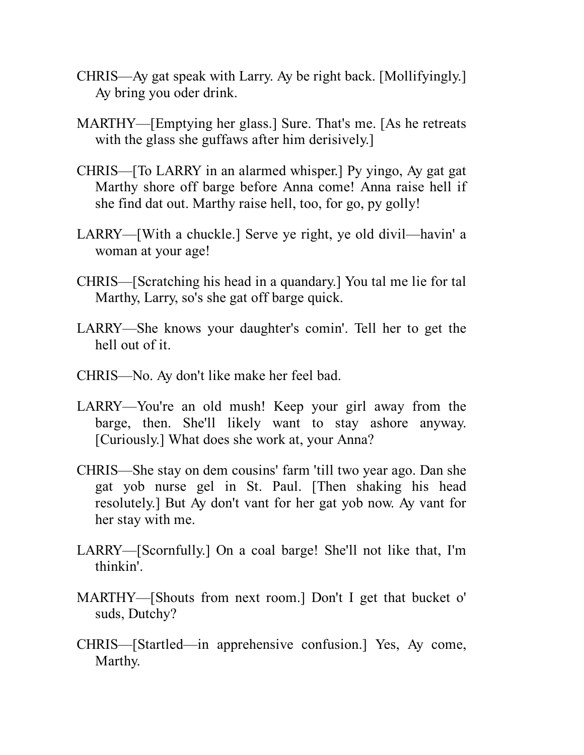CHRIS—Ay gat speak with Larry. Ay be right back. [Mollifyingly.] Ay bring you oder drink.

MARTHY—[Emptying her glass.] Sure. That's me. [As he retreats with the glass she guffaws after him derisively.]

CHRIS—[To LARRY in an alarmed whisper.] Py yingo, Ay gat gat Marthy shore off barge before Anna come! Anna raise hell if she find dat out. Marthy raise hell, too, for go, py golly!

LARRY—[With a chuckle.] Serve ye right, ye old divil—havin' a woman at your age!

CHRIS—[Scratching his head in a quandary.] You tal me lie for tal Marthy, Larry, so's she gat off barge quick.

LARRY—She knows your daughter's comin'. Tell her to get the hell out of it.

CHRIS—No. Ay don't like make her feel bad.

LARRY—You're an old mush! Keep your girl away from the barge, then. She'll likely want to stay ashore anyway. [Curiously.] What does she work at, your Anna?

CHRIS—She stay on dem cousins' farm 'till two year ago. Dan she gat yob nurse gel in St. Paul. [Then shaking his head resolutely.] But Ay don't vant for her gat yob now. Ay vant for her stay with me.

LARRY—[Scornfully.] On a coal barge! She'll not like that, I'm thinkin'.

MARTHY—[Shouts from next room.] Don't I get that bucket o' suds, Dutchy?

CHRIS—[Startled—in apprehensive confusion.] Yes, Ay come, Marthy.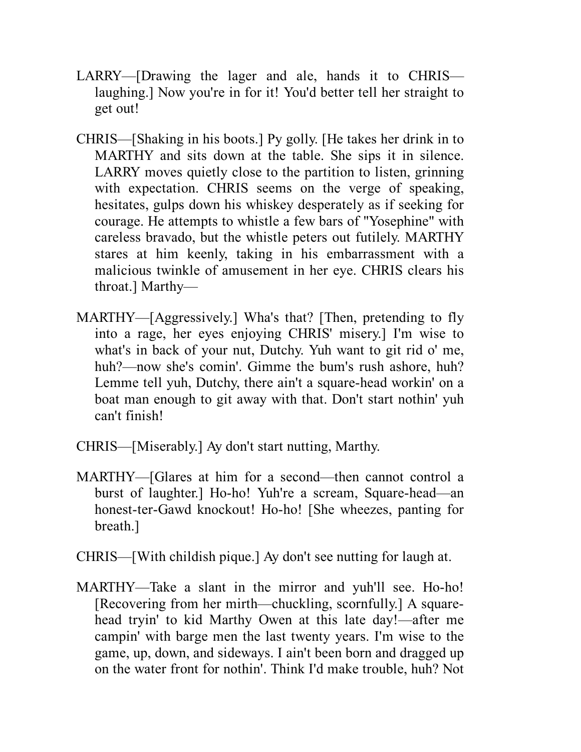LARRY—[Drawing the lager and ale, hands it to CHRIS—laughing.] Now you're in for it! You'd better tell her straight to get out!

CHRIS—[Shaking in his boots.] Py golly. [He takes her drink in to MARTHY and sits down at the table. She sips it in silence. LARRY moves quietly close to the partition to listen, grinning with expectation. CHRIS seems on the verge of speaking, hesitates, gulps down his whiskey desperately as if seeking for courage. He attempts to whistle a few bars of "Yosephine" with careless bravado, but the whistle peters out futilely. MARTHY stares at him keenly, taking in his embarrassment with a malicious twinkle of amusement in her eye. CHRIS clears his throat.] Marthy—

MARTHY—[Aggressively.] Wha's that? [Then, pretending to fly into a rage, her eyes enjoying CHRIS' misery.] I'm wise to what's in back of your nut, Dutchy. Yuh want to git rid o' me, huh?—now she's comin'. Gimme the bum's rush ashore, huh? Lemme tell yuh, Dutchy, there ain't a square-head workin' on a boat man enough to git away with that. Don't start nothin' yuh can't finish!

CHRIS—[Miserably.] Ay don't start nutting, Marthy.

MARTHY—[Glares at him for a second—then cannot control a burst of laughter.] Ho-ho! Yuh're a scream, Square-head—an honest-ter-Gawd knockout! Ho-ho! [She wheezes, panting for breath.]

CHRIS—[With childish pique.] Ay don't see nutting for laugh at.

MARTHY—Take a slant in the mirror and yuh'll see. Ho-ho! [Recovering from her mirth—chuckling, scornfully.] A square-head tryin' to kid Marthy Owen at this late day!—after me campin' with barge men the last twenty years. I'm wise to the game, up, down, and sideways. I ain't been born and dragged up on the water front for nothin'. Think I'd make trouble, huh? Not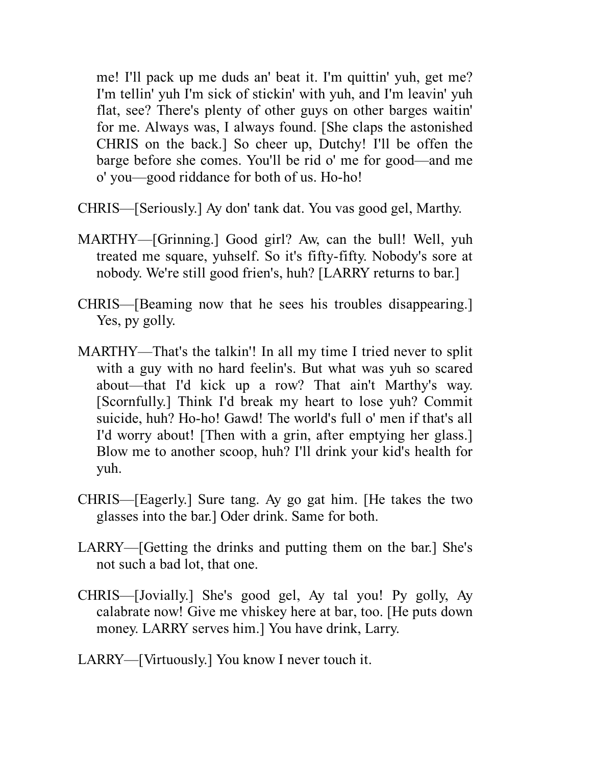me! I'll pack up me duds an' beat it. I'm quittin' yuh, get me? I'm tellin' yuh I'm sick of stickin' with yuh, and I'm leavin' yuh flat, see? There's plenty of other guys on other barges waitin' for me. Always was, I always found. [She claps the astonished CHRIS on the back.] So cheer up, Dutchy! I'll be offen the barge before she comes. You'll be rid o' me for good—and me o' you—good riddance for both of us. Ho-ho!

CHRIS—[Seriously.] Ay don' tank dat. You vas good gel, Marthy.

MARTHY—[Grinning.] Good girl? Aw, can the bull! Well, yuh treated me square, yuhself. So it's fifty-fifty. Nobody's sore at nobody. We're still good frien's, huh? [LARRY returns to bar.]

CHRIS—[Beaming now that he sees his troubles disappearing.] Yes, py golly.

MARTHY—That's the talkin'! In all my time I tried never to split with a guy with no hard feelin's. But what was yuh so scared about—that I'd kick up a row? That ain't Marthy's way. [Scornfully.] Think I'd break my heart to lose yuh? Commit suicide, huh? Ho-ho! Gawd! The world's full o' men if that's all I'd worry about! [Then with a grin, after emptying her glass.] Blow me to another scoop, huh? I'll drink your kid's health for yuh.

CHRIS—[Eagerly.] Sure tang. Ay go gat him. [He takes the two glasses into the bar.] Oder drink. Same for both.

LARRY—[Getting the drinks and putting them on the bar.] She's not such a bad lot, that one.

CHRIS—[Jovially.] She's good gel, Ay tal you! Py golly, Ay calabrate now! Give me vhiskey here at bar, too. [He puts down money. LARRY serves him.] You have drink, Larry.

LARRY—[Virtuously.] You know I never touch it.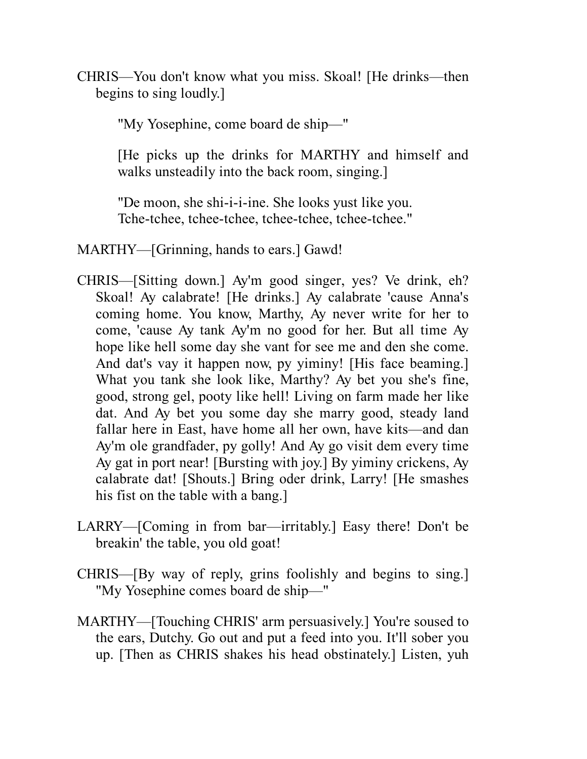CHRIS—You don't know what you miss. Skoal! [He drinks—then begins to sing loudly.]

> "My Yosephine, come board de ship—"
>
> [He picks up the drinks for MARTHY and himself and walks unsteadily into the back room, singing.]
>
> "De moon, she shi-i-i-ine. She looks yust like you.
> Tche-tchee, tchee-tchee, tchee-tchee, tchee-tchee."

MARTHY—[Grinning, hands to ears.] Gawd!

CHRIS—[Sitting down.] Ay'm good singer, yes? Ve drink, eh? Skoal! Ay calabrate! [He drinks.] Ay calabrate 'cause Anna's coming home. You know, Marthy, Ay never write for her to come, 'cause Ay tank Ay'm no good for her. But all time Ay hope like hell some day she vant for see me and den she come. And dat's vay it happen now, py yiminy! [His face beaming.] What you tank she look like, Marthy? Ay bet you she's fine, good, strong gel, pooty like hell! Living on farm made her like dat. And Ay bet you some day she marry good, steady land fallar here in East, have home all her own, have kits—and dan Ay'm ole grandfader, py golly! And Ay go visit dem every time Ay gat in port near! [Bursting with joy.] By yiminy crickens, Ay calabrate dat! [Shouts.] Bring oder drink, Larry! [He smashes his fist on the table with a bang.]

LARRY—[Coming in from bar—irritably.] Easy there! Don't be breakin' the table, you old goat!

CHRIS—[By way of reply, grins foolishly and begins to sing.] "My Yosephine comes board de ship—"

MARTHY—[Touching CHRIS' arm persuasively.] You're soused to the ears, Dutchy. Go out and put a feed into you. It'll sober you up. [Then as CHRIS shakes his head obstinately.] Listen, yuh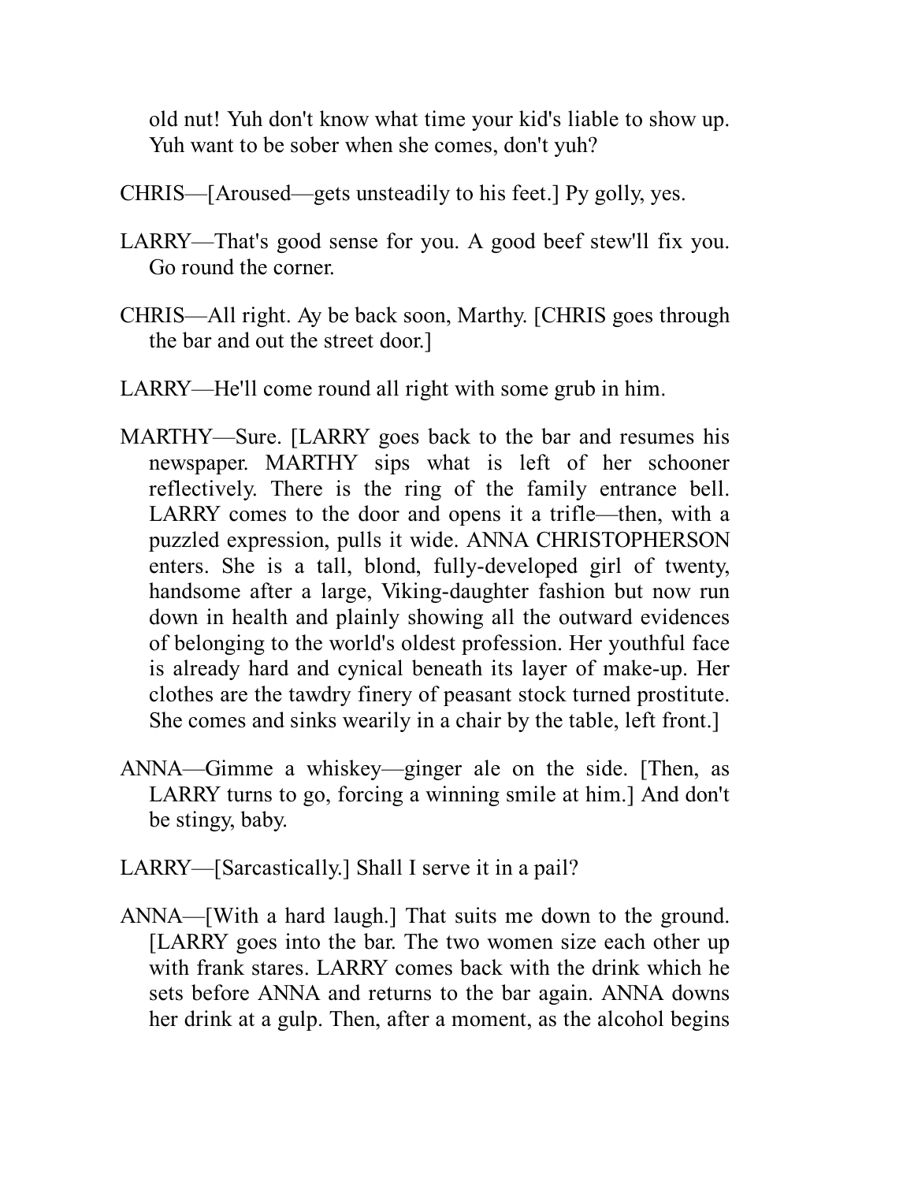old nut! Yuh don't know what time your kid's liable to show up. Yuh want to be sober when she comes, don't yuh?

CHRIS—[Aroused—gets unsteadily to his feet.] Py golly, yes.

LARRY—That's good sense for you. A good beef stew'll fix you. Go round the corner.

CHRIS—All right. Ay be back soon, Marthy. [CHRIS goes through the bar and out the street door.]

LARRY—He'll come round all right with some grub in him.

MARTHY—Sure. [LARRY goes back to the bar and resumes his newspaper. MARTHY sips what is left of her schooner reflectively. There is the ring of the family entrance bell. LARRY comes to the door and opens it a trifle—then, with a puzzled expression, pulls it wide. ANNA CHRISTOPHERSON enters. She is a tall, blond, fully-developed girl of twenty, handsome after a large, Viking-daughter fashion but now run down in health and plainly showing all the outward evidences of belonging to the world's oldest profession. Her youthful face is already hard and cynical beneath its layer of make-up. Her clothes are the tawdry finery of peasant stock turned prostitute. She comes and sinks wearily in a chair by the table, left front.]

ANNA—Gimme a whiskey—ginger ale on the side. [Then, as LARRY turns to go, forcing a winning smile at him.] And don't be stingy, baby.

LARRY—[Sarcastically.] Shall I serve it in a pail?

ANNA—[With a hard laugh.] That suits me down to the ground. [LARRY goes into the bar. The two women size each other up with frank stares. LARRY comes back with the drink which he sets before ANNA and returns to the bar again. ANNA downs her drink at a gulp. Then, after a moment, as the alcohol begins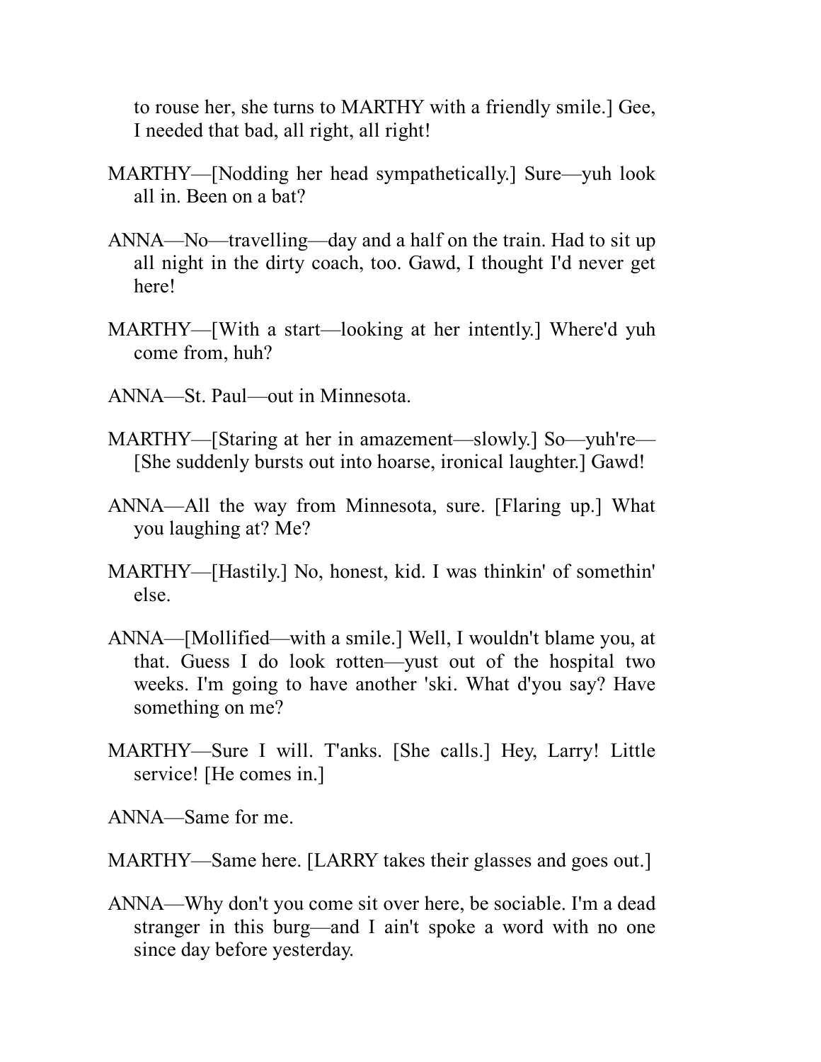to rouse her, she turns to MARTHY with a friendly smile.] Gee, I needed that bad, all right, all right!

MARTHY—[Nodding her head sympathetically.] Sure—yuh look all in. Been on a bat?

ANNA—No—travelling—day and a half on the train. Had to sit up all night in the dirty coach, too. Gawd, I thought I'd never get here!

MARTHY—[With a start—looking at her intently.] Where'd yuh come from, huh?

ANNA—St. Paul—out in Minnesota.

MARTHY—[Staring at her in amazement—slowly.] So—yuh're—[She suddenly bursts out into hoarse, ironical laughter.] Gawd!

ANNA—All the way from Minnesota, sure. [Flaring up.] What you laughing at? Me?

MARTHY—[Hastily.] No, honest, kid. I was thinkin' of somethin' else.

ANNA—[Mollified—with a smile.] Well, I wouldn't blame you, at that. Guess I do look rotten—yust out of the hospital two weeks. I'm going to have another 'ski. What d'you say? Have something on me?

MARTHY—Sure I will. T'anks. [She calls.] Hey, Larry! Little service! [He comes in.]

ANNA—Same for me.

MARTHY—Same here. [LARRY takes their glasses and goes out.]

ANNA—Why don't you come sit over here, be sociable. I'm a dead stranger in this burg—and I ain't spoke a word with no one since day before yesterday.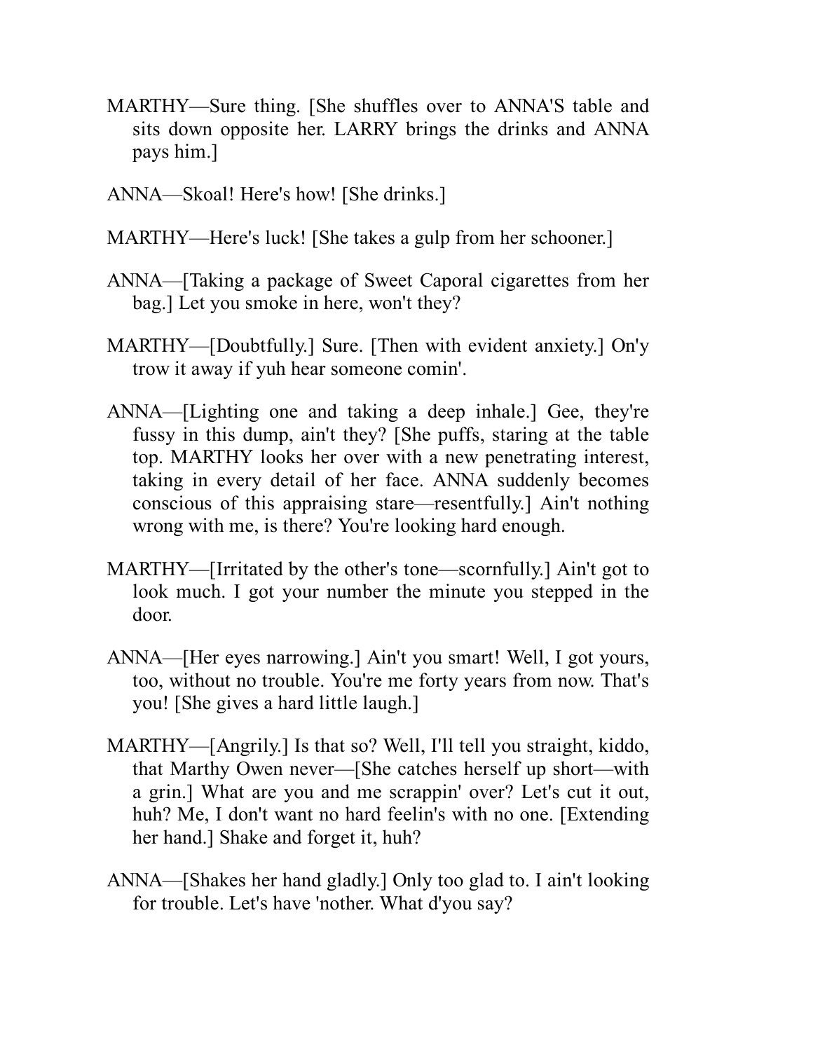MARTHY—Sure thing. [She shuffles over to ANNA'S table and sits down opposite her. LARRY brings the drinks and ANNA pays him.]

ANNA—Skoal! Here's how! [She drinks.]

MARTHY—Here's luck! [She takes a gulp from her schooner.]

ANNA—[Taking a package of Sweet Caporal cigarettes from her bag.] Let you smoke in here, won't they?

MARTHY—[Doubtfully.] Sure. [Then with evident anxiety.] On'y trow it away if yuh hear someone comin'.

ANNA—[Lighting one and taking a deep inhale.] Gee, they're fussy in this dump, ain't they? [She puffs, staring at the table top. MARTHY looks her over with a new penetrating interest, taking in every detail of her face. ANNA suddenly becomes conscious of this appraising stare—resentfully.] Ain't nothing wrong with me, is there? You're looking hard enough.

MARTHY—[Irritated by the other's tone—scornfully.] Ain't got to look much. I got your number the minute you stepped in the door.

ANNA—[Her eyes narrowing.] Ain't you smart! Well, I got yours, too, without no trouble. You're me forty years from now. That's you! [She gives a hard little laugh.]

MARTHY—[Angrily.] Is that so? Well, I'll tell you straight, kiddo, that Marthy Owen never—[She catches herself up short—with a grin.] What are you and me scrappin' over? Let's cut it out, huh? Me, I don't want no hard feelin's with no one. [Extending her hand.] Shake and forget it, huh?

ANNA—[Shakes her hand gladly.] Only too glad to. I ain't looking for trouble. Let's have 'nother. What d'you say?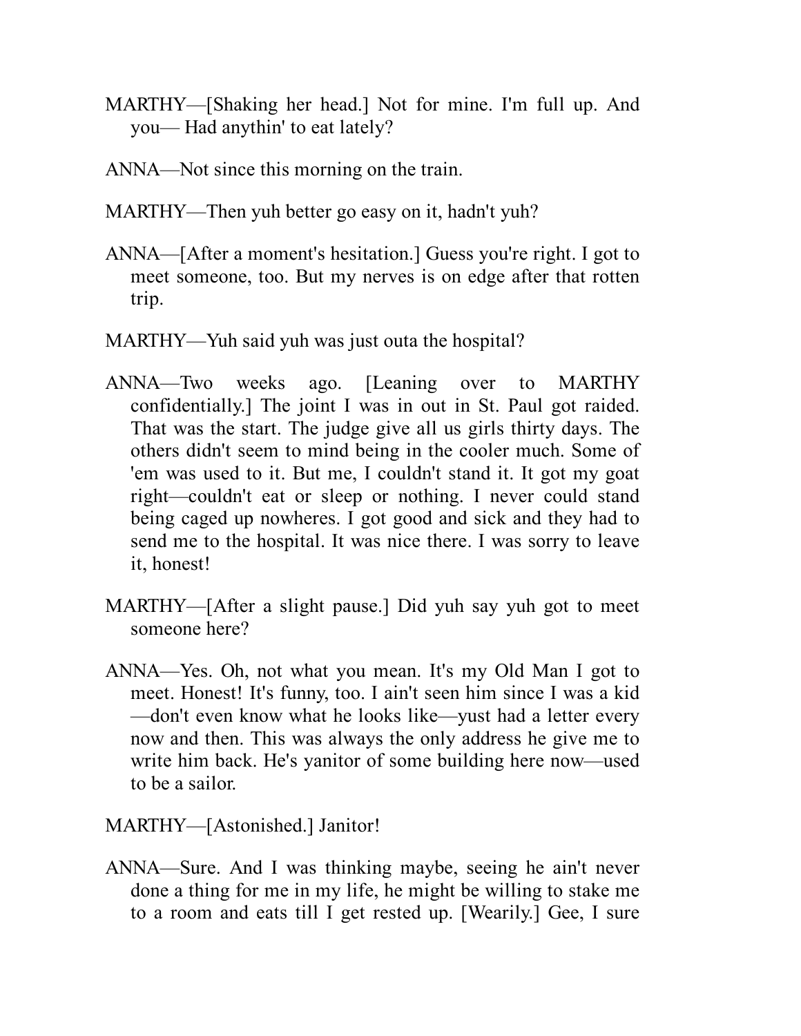MARTHY—[Shaking her head.] Not for mine. I'm full up. And you— Had anythin' to eat lately?

ANNA—Not since this morning on the train.

MARTHY—Then yuh better go easy on it, hadn't yuh?

ANNA—[After a moment's hesitation.] Guess you're right. I got to meet someone, too. But my nerves is on edge after that rotten trip.

MARTHY—Yuh said yuh was just outa the hospital?

ANNA—Two weeks ago. [Leaning over to MARTHY confidentially.] The joint I was in out in St. Paul got raided. That was the start. The judge give all us girls thirty days. The others didn't seem to mind being in the cooler much. Some of 'em was used to it. But me, I couldn't stand it. It got my goat right—couldn't eat or sleep or nothing. I never could stand being caged up nowheres. I got good and sick and they had to send me to the hospital. It was nice there. I was sorry to leave it, honest!

MARTHY—[After a slight pause.] Did yuh say yuh got to meet someone here?

ANNA—Yes. Oh, not what you mean. It's my Old Man I got to meet. Honest! It's funny, too. I ain't seen him since I was a kid—don't even know what he looks like—yust had a letter every now and then. This was always the only address he give me to write him back. He's yanitor of some building here now—used to be a sailor.

MARTHY—[Astonished.] Janitor!

ANNA—Sure. And I was thinking maybe, seeing he ain't never done a thing for me in my life, he might be willing to stake me to a room and eats till I get rested up. [Wearily.] Gee, I sure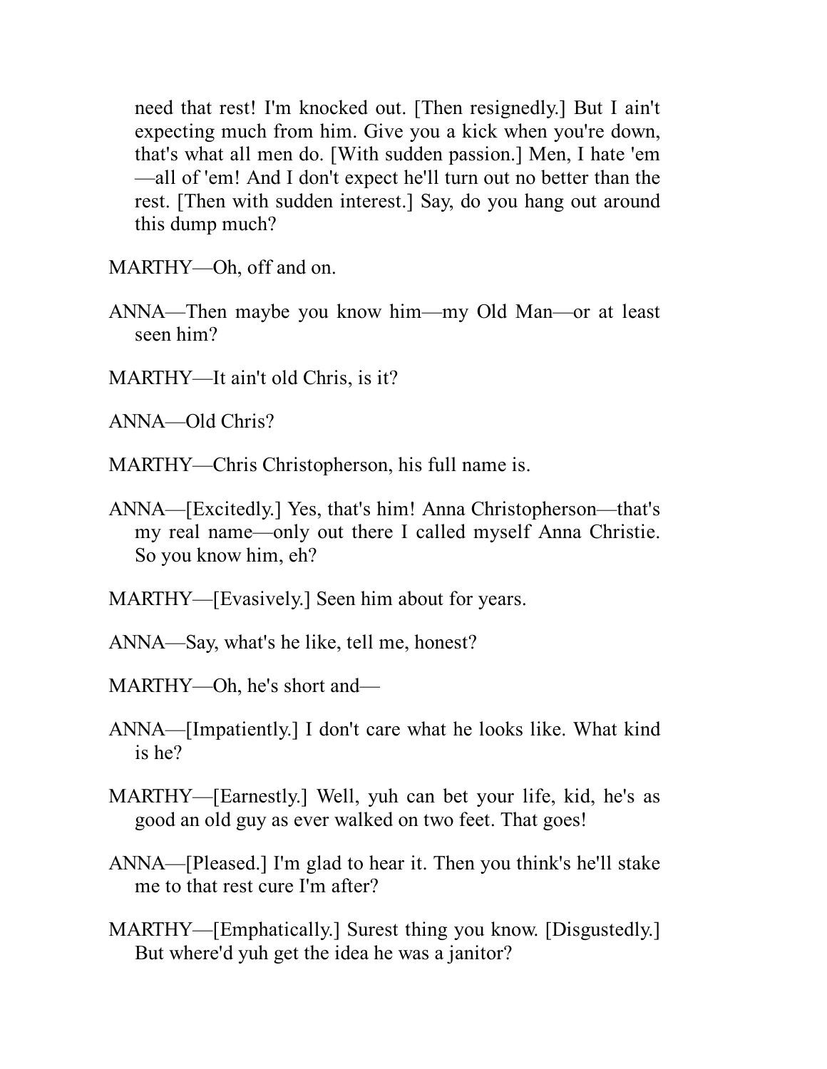need that rest! I'm knocked out. [Then resignedly.] But I ain't expecting much from him. Give you a kick when you're down, that's what all men do. [With sudden passion.] Men, I hate 'em—all of 'em! And I don't expect he'll turn out no better than the rest. [Then with sudden interest.] Say, do you hang out around this dump much?

MARTHY—Oh, off and on.

ANNA—Then maybe you know him—my Old Man—or at least seen him?

MARTHY—It ain't old Chris, is it?

ANNA—Old Chris?

MARTHY—Chris Christopherson, his full name is.

ANNA—[Excitedly.] Yes, that's him! Anna Christopherson—that's my real name—only out there I called myself Anna Christie. So you know him, eh?

MARTHY—[Evasively.] Seen him about for years.

ANNA—Say, what's he like, tell me, honest?

MARTHY—Oh, he's short and—

ANNA—[Impatiently.] I don't care what he looks like. What kind is he?

MARTHY—[Earnestly.] Well, yuh can bet your life, kid, he's as good an old guy as ever walked on two feet. That goes!

ANNA—[Pleased.] I'm glad to hear it. Then you think's he'll stake me to that rest cure I'm after?

MARTHY—[Emphatically.] Surest thing you know. [Disgustedly.] But where'd yuh get the idea he was a janitor?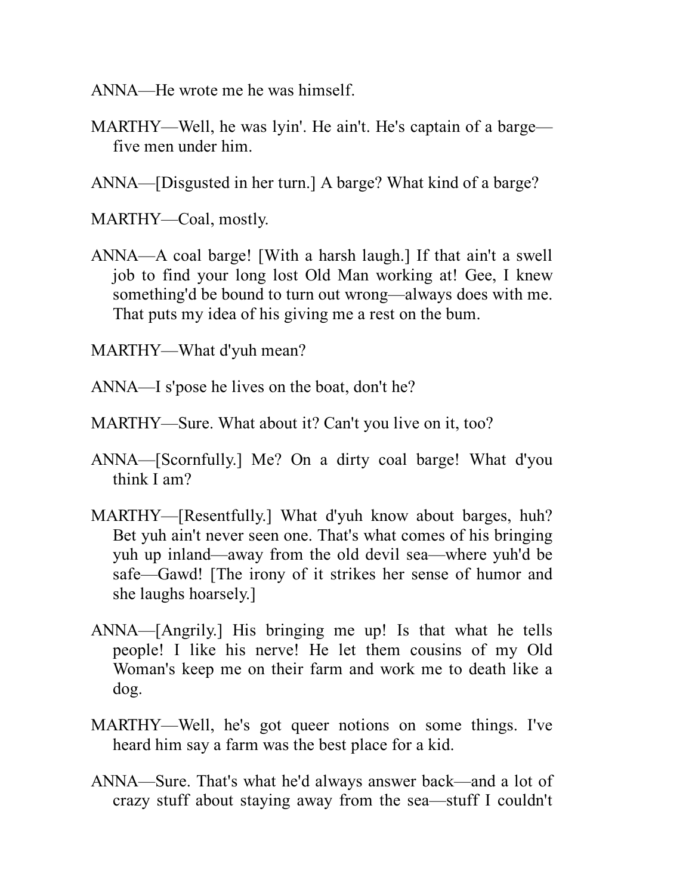ANNA—He wrote me he was himself.

MARTHY—Well, he was lyin'. He ain't. He's captain of a barge—five men under him.

ANNA—[Disgusted in her turn.] A barge? What kind of a barge?

MARTHY—Coal, mostly.

ANNA—A coal barge! [With a harsh laugh.] If that ain't a swell job to find your long lost Old Man working at! Gee, I knew something'd be bound to turn out wrong—always does with me. That puts my idea of his giving me a rest on the bum.

MARTHY—What d'yuh mean?

ANNA—I s'pose he lives on the boat, don't he?

MARTHY—Sure. What about it? Can't you live on it, too?

ANNA—[Scornfully.] Me? On a dirty coal barge! What d'you think I am?

MARTHY—[Resentfully.] What d'yuh know about barges, huh? Bet yuh ain't never seen one. That's what comes of his bringing yuh up inland—away from the old devil sea—where yuh'd be safe—Gawd! [The irony of it strikes her sense of humor and she laughs hoarsely.]

ANNA—[Angrily.] His bringing me up! Is that what he tells people! I like his nerve! He let them cousins of my Old Woman's keep me on their farm and work me to death like a dog.

MARTHY—Well, he's got queer notions on some things. I've heard him say a farm was the best place for a kid.

ANNA—Sure. That's what he'd always answer back—and a lot of crazy stuff about staying away from the sea—stuff I couldn't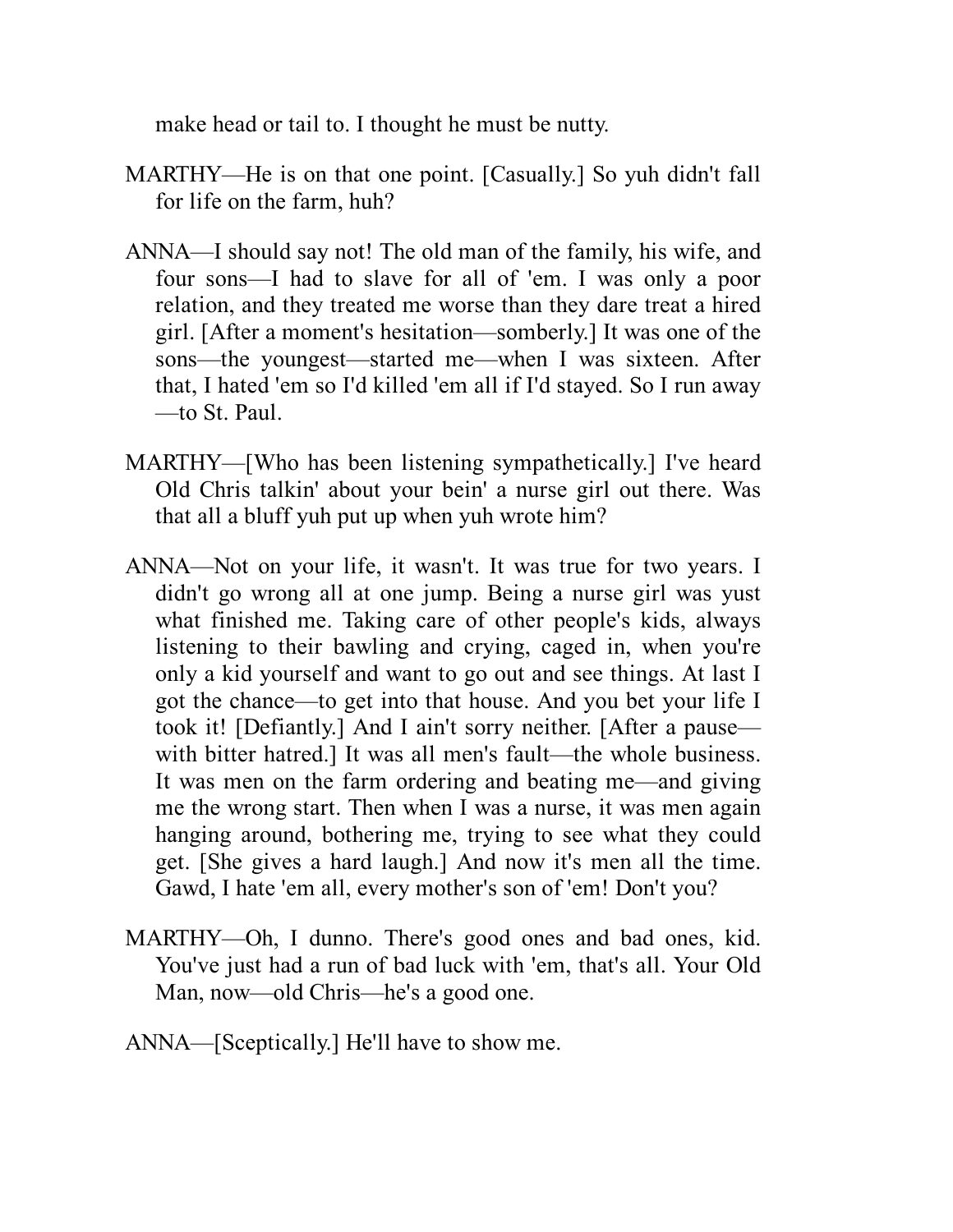make head or tail to. I thought he must be nutty.

MARTHY—He is on that one point. [Casually.] So yuh didn't fall for life on the farm, huh?

ANNA—I should say not! The old man of the family, his wife, and four sons—I had to slave for all of 'em. I was only a poor relation, and they treated me worse than they dare treat a hired girl. [After a moment's hesitation—somberly.] It was one of the sons—the youngest—started me—when I was sixteen. After that, I hated 'em so I'd killed 'em all if I'd stayed. So I run away—to St. Paul.

MARTHY—[Who has been listening sympathetically.] I've heard Old Chris talkin' about your bein' a nurse girl out there. Was that all a bluff yuh put up when yuh wrote him?

ANNA—Not on your life, it wasn't. It was true for two years. I didn't go wrong all at one jump. Being a nurse girl was yust what finished me. Taking care of other people's kids, always listening to their bawling and crying, caged in, when you're only a kid yourself and want to go out and see things. At last I got the chance—to get into that house. And you bet your life I took it! [Defiantly.] And I ain't sorry neither. [After a pause—with bitter hatred.] It was all men's fault—the whole business. It was men on the farm ordering and beating me—and giving me the wrong start. Then when I was a nurse, it was men again hanging around, bothering me, trying to see what they could get. [She gives a hard laugh.] And now it's men all the time. Gawd, I hate 'em all, every mother's son of 'em! Don't you?

MARTHY—Oh, I dunno. There's good ones and bad ones, kid. You've just had a run of bad luck with 'em, that's all. Your Old Man, now—old Chris—he's a good one.

ANNA—[Sceptically.] He'll have to show me.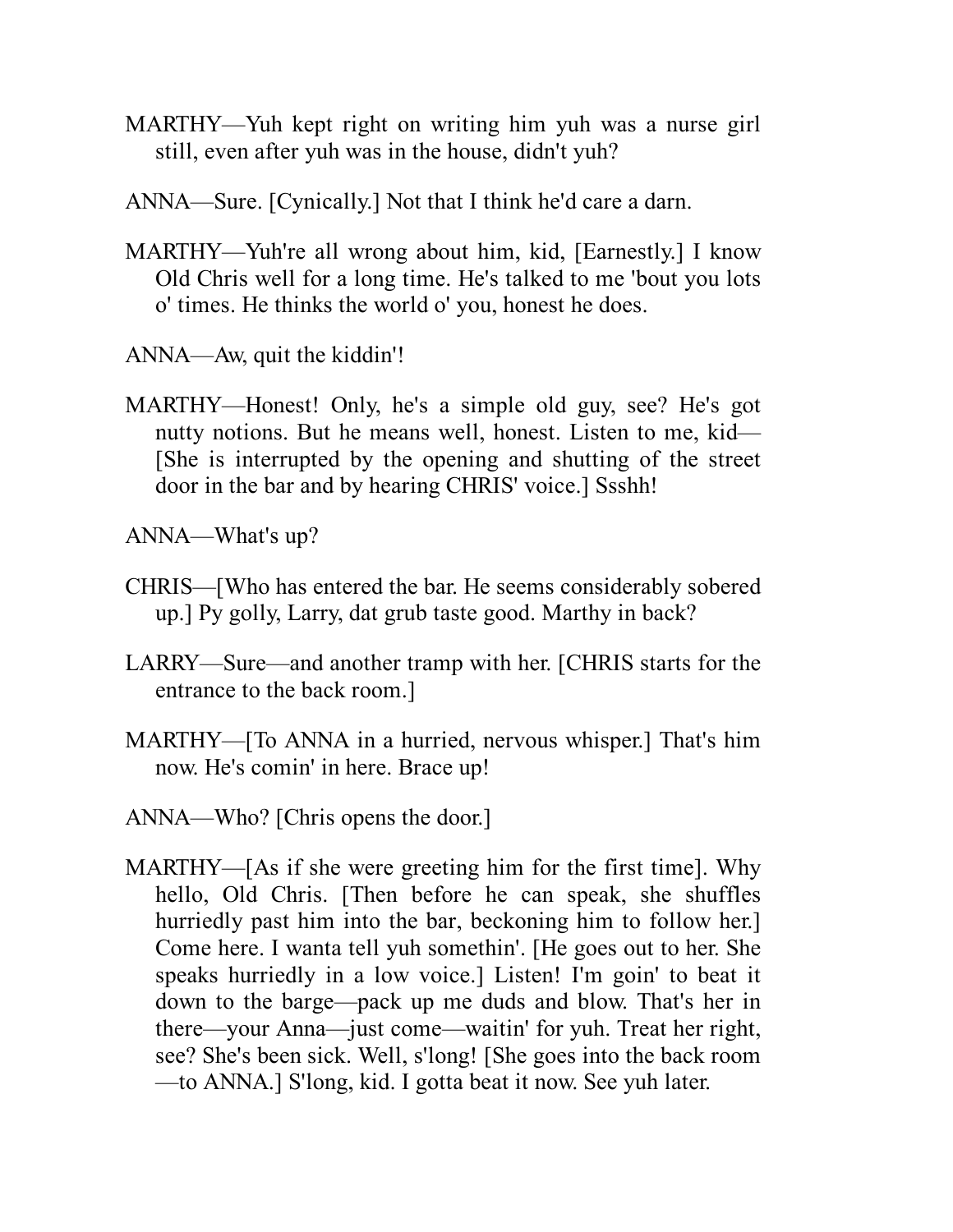MARTHY—Yuh kept right on writing him yuh was a nurse girl still, even after yuh was in the house, didn't yuh?

ANNA—Sure. [Cynically.] Not that I think he'd care a darn.

MARTHY—Yuh're all wrong about him, kid, [Earnestly.] I know Old Chris well for a long time. He's talked to me 'bout you lots o' times. He thinks the world o' you, honest he does.

ANNA—Aw, quit the kiddin'!

MARTHY—Honest! Only, he's a simple old guy, see? He's got nutty notions. But he means well, honest. Listen to me, kid—[She is interrupted by the opening and shutting of the street door in the bar and by hearing CHRIS' voice.] Ssshh!

ANNA—What's up?

CHRIS—[Who has entered the bar. He seems considerably sobered up.] Py golly, Larry, dat grub taste good. Marthy in back?

LARRY—Sure—and another tramp with her. [CHRIS starts for the entrance to the back room.]

MARTHY—[To ANNA in a hurried, nervous whisper.] That's him now. He's comin' in here. Brace up!

ANNA—Who? [Chris opens the door.]

MARTHY—[As if she were greeting him for the first time]. Why hello, Old Chris. [Then before he can speak, she shuffles hurriedly past him into the bar, beckoning him to follow her.] Come here. I wanta tell yuh somethin'. [He goes out to her. She speaks hurriedly in a low voice.] Listen! I'm goin' to beat it down to the barge—pack up me duds and blow. That's her in there—your Anna—just come—waitin' for yuh. Treat her right, see? She's been sick. Well, s'long! [She goes into the back room—to ANNA.] S'long, kid. I gotta beat it now. See yuh later.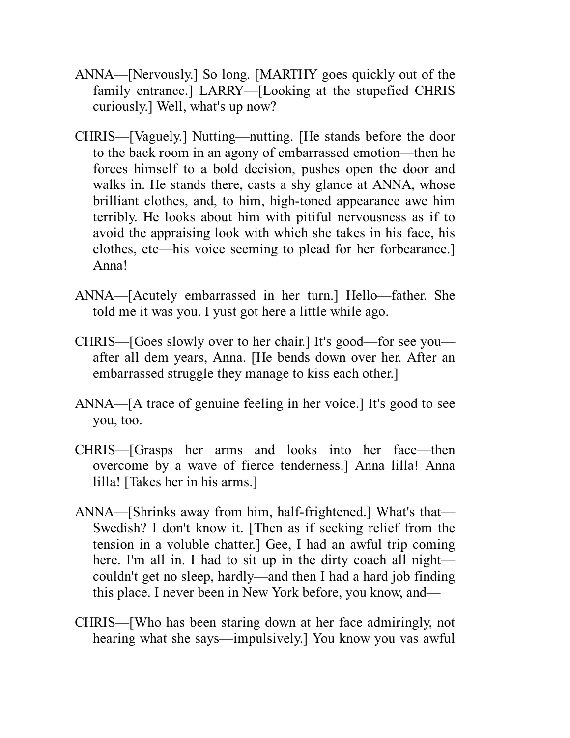ANNA—[Nervously.] So long. [MARTHY goes quickly out of the family entrance.] LARRY—[Looking at the stupefied CHRIS curiously.] Well, what's up now?

CHRIS—[Vaguely.] Nutting—nutting. [He stands before the door to the back room in an agony of embarrassed emotion—then he forces himself to a bold decision, pushes open the door and walks in. He stands there, casts a shy glance at ANNA, whose brilliant clothes, and, to him, high-toned appearance awe him terribly. He looks about him with pitiful nervousness as if to avoid the appraising look with which she takes in his face, his clothes, etc—his voice seeming to plead for her forbearance.] Anna!

ANNA—[Acutely embarrassed in her turn.] Hello—father. She told me it was you. I yust got here a little while ago.

CHRIS—[Goes slowly over to her chair.] It's good—for see you—after all dem years, Anna. [He bends down over her. After an embarrassed struggle they manage to kiss each other.]

ANNA—[A trace of genuine feeling in her voice.] It's good to see you, too.

CHRIS—[Grasps her arms and looks into her face—then overcome by a wave of fierce tenderness.] Anna lilla! Anna lilla! [Takes her in his arms.]

ANNA—[Shrinks away from him, half-frightened.] What's that—Swedish? I don't know it. [Then as if seeking relief from the tension in a voluble chatter.] Gee, I had an awful trip coming here. I'm all in. I had to sit up in the dirty coach all night—couldn't get no sleep, hardly—and then I had a hard job finding this place. I never been in New York before, you know, and—

CHRIS—[Who has been staring down at her face admiringly, not hearing what she says—impulsively.] You know you vas awful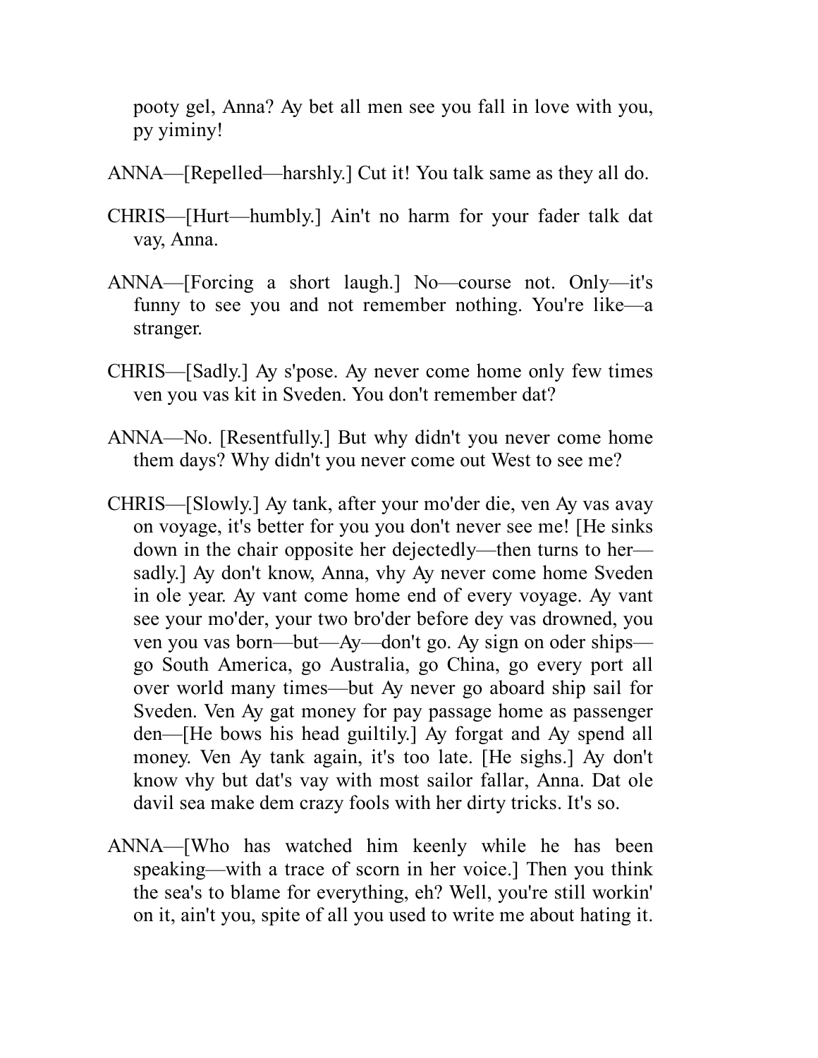pooty gel, Anna? Ay bet all men see you fall in love with you, py yiminy!

ANNA—[Repelled—harshly.] Cut it! You talk same as they all do.

CHRIS—[Hurt—humbly.] Ain't no harm for your fader talk dat vay, Anna.

ANNA—[Forcing a short laugh.] No—course not. Only—it's funny to see you and not remember nothing. You're like—a stranger.

CHRIS—[Sadly.] Ay s'pose. Ay never come home only few times ven you vas kit in Sveden. You don't remember dat?

ANNA—No. [Resentfully.] But why didn't you never come home them days? Why didn't you never come out West to see me?

CHRIS—[Slowly.] Ay tank, after your mo'der die, ven Ay vas avay on voyage, it's better for you you don't never see me! [He sinks down in the chair opposite her dejectedly—then turns to her—sadly.] Ay don't know, Anna, vhy Ay never come home Sveden in ole year. Ay vant come home end of every voyage. Ay vant see your mo'der, your two bro'der before dey vas drowned, you ven you vas born—but—Ay—don't go. Ay sign on oder ships—go South America, go Australia, go China, go every port all over world many times—but Ay never go aboard ship sail for Sveden. Ven Ay gat money for pay passage home as passenger den—[He bows his head guiltily.] Ay forgat and Ay spend all money. Ven Ay tank again, it's too late. [He sighs.] Ay don't know vhy but dat's vay with most sailor fallar, Anna. Dat ole davil sea make dem crazy fools with her dirty tricks. It's so.

ANNA—[Who has watched him keenly while he has been speaking—with a trace of scorn in her voice.] Then you think the sea's to blame for everything, eh? Well, you're still workin' on it, ain't you, spite of all you used to write me about hating it.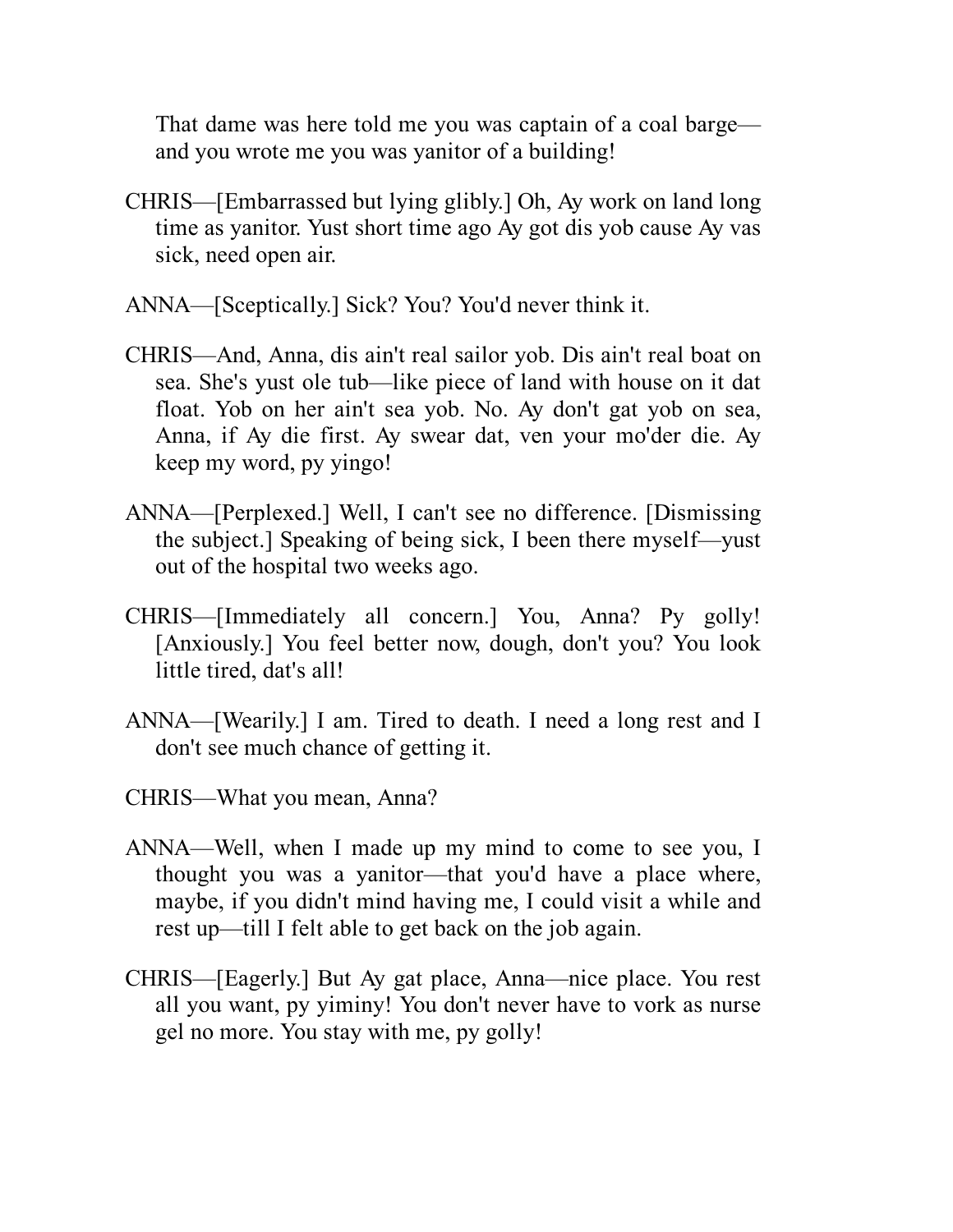That dame was here told me you was captain of a coal barge—and you wrote me you was yanitor of a building!

CHRIS—[Embarrassed but lying glibly.] Oh, Ay work on land long time as yanitor. Yust short time ago Ay got dis yob cause Ay vas sick, need open air.

ANNA—[Sceptically.] Sick? You? You'd never think it.

CHRIS—And, Anna, dis ain't real sailor yob. Dis ain't real boat on sea. She's yust ole tub—like piece of land with house on it dat float. Yob on her ain't sea yob. No. Ay don't gat yob on sea, Anna, if Ay die first. Ay swear dat, ven your mo'der die. Ay keep my word, py yingo!

ANNA—[Perplexed.] Well, I can't see no difference. [Dismissing the subject.] Speaking of being sick, I been there myself—yust out of the hospital two weeks ago.

CHRIS—[Immediately all concern.] You, Anna? Py golly! [Anxiously.] You feel better now, dough, don't you? You look little tired, dat's all!

ANNA—[Wearily.] I am. Tired to death. I need a long rest and I don't see much chance of getting it.

CHRIS—What you mean, Anna?

ANNA—Well, when I made up my mind to come to see you, I thought you was a yanitor—that you'd have a place where, maybe, if you didn't mind having me, I could visit a while and rest up—till I felt able to get back on the job again.

CHRIS—[Eagerly.] But Ay gat place, Anna—nice place. You rest all you want, py yiminy! You don't never have to vork as nurse gel no more. You stay with me, py golly!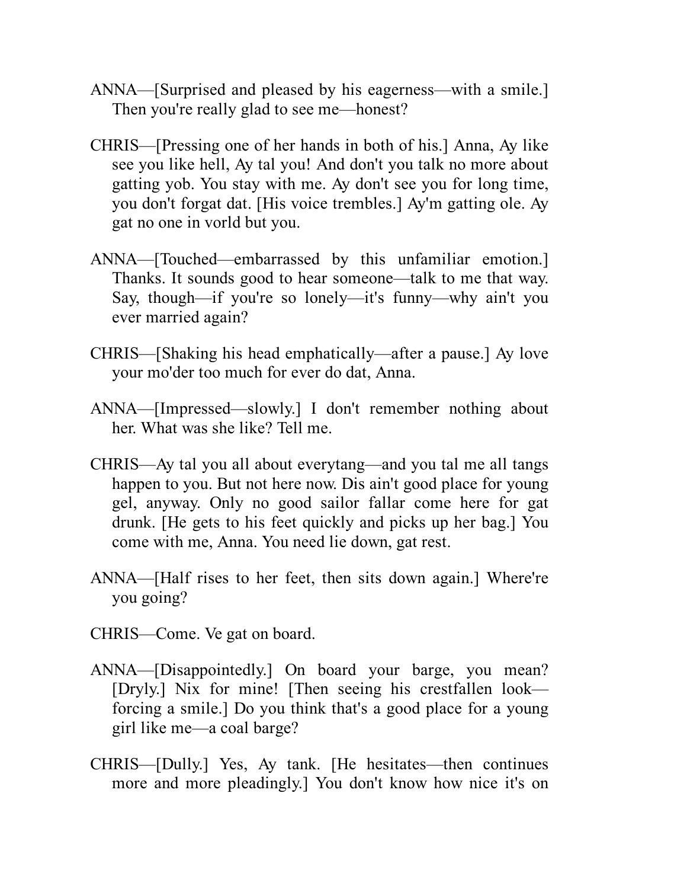ANNA—[Surprised and pleased by his eagerness—with a smile.] Then you're really glad to see me—honest?

CHRIS—[Pressing one of her hands in both of his.] Anna, Ay like see you like hell, Ay tal you! And don't you talk no more about gatting yob. You stay with me. Ay don't see you for long time, you don't forgat dat. [His voice trembles.] Ay'm gatting ole. Ay gat no one in vorld but you.

ANNA—[Touched—embarrassed by this unfamiliar emotion.] Thanks. It sounds good to hear someone—talk to me that way. Say, though—if you're so lonely—it's funny—why ain't you ever married again?

CHRIS—[Shaking his head emphatically—after a pause.] Ay love your mo'der too much for ever do dat, Anna.

ANNA—[Impressed—slowly.] I don't remember nothing about her. What was she like? Tell me.

CHRIS—Ay tal you all about everytang—and you tal me all tangs happen to you. But not here now. Dis ain't good place for young gel, anyway. Only no good sailor fallar come here for gat drunk. [He gets to his feet quickly and picks up her bag.] You come with me, Anna. You need lie down, gat rest.

ANNA—[Half rises to her feet, then sits down again.] Where're you going?

CHRIS—Come. Ve gat on board.

ANNA—[Disappointedly.] On board your barge, you mean? [Dryly.] Nix for mine! [Then seeing his crestfallen look—forcing a smile.] Do you think that's a good place for a young girl like me—a coal barge?

CHRIS—[Dully.] Yes, Ay tank. [He hesitates—then continues more and more pleadingly.] You don't know how nice it's on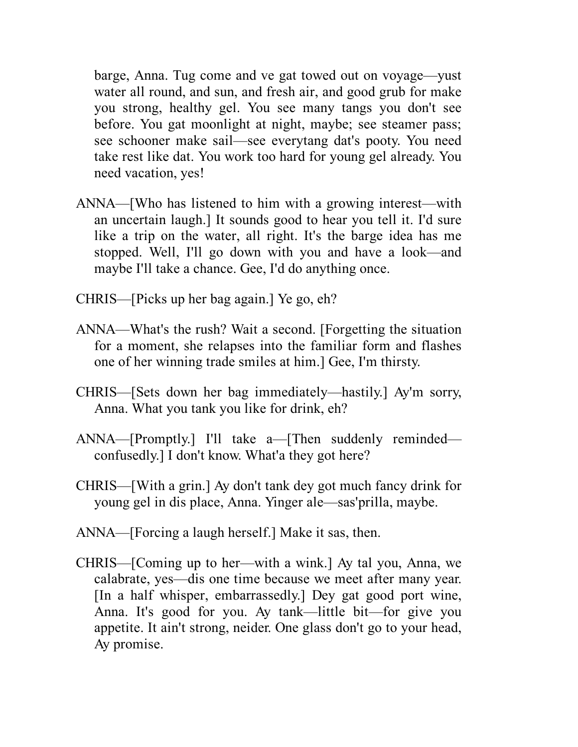barge, Anna. Tug come and ve gat towed out on voyage—yust water all round, and sun, and fresh air, and good grub for make you strong, healthy gel. You see many tangs you don't see before. You gat moonlight at night, maybe; see steamer pass; see schooner make sail—see everytang dat's pooty. You need take rest like dat. You work too hard for young gel already. You need vacation, yes!

ANNA—[Who has listened to him with a growing interest—with an uncertain laugh.] It sounds good to hear you tell it. I'd sure like a trip on the water, all right. It's the barge idea has me stopped. Well, I'll go down with you and have a look—and maybe I'll take a chance. Gee, I'd do anything once.

CHRIS—[Picks up her bag again.] Ye go, eh?

ANNA—What's the rush? Wait a second. [Forgetting the situation for a moment, she relapses into the familiar form and flashes one of her winning trade smiles at him.] Gee, I'm thirsty.

CHRIS—[Sets down her bag immediately—hastily.] Ay'm sorry, Anna. What you tank you like for drink, eh?

ANNA—[Promptly.] I'll take a—[Then suddenly reminded—confusedly.] I don't know. What'a they got here?

CHRIS—[With a grin.] Ay don't tank dey got much fancy drink for young gel in dis place, Anna. Yinger ale—sas'prilla, maybe.

ANNA—[Forcing a laugh herself.] Make it sas, then.

CHRIS—[Coming up to her—with a wink.] Ay tal you, Anna, we calabrate, yes—dis one time because we meet after many year. [In a half whisper, embarrassedly.] Dey gat good port wine, Anna. It's good for you. Ay tank—little bit—for give you appetite. It ain't strong, neider. One glass don't go to your head, Ay promise.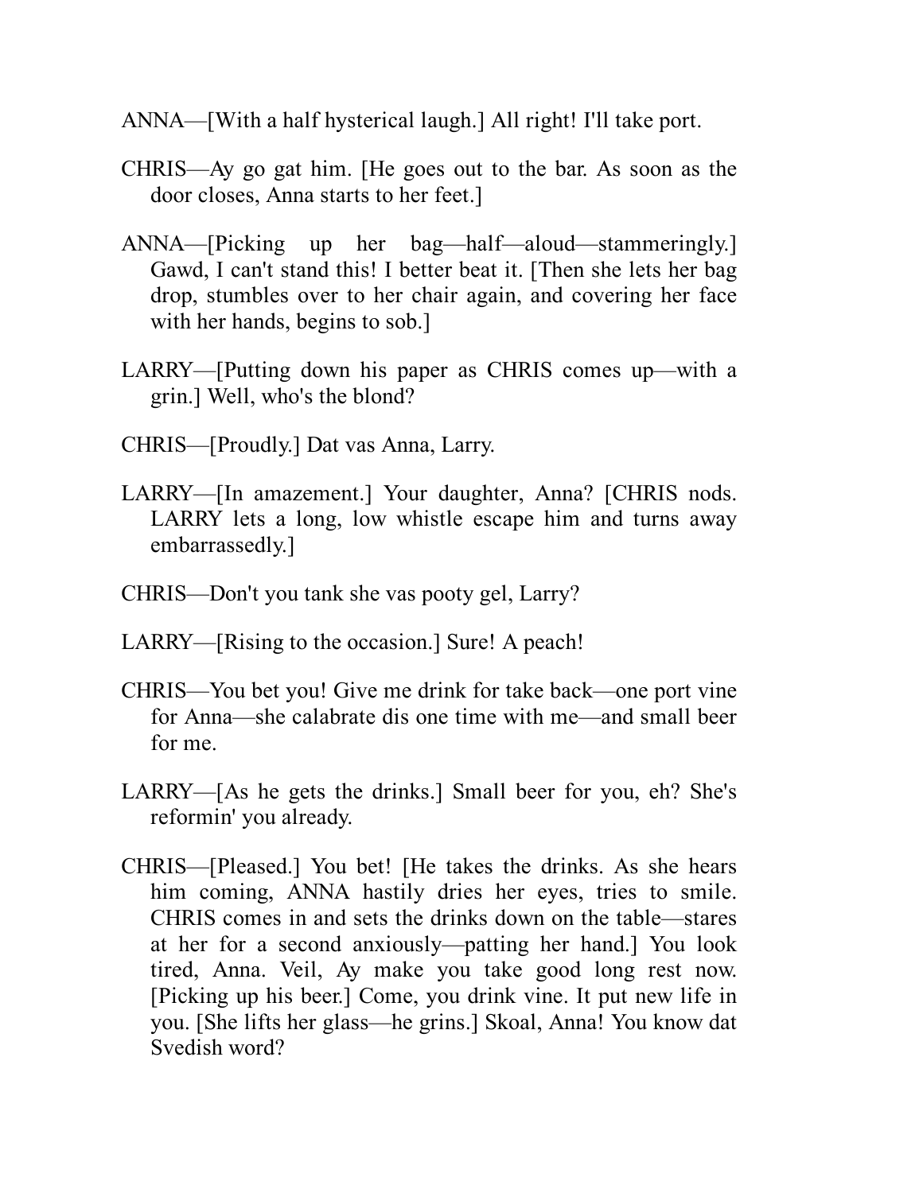ANNA—[With a half hysterical laugh.] All right! I'll take port.

CHRIS—Ay go gat him. [He goes out to the bar. As soon as the door closes, Anna starts to her feet.]

ANNA—[Picking up her bag—half—aloud—stammeringly.] Gawd, I can't stand this! I better beat it. [Then she lets her bag drop, stumbles over to her chair again, and covering her face with her hands, begins to sob.]

LARRY—[Putting down his paper as CHRIS comes up—with a grin.] Well, who's the blond?

CHRIS—[Proudly.] Dat vas Anna, Larry.

LARRY—[In amazement.] Your daughter, Anna? [CHRIS nods. LARRY lets a long, low whistle escape him and turns away embarrassedly.]

CHRIS—Don't you tank she vas pooty gel, Larry?

LARRY—[Rising to the occasion.] Sure! A peach!

CHRIS—You bet you! Give me drink for take back—one port vine for Anna—she calabrate dis one time with me—and small beer for me.

LARRY—[As he gets the drinks.] Small beer for you, eh? She's reformin' you already.

CHRIS—[Pleased.] You bet! [He takes the drinks. As she hears him coming, ANNA hastily dries her eyes, tries to smile. CHRIS comes in and sets the drinks down on the table—stares at her for a second anxiously—patting her hand.] You look tired, Anna. Veil, Ay make you take good long rest now. [Picking up his beer.] Come, you drink vine. It put new life in you. [She lifts her glass—he grins.] Skoal, Anna! You know dat Svedish word?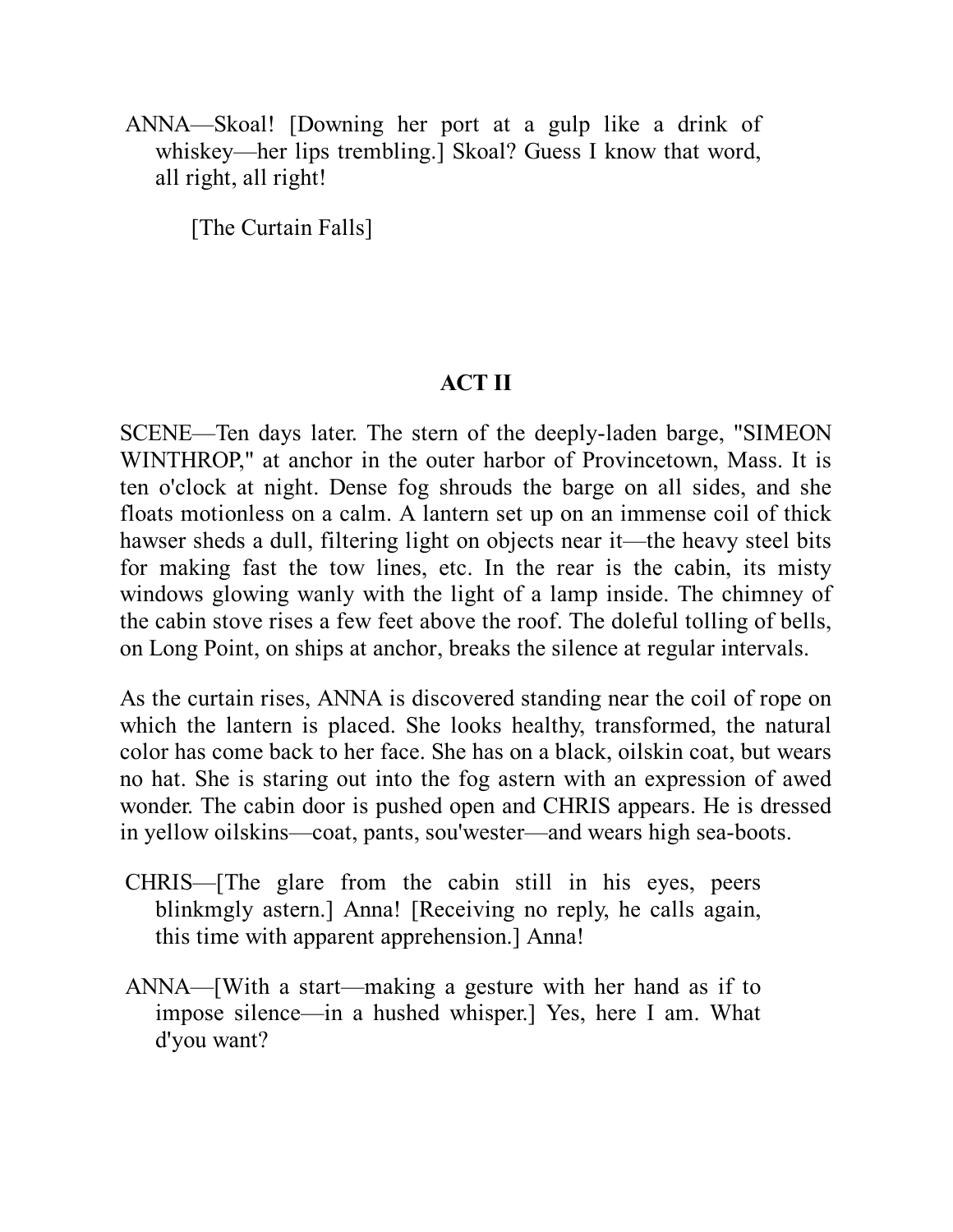ANNA—Skoal! [Downing her port at a gulp like a drink of whiskey—her lips trembling.] Skoal? Guess I know that word, all right, all right!

[The Curtain Falls]

## ACT II

SCENE—Ten days later. The stern of the deeply-laden barge, "SIMEON WINTHROP," at anchor in the outer harbor of Provincetown, Mass. It is ten o'clock at night. Dense fog shrouds the barge on all sides, and she floats motionless on a calm. A lantern set up on an immense coil of thick hawser sheds a dull, filtering light on objects near it—the heavy steel bits for making fast the tow lines, etc. In the rear is the cabin, its misty windows glowing wanly with the light of a lamp inside. The chimney of the cabin stove rises a few feet above the roof. The doleful tolling of bells, on Long Point, on ships at anchor, breaks the silence at regular intervals.

As the curtain rises, ANNA is discovered standing near the coil of rope on which the lantern is placed. She looks healthy, transformed, the natural color has come back to her face. She has on a black, oilskin coat, but wears no hat. She is staring out into the fog astern with an expression of awed wonder. The cabin door is pushed open and CHRIS appears. He is dressed in yellow oilskins—coat, pants, sou'wester—and wears high sea-boots.

CHRIS—[The glare from the cabin still in his eyes, peers blinkmgly astern.] Anna! [Receiving no reply, he calls again, this time with apparent apprehension.] Anna!

ANNA—[With a start—making a gesture with her hand as if to impose silence—in a hushed whisper.] Yes, here I am. What d'you want?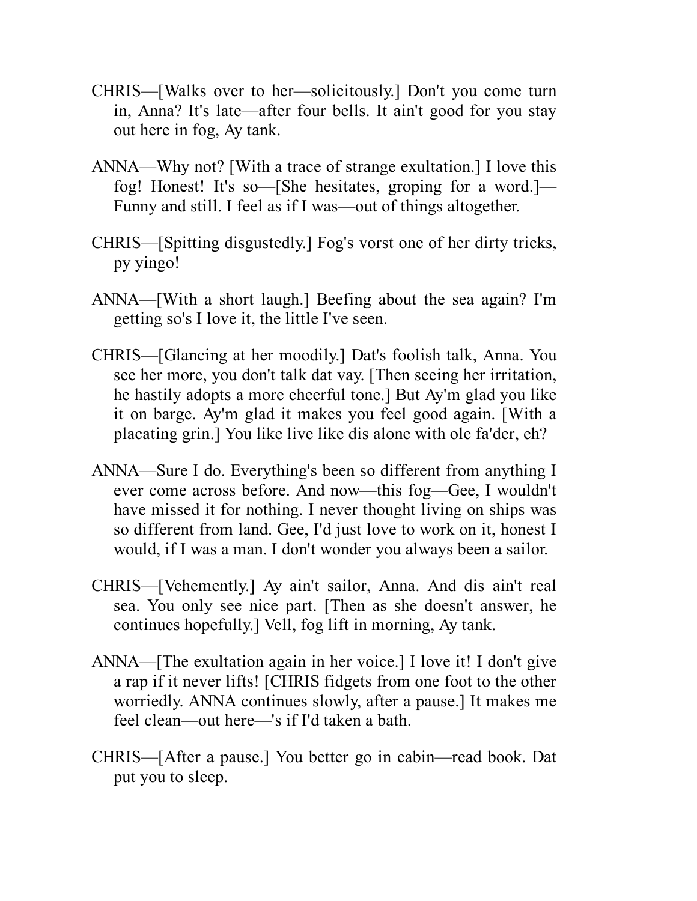CHRIS—[Walks over to her—solicitously.] Don't you come turn in, Anna? It's late—after four bells. It ain't good for you stay out here in fog, Ay tank.

ANNA—Why not? [With a trace of strange exultation.] I love this fog! Honest! It's so—[She hesitates, groping for a word.]—Funny and still. I feel as if I was—out of things altogether.

CHRIS—[Spitting disgustedly.] Fog's vorst one of her dirty tricks, py yingo!

ANNA—[With a short laugh.] Beefing about the sea again? I'm getting so's I love it, the little I've seen.

CHRIS—[Glancing at her moodily.] Dat's foolish talk, Anna. You see her more, you don't talk dat vay. [Then seeing her irritation, he hastily adopts a more cheerful tone.] But Ay'm glad you like it on barge. Ay'm glad it makes you feel good again. [With a placating grin.] You like live like dis alone with ole fa'der, eh?

ANNA—Sure I do. Everything's been so different from anything I ever come across before. And now—this fog—Gee, I wouldn't have missed it for nothing. I never thought living on ships was so different from land. Gee, I'd just love to work on it, honest I would, if I was a man. I don't wonder you always been a sailor.

CHRIS—[Vehemently.] Ay ain't sailor, Anna. And dis ain't real sea. You only see nice part. [Then as she doesn't answer, he continues hopefully.] Vell, fog lift in morning, Ay tank.

ANNA—[The exultation again in her voice.] I love it! I don't give a rap if it never lifts! [CHRIS fidgets from one foot to the other worriedly. ANNA continues slowly, after a pause.] It makes me feel clean—out here—'s if I'd taken a bath.

CHRIS—[After a pause.] You better go in cabin—read book. Dat put you to sleep.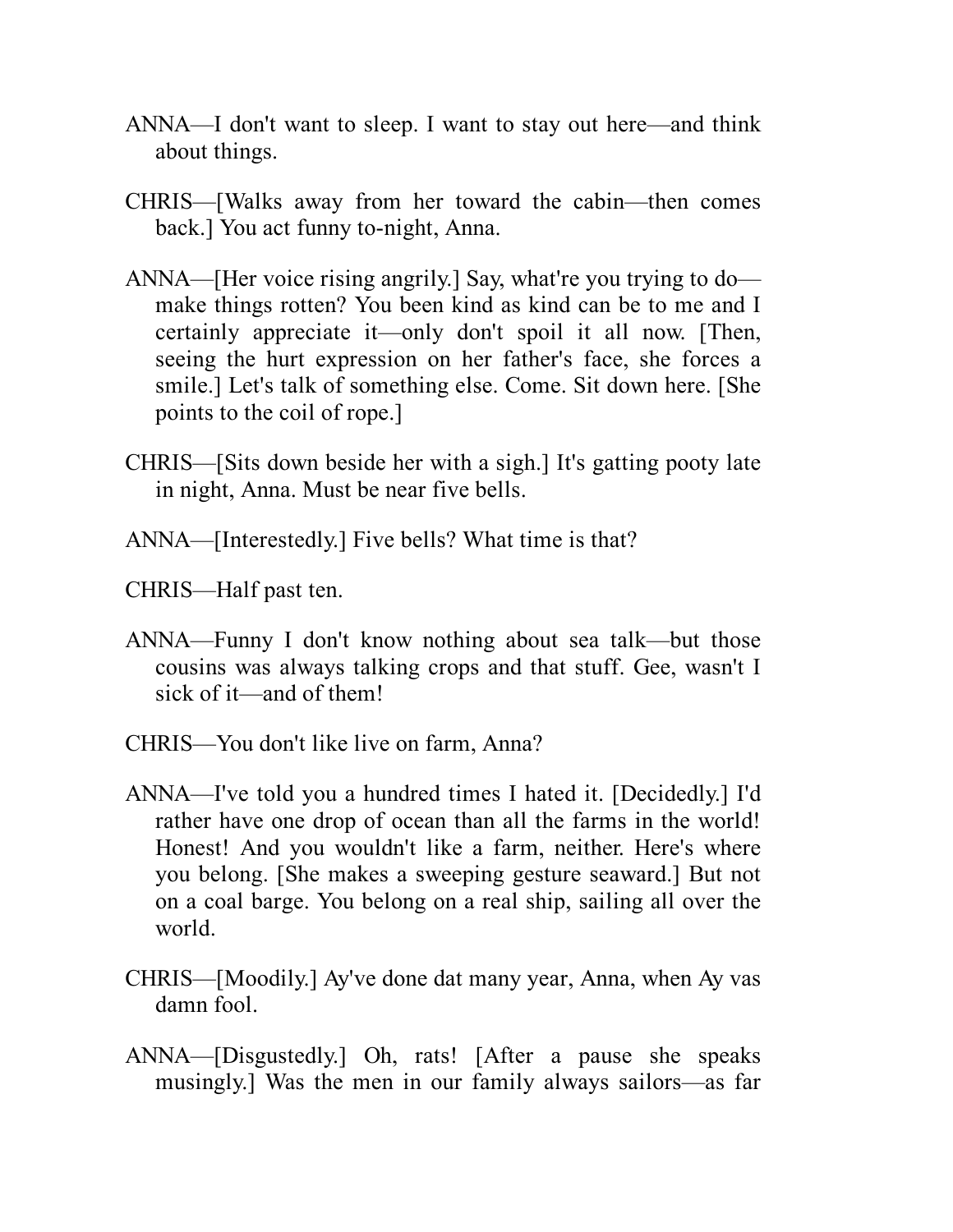ANNA—I don't want to sleep. I want to stay out here—and think about things.

CHRIS—[Walks away from her toward the cabin—then comes back.] You act funny to-night, Anna.

ANNA—[Her voice rising angrily.] Say, what're you trying to do—make things rotten? You been kind as kind can be to me and I certainly appreciate it—only don't spoil it all now. [Then, seeing the hurt expression on her father's face, she forces a smile.] Let's talk of something else. Come. Sit down here. [She points to the coil of rope.]

CHRIS—[Sits down beside her with a sigh.] It's gatting pooty late in night, Anna. Must be near five bells.

ANNA—[Interestedly.] Five bells? What time is that?

CHRIS—Half past ten.

ANNA—Funny I don't know nothing about sea talk—but those cousins was always talking crops and that stuff. Gee, wasn't I sick of it—and of them!

CHRIS—You don't like live on farm, Anna?

ANNA—I've told you a hundred times I hated it. [Decidedly.] I'd rather have one drop of ocean than all the farms in the world! Honest! And you wouldn't like a farm, neither. Here's where you belong. [She makes a sweeping gesture seaward.] But not on a coal barge. You belong on a real ship, sailing all over the world.

CHRIS—[Moodily.] Ay've done dat many year, Anna, when Ay vas damn fool.

ANNA—[Disgustedly.] Oh, rats! [After a pause she speaks musingly.] Was the men in our family always sailors—as far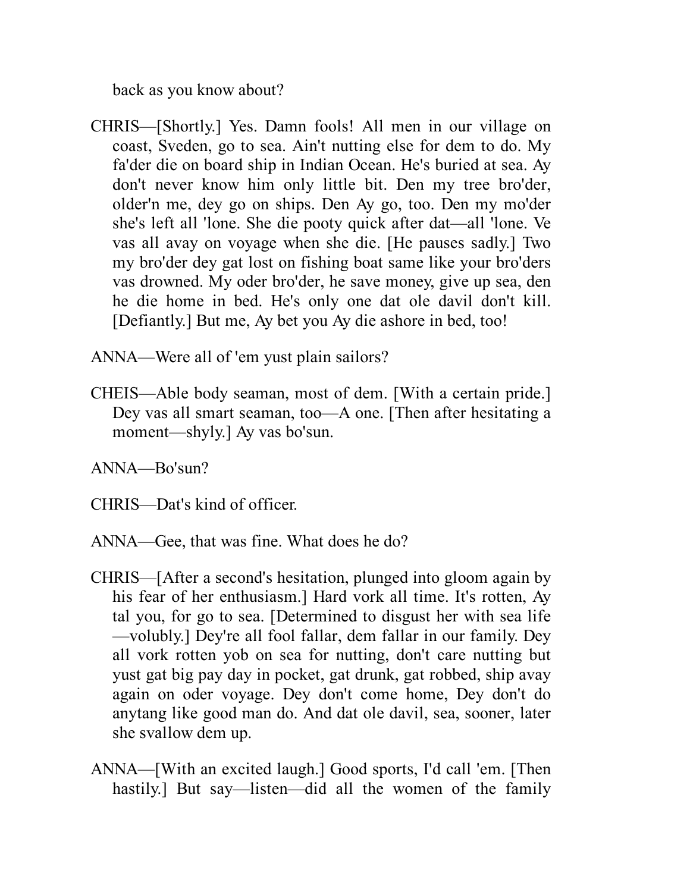back as you know about?

CHRIS—[Shortly.] Yes. Damn fools! All men in our village on coast, Sveden, go to sea. Ain't nutting else for dem to do. My fa'der die on board ship in Indian Ocean. He's buried at sea. Ay don't never know him only little bit. Den my tree bro'der, older'n me, dey go on ships. Den Ay go, too. Den my mo'der she's left all 'lone. She die pooty quick after dat—all 'lone. Ve vas all avay on voyage when she die. [He pauses sadly.] Two my bro'der dey gat lost on fishing boat same like your bro'ders vas drowned. My oder bro'der, he save money, give up sea, den he die home in bed. He's only one dat ole davil don't kill. [Defiantly.] But me, Ay bet you Ay die ashore in bed, too!

ANNA—Were all of 'em yust plain sailors?

CHEIS—Able body seaman, most of dem. [With a certain pride.] Dey vas all smart seaman, too—A one. [Then after hesitating a moment—shyly.] Ay vas bo'sun.

ANNA—Bo'sun?

CHRIS—Dat's kind of officer.

ANNA—Gee, that was fine. What does he do?

CHRIS—[After a second's hesitation, plunged into gloom again by his fear of her enthusiasm.] Hard vork all time. It's rotten, Ay tal you, for go to sea. [Determined to disgust her with sea life—volubly.] Dey're all fool fallar, dem fallar in our family. Dey all vork rotten yob on sea for nutting, don't care nutting but yust gat big pay day in pocket, gat drunk, gat robbed, ship avay again on oder voyage. Dey don't come home, Dey don't do anytang like good man do. And dat ole davil, sea, sooner, later she svallow dem up.

ANNA—[With an excited laugh.] Good sports, I'd call 'em. [Then hastily.] But say—listen—did all the women of the family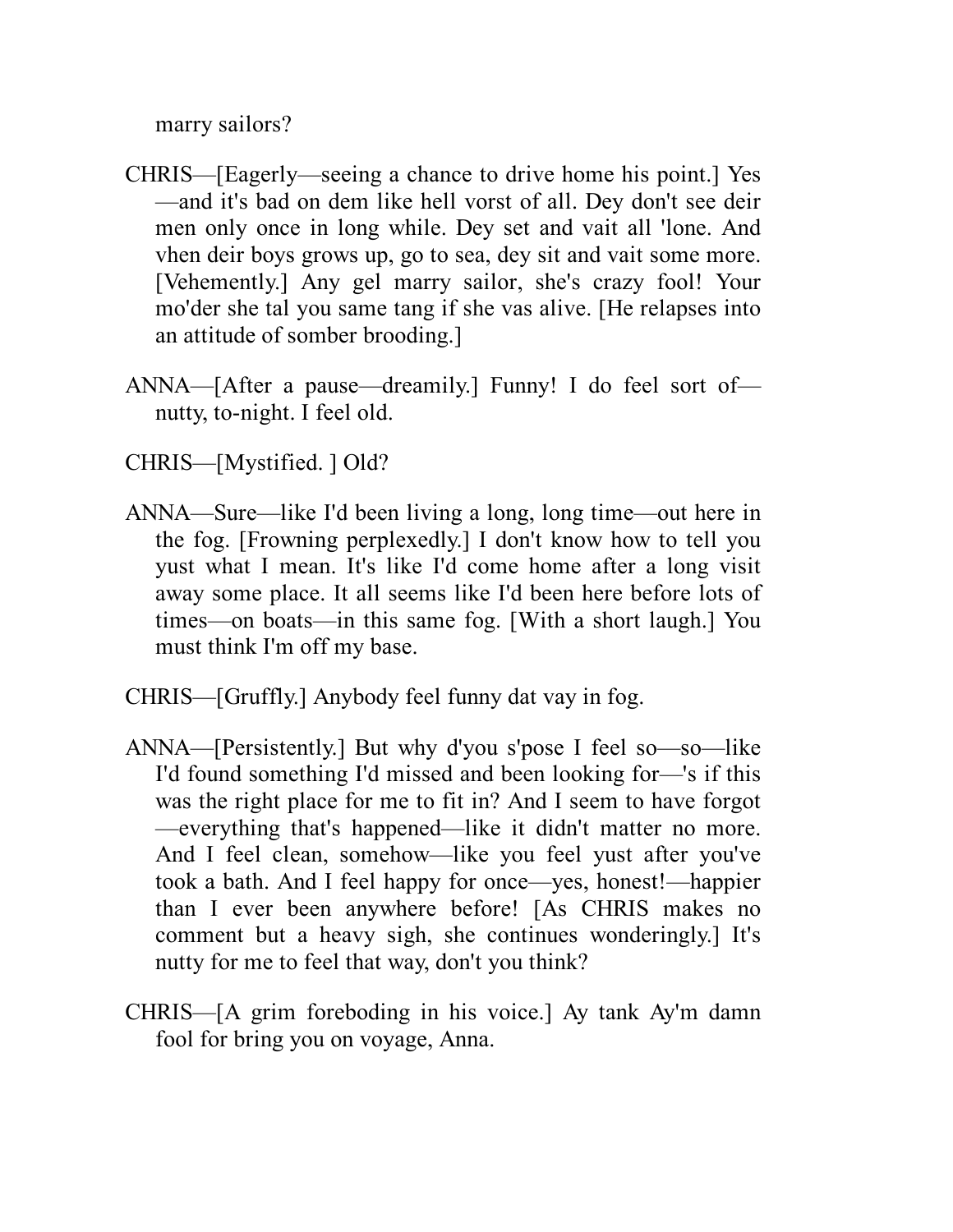marry sailors?

CHRIS—[Eagerly—seeing a chance to drive home his point.] Yes—and it's bad on dem like hell vorst of all. Dey don't see deir men only once in long while. Dey set and vait all 'lone. And vhen deir boys grows up, go to sea, dey sit and vait some more. [Vehemently.] Any gel marry sailor, she's crazy fool! Your mo'der she tal you same tang if she vas alive. [He relapses into an attitude of somber brooding.]

ANNA—[After a pause—dreamily.] Funny! I do feel sort of—nutty, to-night. I feel old.

CHRIS—[Mystified. ] Old?

ANNA—Sure—like I'd been living a long, long time—out here in the fog. [Frowning perplexedly.] I don't know how to tell you yust what I mean. It's like I'd come home after a long visit away some place. It all seems like I'd been here before lots of times—on boats—in this same fog. [With a short laugh.] You must think I'm off my base.

CHRIS—[Gruffly.] Anybody feel funny dat vay in fog.

ANNA—[Persistently.] But why d'you s'pose I feel so—so—like I'd found something I'd missed and been looking for—'s if this was the right place for me to fit in? And I seem to have forgot—everything that's happened—like it didn't matter no more. And I feel clean, somehow—like you feel yust after you've took a bath. And I feel happy for once—yes, honest!—happier than I ever been anywhere before! [As CHRIS makes no comment but a heavy sigh, she continues wonderingly.] It's nutty for me to feel that way, don't you think?

CHRIS—[A grim foreboding in his voice.] Ay tank Ay'm damn fool for bring you on voyage, Anna.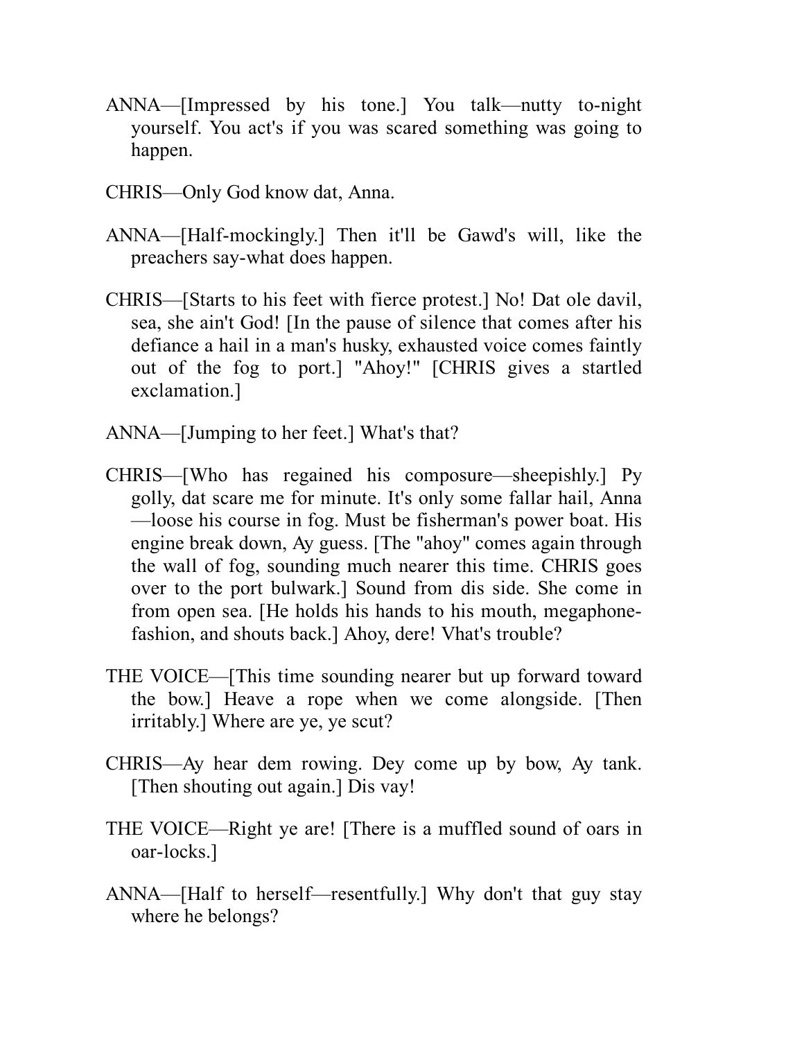ANNA—[Impressed by his tone.] You talk—nutty to-night yourself. You act's if you was scared something was going to happen.

CHRIS—Only God know dat, Anna.

ANNA—[Half-mockingly.] Then it'll be Gawd's will, like the preachers say-what does happen.

CHRIS—[Starts to his feet with fierce protest.] No! Dat ole davil, sea, she ain't God! [In the pause of silence that comes after his defiance a hail in a man's husky, exhausted voice comes faintly out of the fog to port.] "Ahoy!" [CHRIS gives a startled exclamation.]

ANNA—[Jumping to her feet.] What's that?

CHRIS—[Who has regained his composure—sheepishly.] Py golly, dat scare me for minute. It's only some fallar hail, Anna—loose his course in fog. Must be fisherman's power boat. His engine break down, Ay guess. [The "ahoy" comes again through the wall of fog, sounding much nearer this time. CHRIS goes over to the port bulwark.] Sound from dis side. She come in from open sea. [He holds his hands to his mouth, megaphone-fashion, and shouts back.] Ahoy, dere! Vhat's trouble?

THE VOICE—[This time sounding nearer but up forward toward the bow.] Heave a rope when we come alongside. [Then irritably.] Where are ye, ye scut?

CHRIS—Ay hear dem rowing. Dey come up by bow, Ay tank. [Then shouting out again.] Dis vay!

THE VOICE—Right ye are! [There is a muffled sound of oars in oar-locks.]

ANNA—[Half to herself—resentfully.] Why don't that guy stay where he belongs?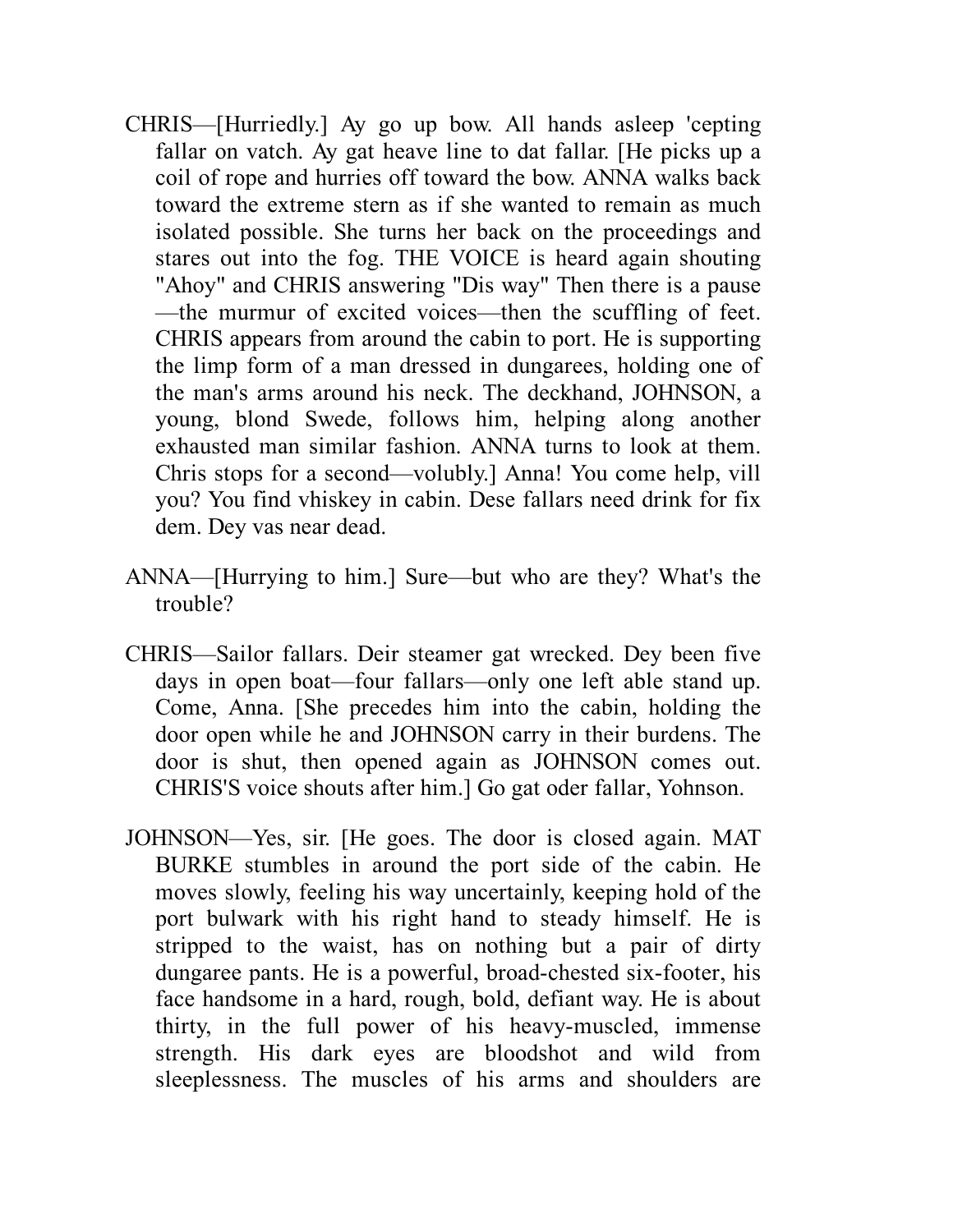CHRIS—[Hurriedly.] Ay go up bow. All hands asleep 'cepting fallar on vatch. Ay gat heave line to dat fallar. [He picks up a coil of rope and hurries off toward the bow. ANNA walks back toward the extreme stern as if she wanted to remain as much isolated possible. She turns her back on the proceedings and stares out into the fog. THE VOICE is heard again shouting "Ahoy" and CHRIS answering "Dis way" Then there is a pause—the murmur of excited voices—then the scuffling of feet. CHRIS appears from around the cabin to port. He is supporting the limp form of a man dressed in dungarees, holding one of the man's arms around his neck. The deckhand, JOHNSON, a young, blond Swede, follows him, helping along another exhausted man similar fashion. ANNA turns to look at them. Chris stops for a second—volubly.] Anna! You come help, vill you? You find vhiskey in cabin. Dese fallars need drink for fix dem. Dey vas near dead.

ANNA—[Hurrying to him.] Sure—but who are they? What's the trouble?

CHRIS—Sailor fallars. Deir steamer gat wrecked. Dey been five days in open boat—four fallars—only one left able stand up. Come, Anna. [She precedes him into the cabin, holding the door open while he and JOHNSON carry in their burdens. The door is shut, then opened again as JOHNSON comes out. CHRIS'S voice shouts after him.] Go gat oder fallar, Yohnson.

JOHNSON—Yes, sir. [He goes. The door is closed again. MAT BURKE stumbles in around the port side of the cabin. He moves slowly, feeling his way uncertainly, keeping hold of the port bulwark with his right hand to steady himself. He is stripped to the waist, has on nothing but a pair of dirty dungaree pants. He is a powerful, broad-chested six-footer, his face handsome in a hard, rough, bold, defiant way. He is about thirty, in the full power of his heavy-muscled, immense strength. His dark eyes are bloodshot and wild from sleeplessness. The muscles of his arms and shoulders are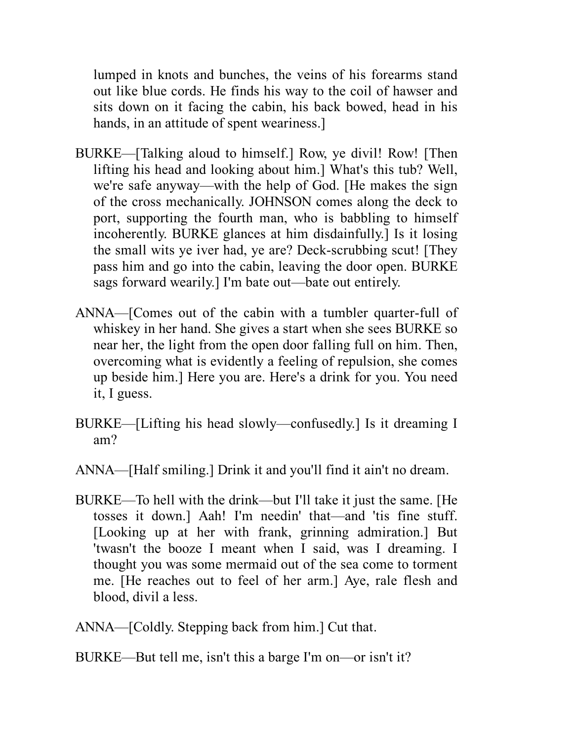lumped in knots and bunches, the veins of his forearms stand out like blue cords. He finds his way to the coil of hawser and sits down on it facing the cabin, his back bowed, head in his hands, in an attitude of spent weariness.]

BURKE—[Talking aloud to himself.] Row, ye divil! Row! [Then lifting his head and looking about him.] What's this tub? Well, we're safe anyway—with the help of God. [He makes the sign of the cross mechanically. JOHNSON comes along the deck to port, supporting the fourth man, who is babbling to himself incoherently. BURKE glances at him disdainfully.] Is it losing the small wits ye iver had, ye are? Deck-scrubbing scut! [They pass him and go into the cabin, leaving the door open. BURKE sags forward wearily.] I'm bate out—bate out entirely.

ANNA—[Comes out of the cabin with a tumbler quarter-full of whiskey in her hand. She gives a start when she sees BURKE so near her, the light from the open door falling full on him. Then, overcoming what is evidently a feeling of repulsion, she comes up beside him.] Here you are. Here's a drink for you. You need it, I guess.

BURKE—[Lifting his head slowly—confusedly.] Is it dreaming I am?

ANNA—[Half smiling.] Drink it and you'll find it ain't no dream.

BURKE—To hell with the drink—but I'll take it just the same. [He tosses it down.] Aah! I'm needin' that—and 'tis fine stuff. [Looking up at her with frank, grinning admiration.] But 'twasn't the booze I meant when I said, was I dreaming. I thought you was some mermaid out of the sea come to torment me. [He reaches out to feel of her arm.] Aye, rale flesh and blood, divil a less.

ANNA—[Coldly. Stepping back from him.] Cut that.

BURKE—But tell me, isn't this a barge I'm on—or isn't it?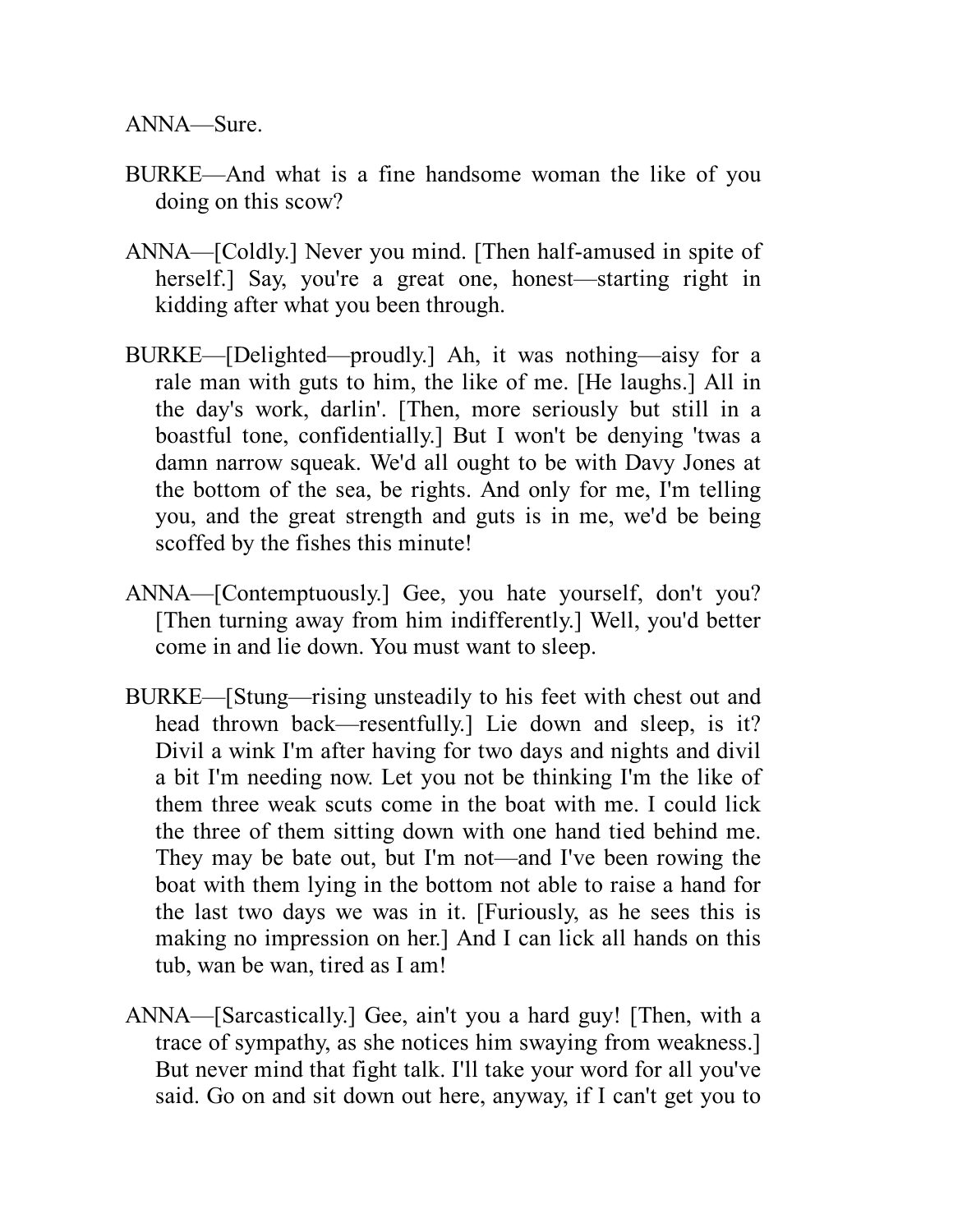ANNA—Sure.

BURKE—And what is a fine handsome woman the like of you doing on this scow?

ANNA—[Coldly.] Never you mind. [Then half-amused in spite of herself.] Say, you're a great one, honest—starting right in kidding after what you been through.

BURKE—[Delighted—proudly.] Ah, it was nothing—aisy for a rale man with guts to him, the like of me. [He laughs.] All in the day's work, darlin'. [Then, more seriously but still in a boastful tone, confidentially.] But I won't be denying 'twas a damn narrow squeak. We'd all ought to be with Davy Jones at the bottom of the sea, be rights. And only for me, I'm telling you, and the great strength and guts is in me, we'd be being scoffed by the fishes this minute!

ANNA—[Contemptuously.] Gee, you hate yourself, don't you? [Then turning away from him indifferently.] Well, you'd better come in and lie down. You must want to sleep.

BURKE—[Stung—rising unsteadily to his feet with chest out and head thrown back—resentfully.] Lie down and sleep, is it? Divil a wink I'm after having for two days and nights and divil a bit I'm needing now. Let you not be thinking I'm the like of them three weak scuts come in the boat with me. I could lick the three of them sitting down with one hand tied behind me. They may be bate out, but I'm not—and I've been rowing the boat with them lying in the bottom not able to raise a hand for the last two days we was in it. [Furiously, as he sees this is making no impression on her.] And I can lick all hands on this tub, wan be wan, tired as I am!

ANNA—[Sarcastically.] Gee, ain't you a hard guy! [Then, with a trace of sympathy, as she notices him swaying from weakness.] But never mind that fight talk. I'll take your word for all you've said. Go on and sit down out here, anyway, if I can't get you to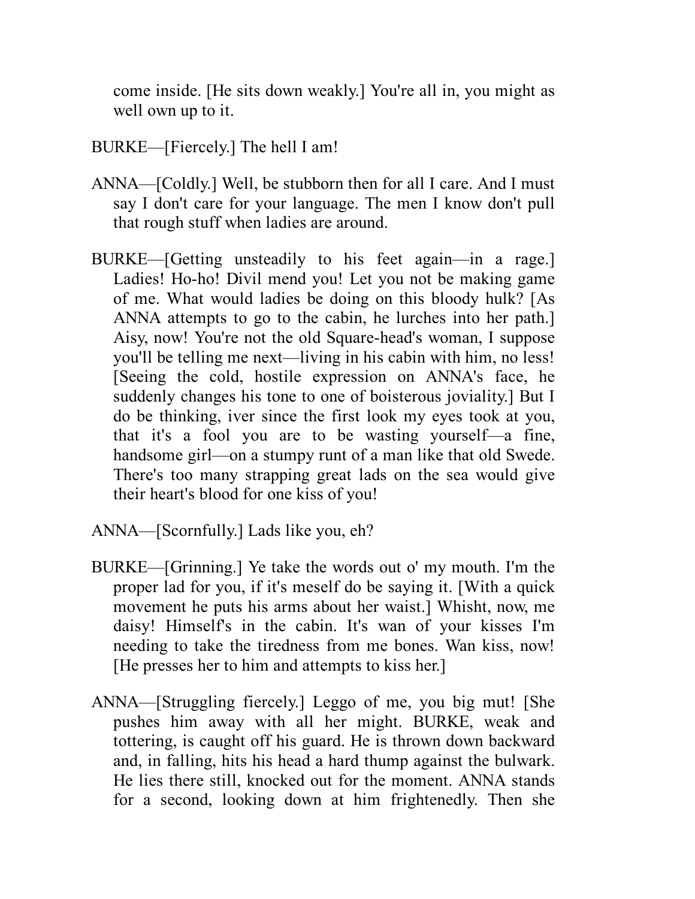come inside. [He sits down weakly.] You're all in, you might as well own up to it.

BURKE—[Fiercely.] The hell I am!

ANNA—[Coldly.] Well, be stubborn then for all I care. And I must say I don't care for your language. The men I know don't pull that rough stuff when ladies are around.

BURKE—[Getting unsteadily to his feet again—in a rage.] Ladies! Ho-ho! Divil mend you! Let you not be making game of me. What would ladies be doing on this bloody hulk? [As ANNA attempts to go to the cabin, he lurches into her path.] Aisy, now! You're not the old Square-head's woman, I suppose you'll be telling me next—living in his cabin with him, no less! [Seeing the cold, hostile expression on ANNA's face, he suddenly changes his tone to one of boisterous joviality.] But I do be thinking, iver since the first look my eyes took at you, that it's a fool you are to be wasting yourself—a fine, handsome girl—on a stumpy runt of a man like that old Swede. There's too many strapping great lads on the sea would give their heart's blood for one kiss of you!

ANNA—[Scornfully.] Lads like you, eh?

BURKE—[Grinning.] Ye take the words out o' my mouth. I'm the proper lad for you, if it's meself do be saying it. [With a quick movement he puts his arms about her waist.] Whisht, now, me daisy! Himself's in the cabin. It's wan of your kisses I'm needing to take the tiredness from me bones. Wan kiss, now! [He presses her to him and attempts to kiss her.]

ANNA—[Struggling fiercely.] Leggo of me, you big mut! [She pushes him away with all her might. BURKE, weak and tottering, is caught off his guard. He is thrown down backward and, in falling, hits his head a hard thump against the bulwark. He lies there still, knocked out for the moment. ANNA stands for a second, looking down at him frightenedly. Then she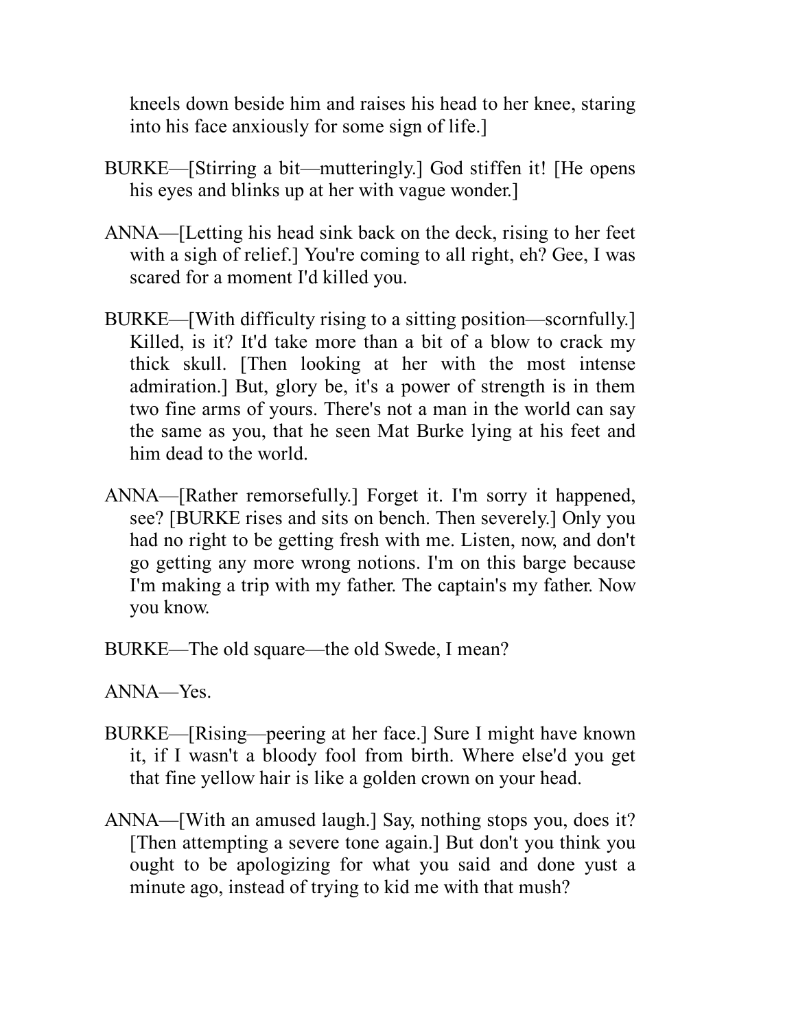kneels down beside him and raises his head to her knee, staring into his face anxiously for some sign of life.]

BURKE—[Stirring a bit—mutteringly.] God stiffen it! [He opens his eyes and blinks up at her with vague wonder.]

ANNA—[Letting his head sink back on the deck, rising to her feet with a sigh of relief.] You're coming to all right, eh? Gee, I was scared for a moment I'd killed you.

BURKE—[With difficulty rising to a sitting position—scornfully.] Killed, is it? It'd take more than a bit of a blow to crack my thick skull. [Then looking at her with the most intense admiration.] But, glory be, it's a power of strength is in them two fine arms of yours. There's not a man in the world can say the same as you, that he seen Mat Burke lying at his feet and him dead to the world.

ANNA—[Rather remorsefully.] Forget it. I'm sorry it happened, see? [BURKE rises and sits on bench. Then severely.] Only you had no right to be getting fresh with me. Listen, now, and don't go getting any more wrong notions. I'm on this barge because I'm making a trip with my father. The captain's my father. Now you know.

BURKE—The old square—the old Swede, I mean?

ANNA—Yes.

BURKE—[Rising—peering at her face.] Sure I might have known it, if I wasn't a bloody fool from birth. Where else'd you get that fine yellow hair is like a golden crown on your head.

ANNA—[With an amused laugh.] Say, nothing stops you, does it? [Then attempting a severe tone again.] But don't you think you ought to be apologizing for what you said and done yust a minute ago, instead of trying to kid me with that mush?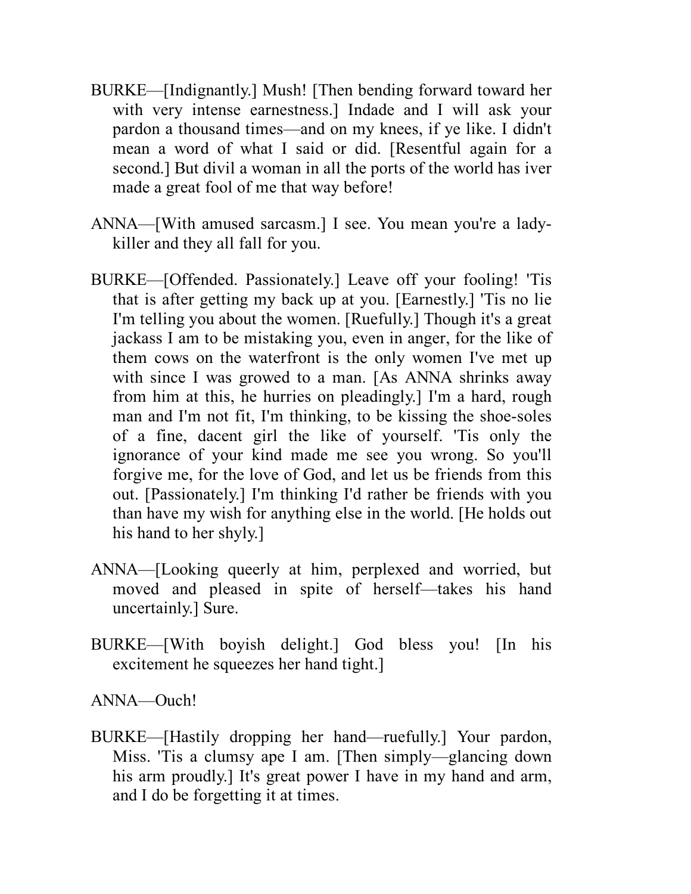BURKE—[Indignantly.] Mush! [Then bending forward toward her with very intense earnestness.] Indade and I will ask your pardon a thousand times—and on my knees, if ye like. I didn't mean a word of what I said or did. [Resentful again for a second.] But divil a woman in all the ports of the world has iver made a great fool of me that way before!

ANNA—[With amused sarcasm.] I see. You mean you're a lady-killer and they all fall for you.

BURKE—[Offended. Passionately.] Leave off your fooling! 'Tis that is after getting my back up at you. [Earnestly.] 'Tis no lie I'm telling you about the women. [Ruefully.] Though it's a great jackass I am to be mistaking you, even in anger, for the like of them cows on the waterfront is the only women I've met up with since I was growed to a man. [As ANNA shrinks away from him at this, he hurries on pleadingly.] I'm a hard, rough man and I'm not fit, I'm thinking, to be kissing the shoe-soles of a fine, dacent girl the like of yourself. 'Tis only the ignorance of your kind made me see you wrong. So you'll forgive me, for the love of God, and let us be friends from this out. [Passionately.] I'm thinking I'd rather be friends with you than have my wish for anything else in the world. [He holds out his hand to her shyly.]

ANNA—[Looking queerly at him, perplexed and worried, but moved and pleased in spite of herself—takes his hand uncertainly.] Sure.

BURKE—[With boyish delight.] God bless you! [In his excitement he squeezes her hand tight.]

ANNA—Ouch!

BURKE—[Hastily dropping her hand—ruefully.] Your pardon, Miss. 'Tis a clumsy ape I am. [Then simply—glancing down his arm proudly.] It's great power I have in my hand and arm, and I do be forgetting it at times.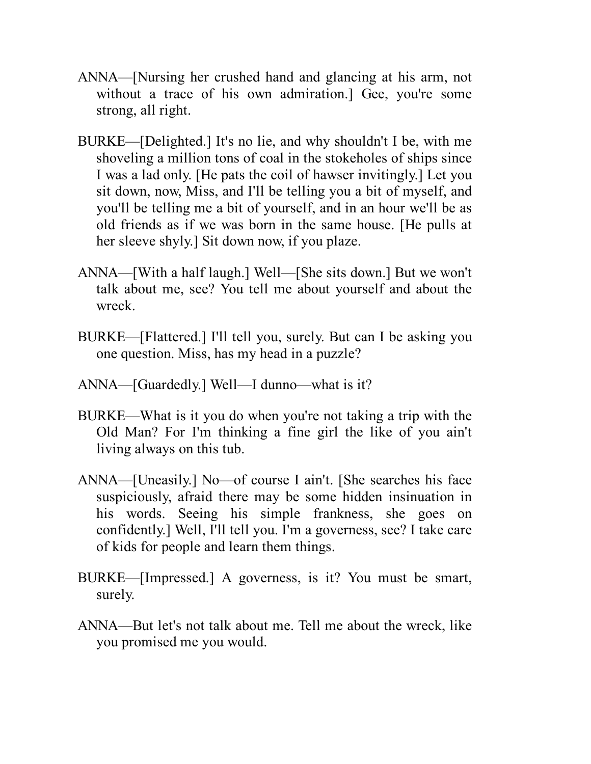ANNA—[Nursing her crushed hand and glancing at his arm, not without a trace of his own admiration.] Gee, you're some strong, all right.

BURKE—[Delighted.] It's no lie, and why shouldn't I be, with me shoveling a million tons of coal in the stokeholes of ships since I was a lad only. [He pats the coil of hawser invitingly.] Let you sit down, now, Miss, and I'll be telling you a bit of myself, and you'll be telling me a bit of yourself, and in an hour we'll be as old friends as if we was born in the same house. [He pulls at her sleeve shyly.] Sit down now, if you plaze.

ANNA—[With a half laugh.] Well—[She sits down.] But we won't talk about me, see? You tell me about yourself and about the wreck.

BURKE—[Flattered.] I'll tell you, surely. But can I be asking you one question. Miss, has my head in a puzzle?

ANNA—[Guardedly.] Well—I dunno—what is it?

BURKE—What is it you do when you're not taking a trip with the Old Man? For I'm thinking a fine girl the like of you ain't living always on this tub.

ANNA—[Uneasily.] No—of course I ain't. [She searches his face suspiciously, afraid there may be some hidden insinuation in his words. Seeing his simple frankness, she goes on confidently.] Well, I'll tell you. I'm a governess, see? I take care of kids for people and learn them things.

BURKE—[Impressed.] A governess, is it? You must be smart, surely.

ANNA—But let's not talk about me. Tell me about the wreck, like you promised me you would.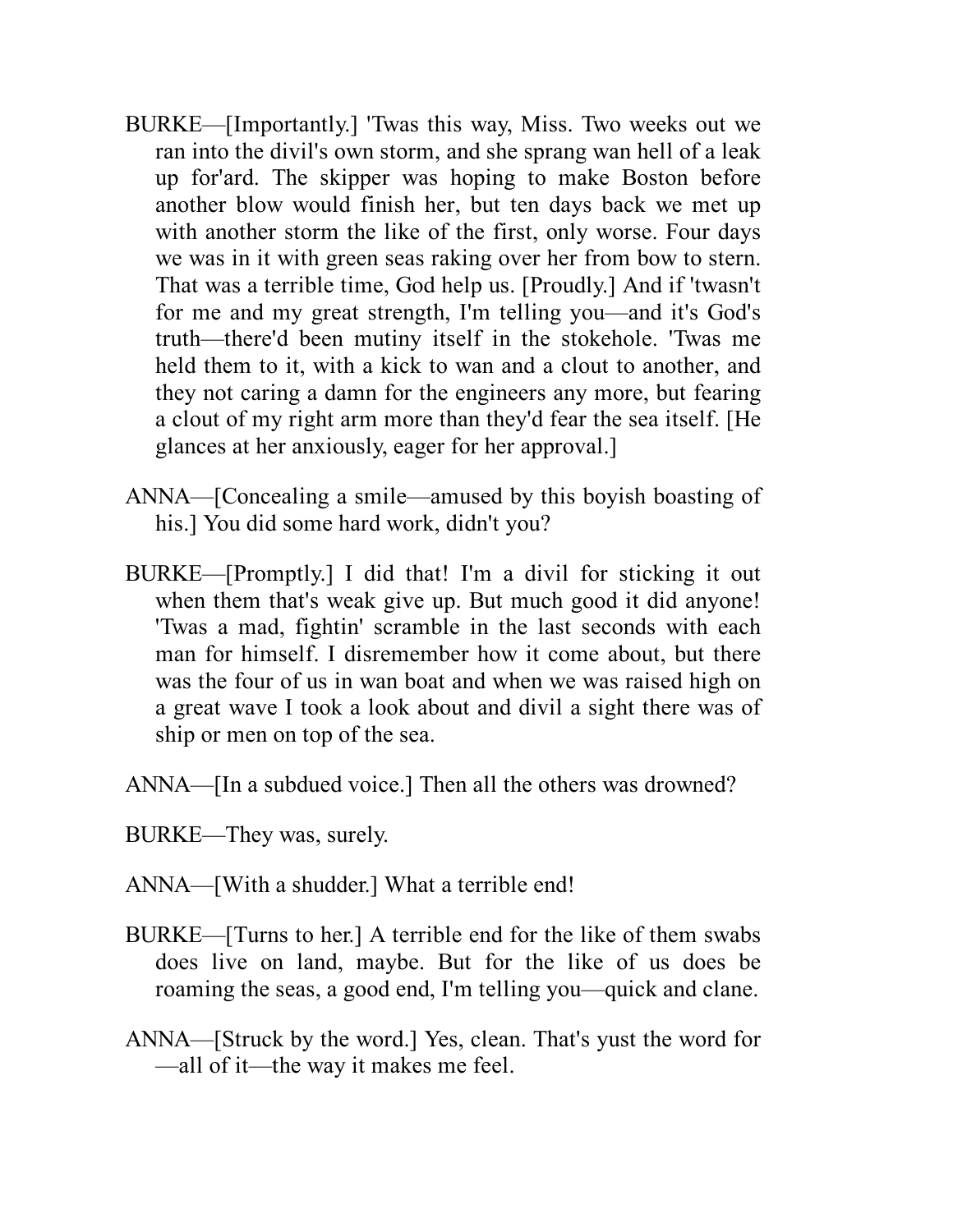BURKE—[Importantly.] 'Twas this way, Miss. Two weeks out we ran into the divil's own storm, and she sprang wan hell of a leak up for'ard. The skipper was hoping to make Boston before another blow would finish her, but ten days back we met up with another storm the like of the first, only worse. Four days we was in it with green seas raking over her from bow to stern. That was a terrible time, God help us. [Proudly.] And if 'twasn't for me and my great strength, I'm telling you—and it's God's truth—there'd been mutiny itself in the stokehole. 'Twas me held them to it, with a kick to wan and a clout to another, and they not caring a damn for the engineers any more, but fearing a clout of my right arm more than they'd fear the sea itself. [He glances at her anxiously, eager for her approval.]

ANNA—[Concealing a smile—amused by this boyish boasting of his.] You did some hard work, didn't you?

BURKE—[Promptly.] I did that! I'm a divil for sticking it out when them that's weak give up. But much good it did anyone! 'Twas a mad, fightin' scramble in the last seconds with each man for himself. I disremember how it come about, but there was the four of us in wan boat and when we was raised high on a great wave I took a look about and divil a sight there was of ship or men on top of the sea.

ANNA—[In a subdued voice.] Then all the others was drowned?

BURKE—They was, surely.

ANNA—[With a shudder.] What a terrible end!

BURKE—[Turns to her.] A terrible end for the like of them swabs does live on land, maybe. But for the like of us does be roaming the seas, a good end, I'm telling you—quick and clane.

ANNA—[Struck by the word.] Yes, clean. That's yust the word for—all of it—the way it makes me feel.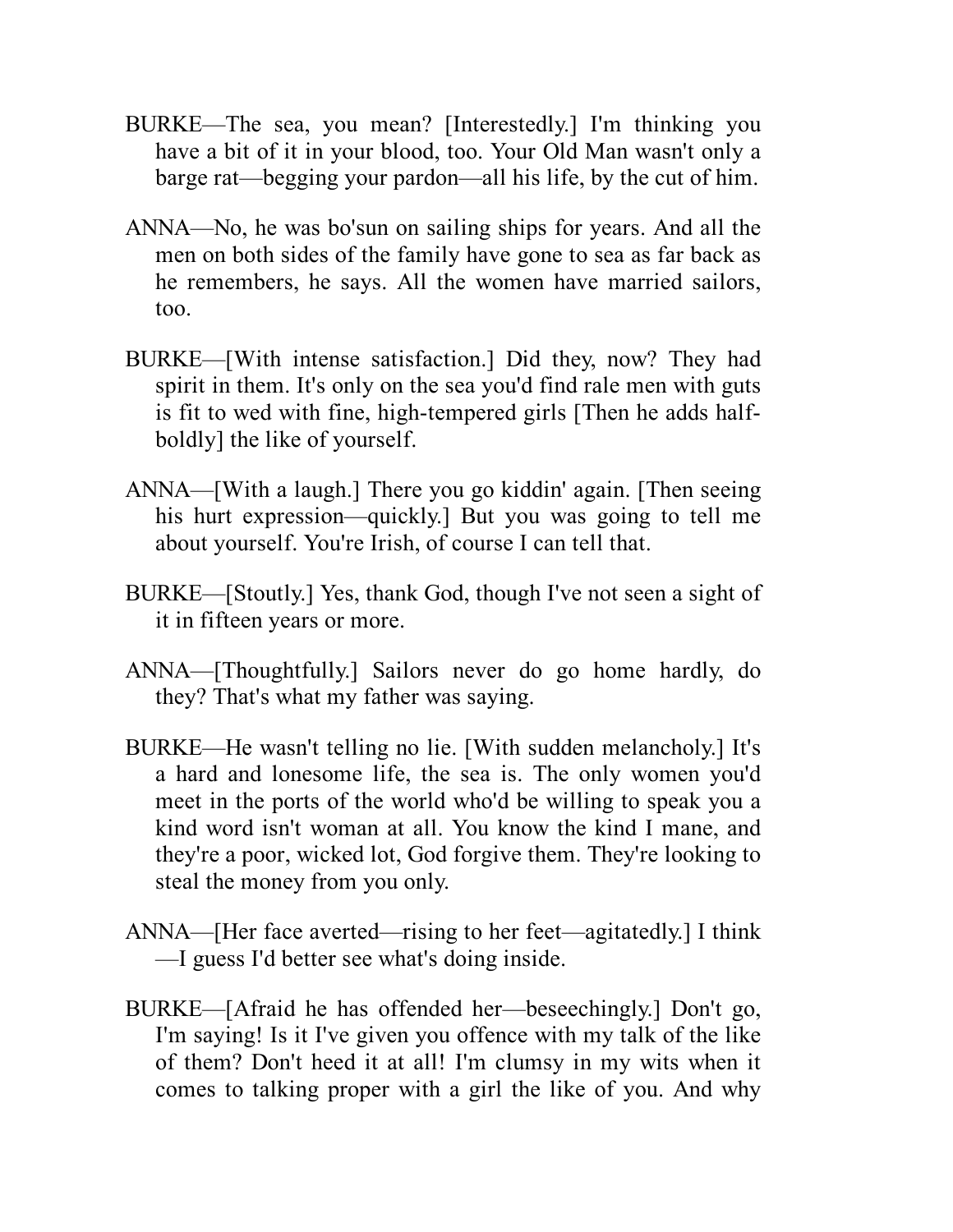BURKE—The sea, you mean? [Interestedly.] I'm thinking you have a bit of it in your blood, too. Your Old Man wasn't only a barge rat—begging your pardon—all his life, by the cut of him.

ANNA—No, he was bo'sun on sailing ships for years. And all the men on both sides of the family have gone to sea as far back as he remembers, he says. All the women have married sailors, too.

BURKE—[With intense satisfaction.] Did they, now? They had spirit in them. It's only on the sea you'd find rale men with guts is fit to wed with fine, high-tempered girls [Then he adds half-boldly] the like of yourself.

ANNA—[With a laugh.] There you go kiddin' again. [Then seeing his hurt expression—quickly.] But you was going to tell me about yourself. You're Irish, of course I can tell that.

BURKE—[Stoutly.] Yes, thank God, though I've not seen a sight of it in fifteen years or more.

ANNA—[Thoughtfully.] Sailors never do go home hardly, do they? That's what my father was saying.

BURKE—He wasn't telling no lie. [With sudden melancholy.] It's a hard and lonesome life, the sea is. The only women you'd meet in the ports of the world who'd be willing to speak you a kind word isn't woman at all. You know the kind I mane, and they're a poor, wicked lot, God forgive them. They're looking to steal the money from you only.

ANNA—[Her face averted—rising to her feet—agitatedly.] I think—I guess I'd better see what's doing inside.

BURKE—[Afraid he has offended her—beseechingly.] Don't go, I'm saying! Is it I've given you offence with my talk of the like of them? Don't heed it at all! I'm clumsy in my wits when it comes to talking proper with a girl the like of you. And why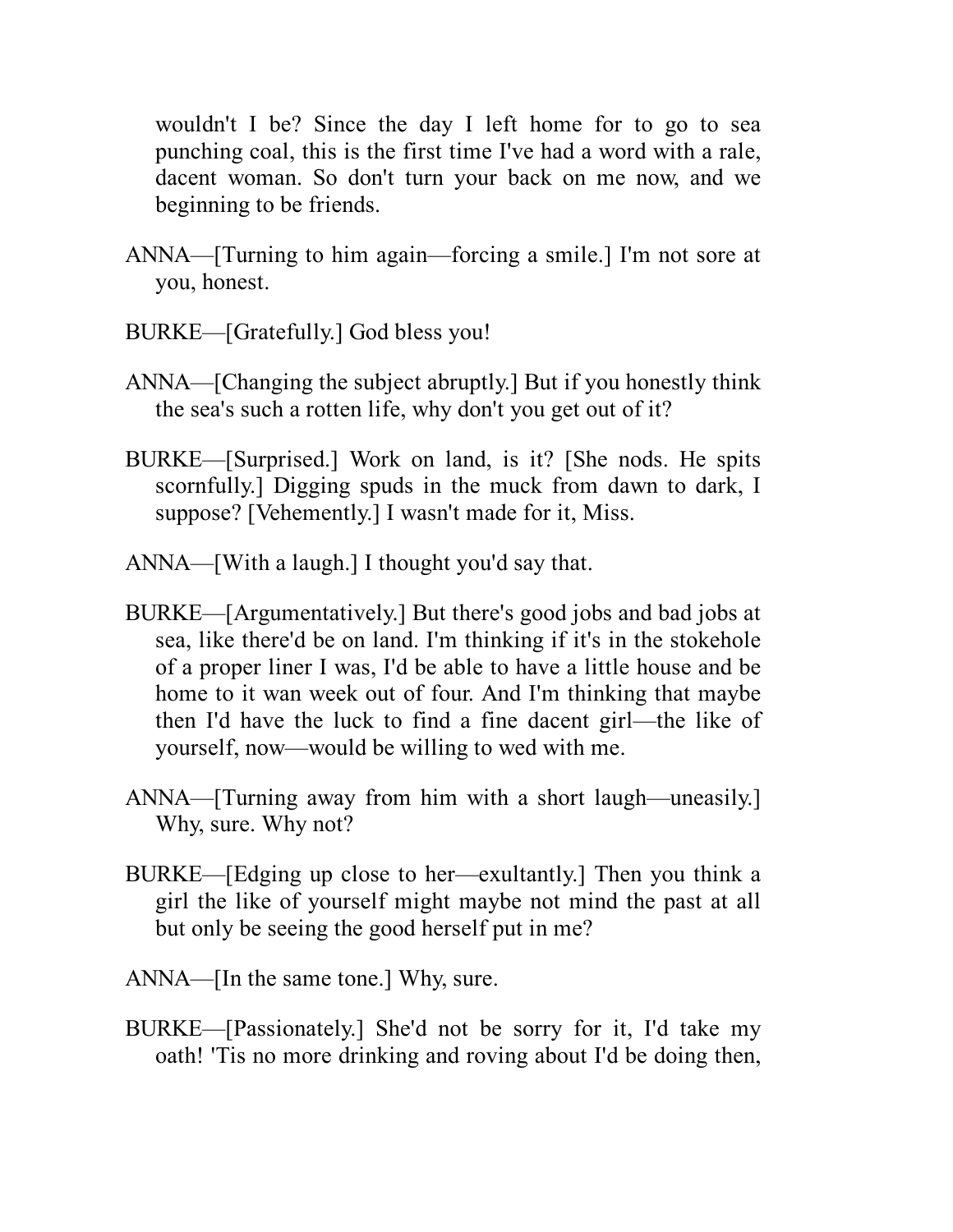wouldn't I be? Since the day I left home for to go to sea punching coal, this is the first time I've had a word with a rale, dacent woman. So don't turn your back on me now, and we beginning to be friends.

ANNA—[Turning to him again—forcing a smile.] I'm not sore at you, honest.

BURKE—[Gratefully.] God bless you!

ANNA—[Changing the subject abruptly.] But if you honestly think the sea's such a rotten life, why don't you get out of it?

BURKE—[Surprised.] Work on land, is it? [She nods. He spits scornfully.] Digging spuds in the muck from dawn to dark, I suppose? [Vehemently.] I wasn't made for it, Miss.

ANNA—[With a laugh.] I thought you'd say that.

BURKE—[Argumentatively.] But there's good jobs and bad jobs at sea, like there'd be on land. I'm thinking if it's in the stokehole of a proper liner I was, I'd be able to have a little house and be home to it wan week out of four. And I'm thinking that maybe then I'd have the luck to find a fine dacent girl—the like of yourself, now—would be willing to wed with me.

ANNA—[Turning away from him with a short laugh—uneasily.] Why, sure. Why not?

BURKE—[Edging up close to her—exultantly.] Then you think a girl the like of yourself might maybe not mind the past at all but only be seeing the good herself put in me?

ANNA—[In the same tone.] Why, sure.

BURKE—[Passionately.] She'd not be sorry for it, I'd take my oath! 'Tis no more drinking and roving about I'd be doing then,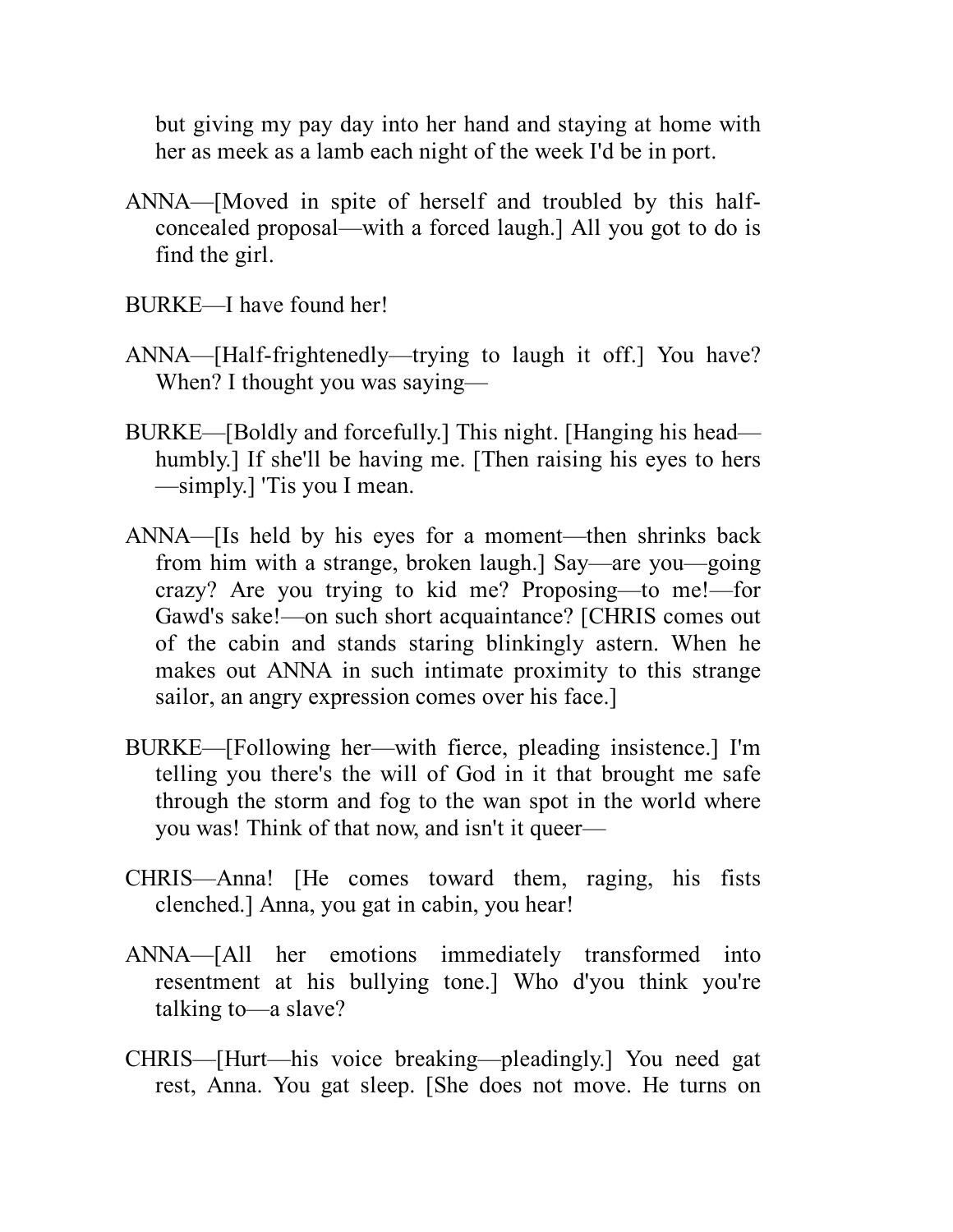but giving my pay day into her hand and staying at home with her as meek as a lamb each night of the week I'd be in port.

ANNA—[Moved in spite of herself and troubled by this half-concealed proposal—with a forced laugh.] All you got to do is find the girl.

BURKE—I have found her!

ANNA—[Half-frightenedly—trying to laugh it off.] You have? When? I thought you was saying—

BURKE—[Boldly and forcefully.] This night. [Hanging his head—humbly.] If she'll be having me. [Then raising his eyes to hers—simply.] 'Tis you I mean.

ANNA—[Is held by his eyes for a moment—then shrinks back from him with a strange, broken laugh.] Say—are you—going crazy? Are you trying to kid me? Proposing—to me!—for Gawd's sake!—on such short acquaintance? [CHRIS comes out of the cabin and stands staring blinkingly astern. When he makes out ANNA in such intimate proximity to this strange sailor, an angry expression comes over his face.]

BURKE—[Following her—with fierce, pleading insistence.] I'm telling you there's the will of God in it that brought me safe through the storm and fog to the wan spot in the world where you was! Think of that now, and isn't it queer—

CHRIS—Anna! [He comes toward them, raging, his fists clenched.] Anna, you gat in cabin, you hear!

ANNA—[All her emotions immediately transformed into resentment at his bullying tone.] Who d'you think you're talking to—a slave?

CHRIS—[Hurt—his voice breaking—pleadingly.] You need gat rest, Anna. You gat sleep. [She does not move. He turns on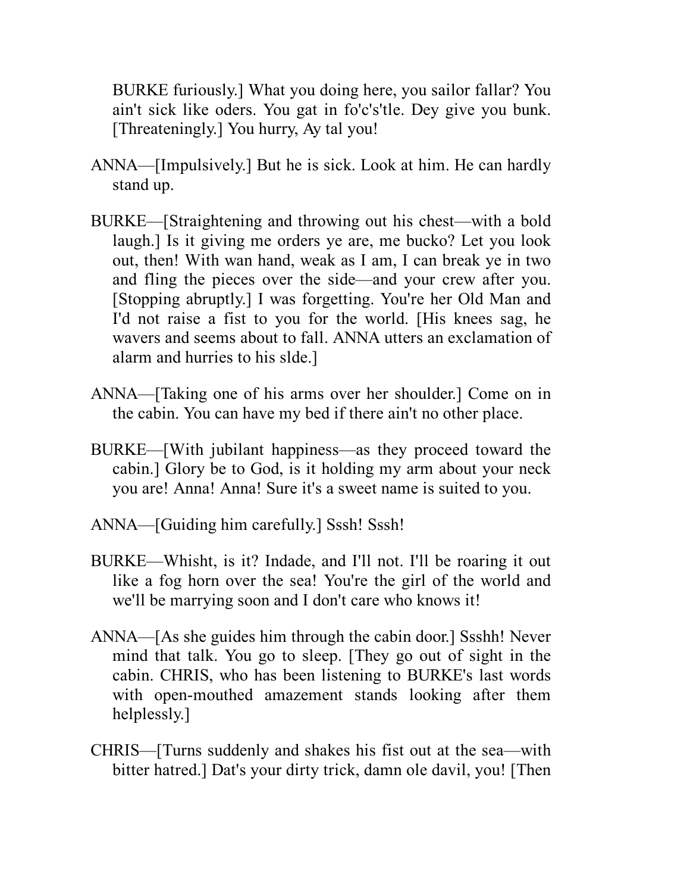BURKE furiously.] What you doing here, you sailor fallar? You ain't sick like oders. You gat in fo'c's'tle. Dey give you bunk. [Threateningly.] You hurry, Ay tal you!

ANNA—[Impulsively.] But he is sick. Look at him. He can hardly stand up.

BURKE—[Straightening and throwing out his chest—with a bold laugh.] Is it giving me orders ye are, me bucko? Let you look out, then! With wan hand, weak as I am, I can break ye in two and fling the pieces over the side—and your crew after you. [Stopping abruptly.] I was forgetting. You're her Old Man and I'd not raise a fist to you for the world. [His knees sag, he wavers and seems about to fall. ANNA utters an exclamation of alarm and hurries to his slde.]

ANNA—[Taking one of his arms over her shoulder.] Come on in the cabin. You can have my bed if there ain't no other place.

BURKE—[With jubilant happiness—as they proceed toward the cabin.] Glory be to God, is it holding my arm about your neck you are! Anna! Anna! Sure it's a sweet name is suited to you.

ANNA—[Guiding him carefully.] Sssh! Sssh!

BURKE—Whisht, is it? Indade, and I'll not. I'll be roaring it out like a fog horn over the sea! You're the girl of the world and we'll be marrying soon and I don't care who knows it!

ANNA—[As she guides him through the cabin door.] Ssshh! Never mind that talk. You go to sleep. [They go out of sight in the cabin. CHRIS, who has been listening to BURKE's last words with open-mouthed amazement stands looking after them helplessly.]

CHRIS—[Turns suddenly and shakes his fist out at the sea—with bitter hatred.] Dat's your dirty trick, damn ole davil, you! [Then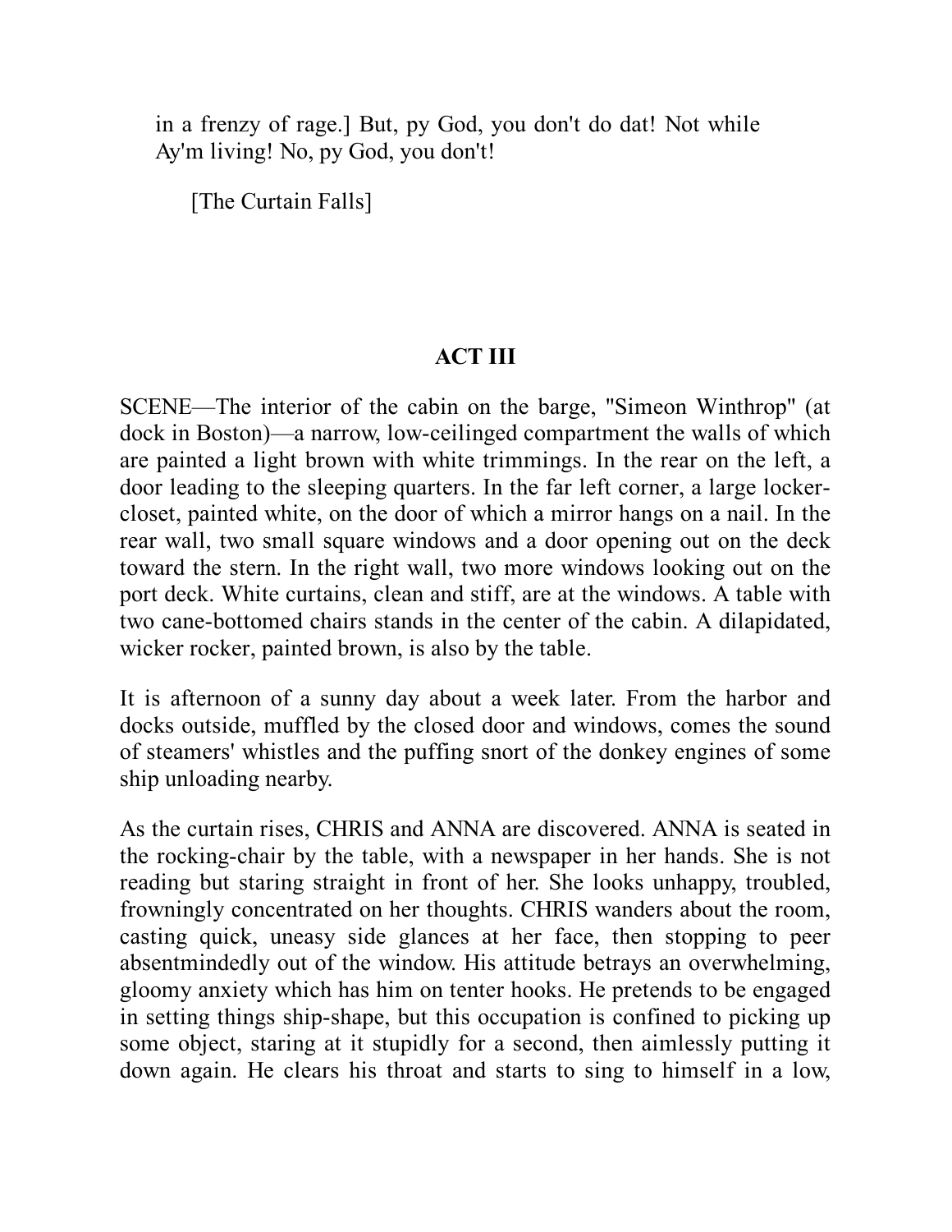in a frenzy of rage.] But, py God, you don't do dat! Not while Ay'm living! No, py God, you don't!

[The Curtain Falls]

## ACT III

SCENE—The interior of the cabin on the barge, "Simeon Winthrop" (at dock in Boston)—a narrow, low-ceilinged compartment the walls of which are painted a light brown with white trimmings. In the rear on the left, a door leading to the sleeping quarters. In the far left corner, a large locker-closet, painted white, on the door of which a mirror hangs on a nail. In the rear wall, two small square windows and a door opening out on the deck toward the stern. In the right wall, two more windows looking out on the port deck. White curtains, clean and stiff, are at the windows. A table with two cane-bottomed chairs stands in the center of the cabin. A dilapidated, wicker rocker, painted brown, is also by the table.

It is afternoon of a sunny day about a week later. From the harbor and docks outside, muffled by the closed door and windows, comes the sound of steamers' whistles and the puffing snort of the donkey engines of some ship unloading nearby.

As the curtain rises, CHRIS and ANNA are discovered. ANNA is seated in the rocking-chair by the table, with a newspaper in her hands. She is not reading but staring straight in front of her. She looks unhappy, troubled, frowningly concentrated on her thoughts. CHRIS wanders about the room, casting quick, uneasy side glances at her face, then stopping to peer absentmindedly out of the window. His attitude betrays an overwhelming, gloomy anxiety which has him on tenter hooks. He pretends to be engaged in setting things ship-shape, but this occupation is confined to picking up some object, staring at it stupidly for a second, then aimlessly putting it down again. He clears his throat and starts to sing to himself in a low,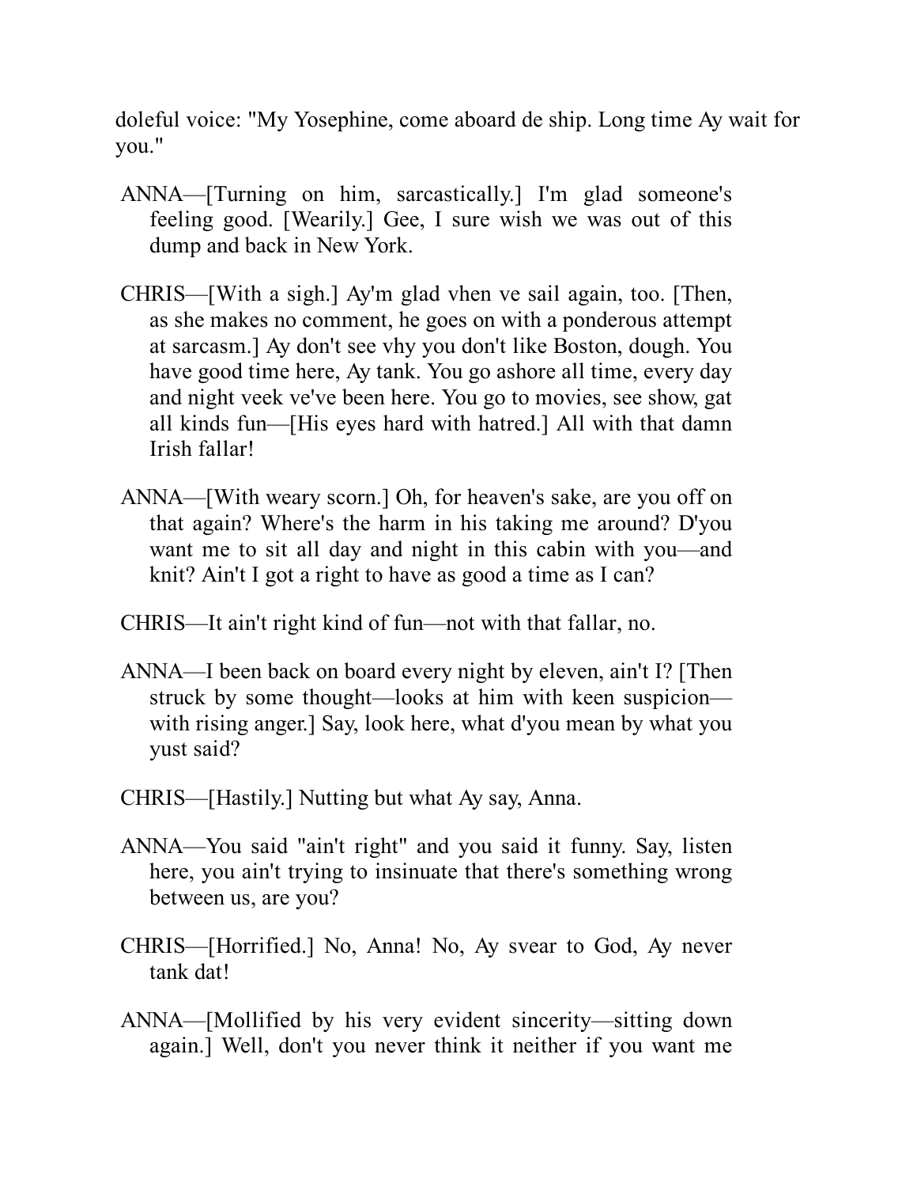doleful voice: "My Yosephine, come aboard de ship. Long time Ay wait for you."

ANNA—[Turning on him, sarcastically.] I'm glad someone's feeling good. [Wearily.] Gee, I sure wish we was out of this dump and back in New York.

CHRIS—[With a sigh.] Ay'm glad vhen ve sail again, too. [Then, as she makes no comment, he goes on with a ponderous attempt at sarcasm.] Ay don't see vhy you don't like Boston, dough. You have good time here, Ay tank. You go ashore all time, every day and night veek ve've been here. You go to movies, see show, gat all kinds fun—[His eyes hard with hatred.] All with that damn Irish fallar!

ANNA—[With weary scorn.] Oh, for heaven's sake, are you off on that again? Where's the harm in his taking me around? D'you want me to sit all day and night in this cabin with you—and knit? Ain't I got a right to have as good a time as I can?

CHRIS—It ain't right kind of fun—not with that fallar, no.

ANNA—I been back on board every night by eleven, ain't I? [Then struck by some thought—looks at him with keen suspicion—with rising anger.] Say, look here, what d'you mean by what you yust said?

CHRIS—[Hastily.] Nutting but what Ay say, Anna.

ANNA—You said "ain't right" and you said it funny. Say, listen here, you ain't trying to insinuate that there's something wrong between us, are you?

CHRIS—[Horrified.] No, Anna! No, Ay svear to God, Ay never tank dat!

ANNA—[Mollified by his very evident sincerity—sitting down again.] Well, don't you never think it neither if you want me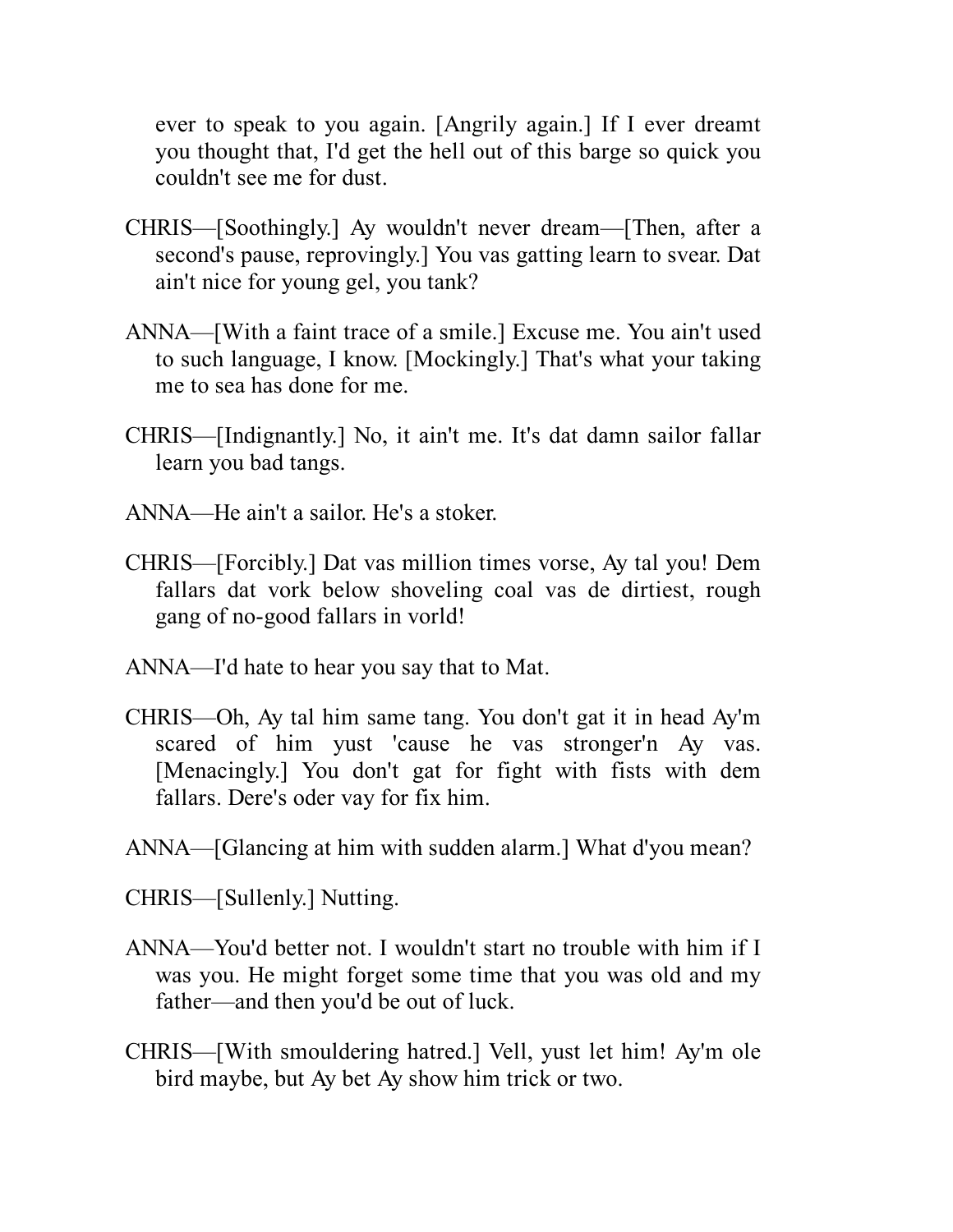ever to speak to you again. [Angrily again.] If I ever dreamt you thought that, I'd get the hell out of this barge so quick you couldn't see me for dust.

CHRIS—[Soothingly.] Ay wouldn't never dream—[Then, after a second's pause, reprovingly.] You vas gatting learn to svear. Dat ain't nice for young gel, you tank?

ANNA—[With a faint trace of a smile.] Excuse me. You ain't used to such language, I know. [Mockingly.] That's what your taking me to sea has done for me.

CHRIS—[Indignantly.] No, it ain't me. It's dat damn sailor fallar learn you bad tangs.

ANNA—He ain't a sailor. He's a stoker.

CHRIS—[Forcibly.] Dat vas million times vorse, Ay tal you! Dem fallars dat vork below shoveling coal vas de dirtiest, rough gang of no-good fallars in vorld!

ANNA—I'd hate to hear you say that to Mat.

CHRIS—Oh, Ay tal him same tang. You don't gat it in head Ay'm scared of him yust 'cause he vas stronger'n Ay vas. [Menacingly.] You don't gat for fight with fists with dem fallars. Dere's oder vay for fix him.

ANNA—[Glancing at him with sudden alarm.] What d'you mean?

CHRIS—[Sullenly.] Nutting.

ANNA—You'd better not. I wouldn't start no trouble with him if I was you. He might forget some time that you was old and my father—and then you'd be out of luck.

CHRIS—[With smouldering hatred.] Vell, yust let him! Ay'm ole bird maybe, but Ay bet Ay show him trick or two.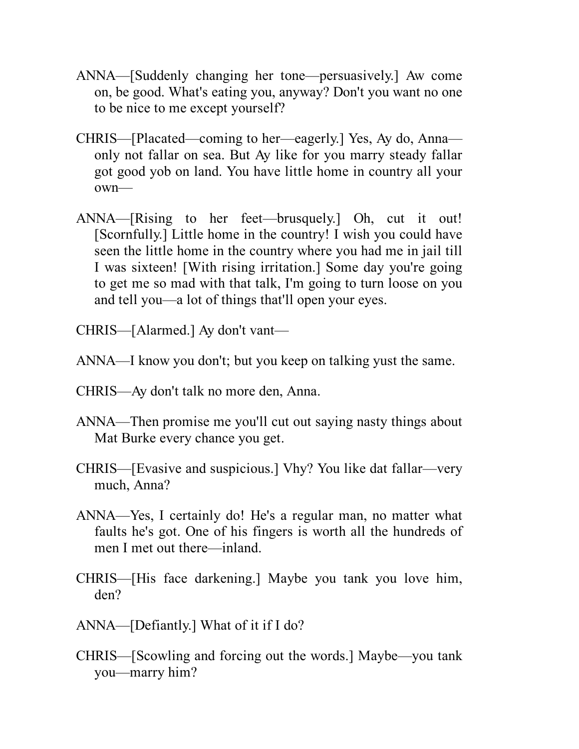ANNA—[Suddenly changing her tone—persuasively.] Aw come on, be good. What's eating you, anyway? Don't you want no one to be nice to me except yourself?

CHRIS—[Placated—coming to her—eagerly.] Yes, Ay do, Anna—only not fallar on sea. But Ay like for you marry steady fallar got good yob on land. You have little home in country all your own—

ANNA—[Rising to her feet—brusquely.] Oh, cut it out! [Scornfully.] Little home in the country! I wish you could have seen the little home in the country where you had me in jail till I was sixteen! [With rising irritation.] Some day you're going to get me so mad with that talk, I'm going to turn loose on you and tell you—a lot of things that'll open your eyes.

CHRIS—[Alarmed.] Ay don't vant—

ANNA—I know you don't; but you keep on talking yust the same.

CHRIS—Ay don't talk no more den, Anna.

ANNA—Then promise me you'll cut out saying nasty things about Mat Burke every chance you get.

CHRIS—[Evasive and suspicious.] Vhy? You like dat fallar—very much, Anna?

ANNA—Yes, I certainly do! He's a regular man, no matter what faults he's got. One of his fingers is worth all the hundreds of men I met out there—inland.

CHRIS—[His face darkening.] Maybe you tank you love him, den?

ANNA—[Defiantly.] What of it if I do?

CHRIS—[Scowling and forcing out the words.] Maybe—you tank you—marry him?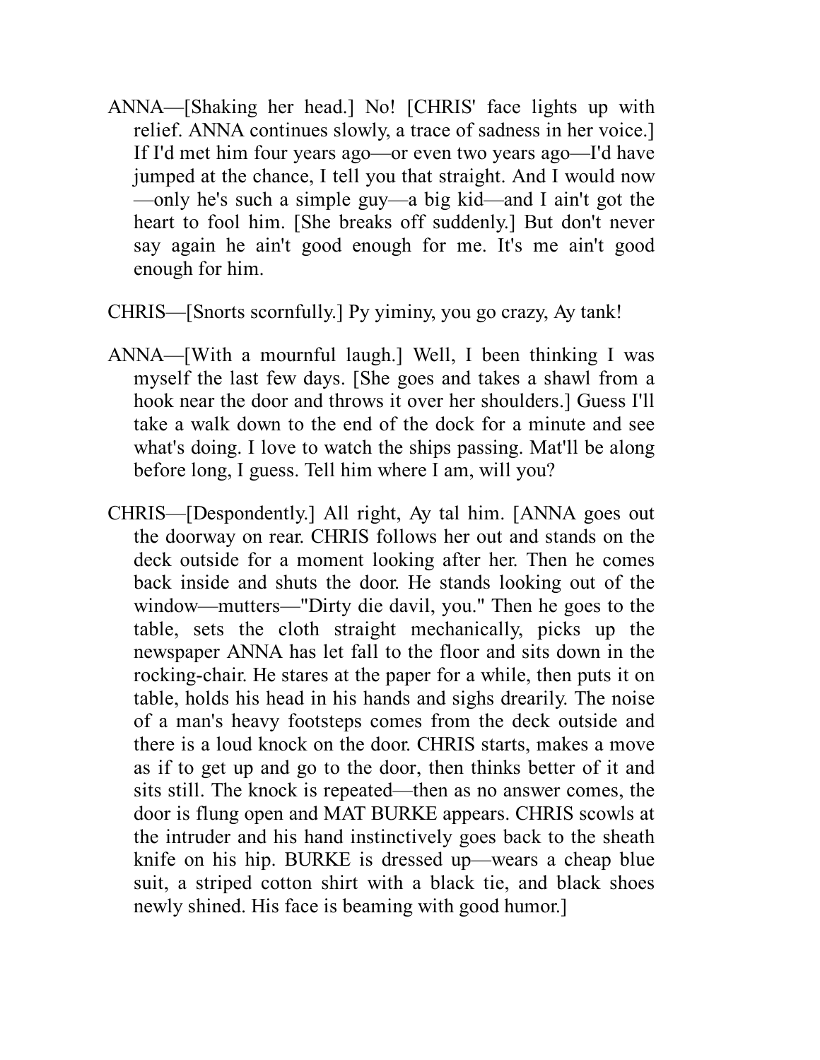ANNA—[Shaking her head.] No! [CHRIS' face lights up with relief. ANNA continues slowly, a trace of sadness in her voice.] If I'd met him four years ago—or even two years ago—I'd have jumped at the chance, I tell you that straight. And I would now—only he's such a simple guy—a big kid—and I ain't got the heart to fool him. [She breaks off suddenly.] But don't never say again he ain't good enough for me. It's me ain't good enough for him.

CHRIS—[Snorts scornfully.] Py yiminy, you go crazy, Ay tank!

ANNA—[With a mournful laugh.] Well, I been thinking I was myself the last few days. [She goes and takes a shawl from a hook near the door and throws it over her shoulders.] Guess I'll take a walk down to the end of the dock for a minute and see what's doing. I love to watch the ships passing. Mat'll be along before long, I guess. Tell him where I am, will you?

CHRIS—[Despondently.] All right, Ay tal him. [ANNA goes out the doorway on rear. CHRIS follows her out and stands on the deck outside for a moment looking after her. Then he comes back inside and shuts the door. He stands looking out of the window—mutters—"Dirty die davil, you." Then he goes to the table, sets the cloth straight mechanically, picks up the newspaper ANNA has let fall to the floor and sits down in the rocking-chair. He stares at the paper for a while, then puts it on table, holds his head in his hands and sighs drearily. The noise of a man's heavy footsteps comes from the deck outside and there is a loud knock on the door. CHRIS starts, makes a move as if to get up and go to the door, then thinks better of it and sits still. The knock is repeated—then as no answer comes, the door is flung open and MAT BURKE appears. CHRIS scowls at the intruder and his hand instinctively goes back to the sheath knife on his hip. BURKE is dressed up—wears a cheap blue suit, a striped cotton shirt with a black tie, and black shoes newly shined. His face is beaming with good humor.]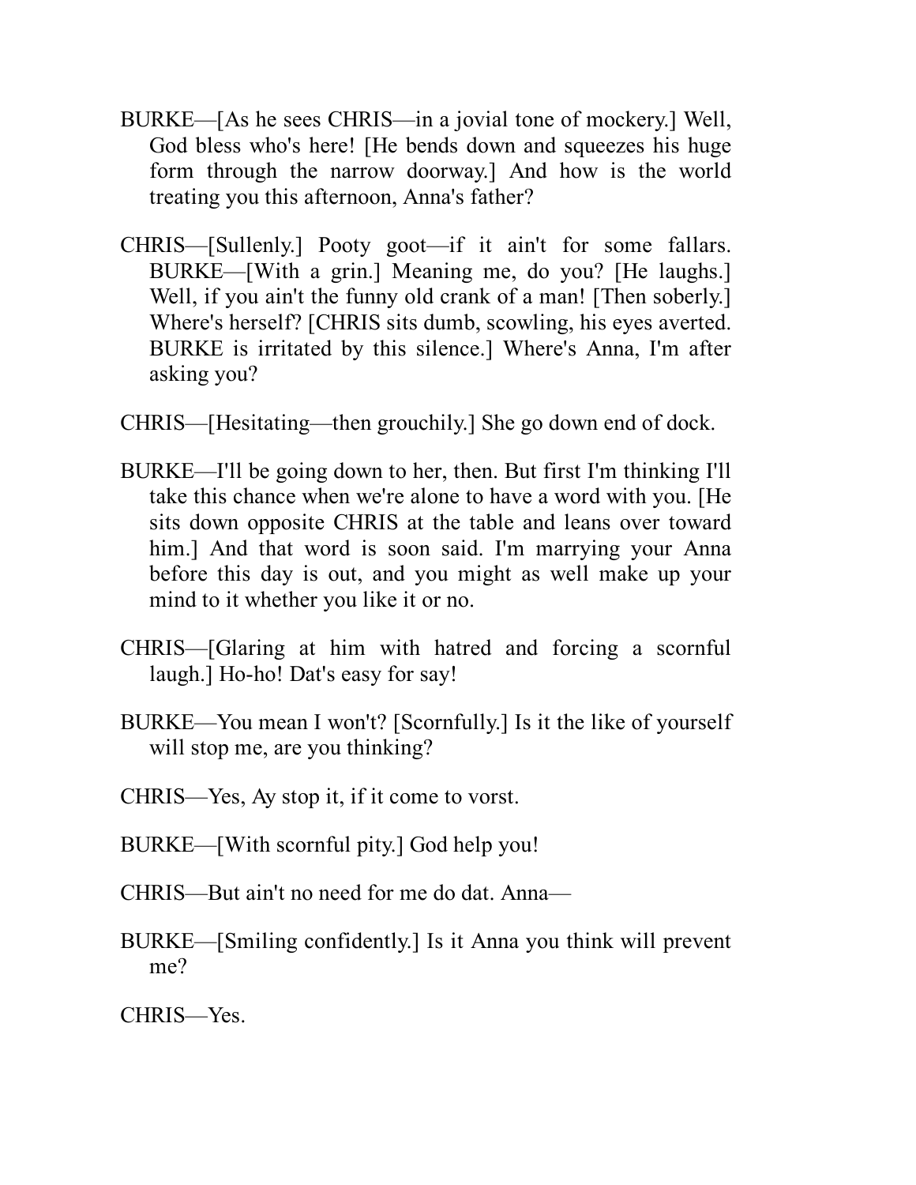BURKE—[As he sees CHRIS—in a jovial tone of mockery.] Well, God bless who's here! [He bends down and squeezes his huge form through the narrow doorway.] And how is the world treating you this afternoon, Anna's father?

CHRIS—[Sullenly.] Pooty goot—if it ain't for some fallars. BURKE—[With a grin.] Meaning me, do you? [He laughs.] Well, if you ain't the funny old crank of a man! [Then soberly.] Where's herself? [CHRIS sits dumb, scowling, his eyes averted. BURKE is irritated by this silence.] Where's Anna, I'm after asking you?

CHRIS—[Hesitating—then grouchily.] She go down end of dock.

BURKE—I'll be going down to her, then. But first I'm thinking I'll take this chance when we're alone to have a word with you. [He sits down opposite CHRIS at the table and leans over toward him.] And that word is soon said. I'm marrying your Anna before this day is out, and you might as well make up your mind to it whether you like it or no.

CHRIS—[Glaring at him with hatred and forcing a scornful laugh.] Ho-ho! Dat's easy for say!

BURKE—You mean I won't? [Scornfully.] Is it the like of yourself will stop me, are you thinking?

CHRIS—Yes, Ay stop it, if it come to vorst.

BURKE—[With scornful pity.] God help you!

CHRIS—But ain't no need for me do dat. Anna—

BURKE—[Smiling confidently.] Is it Anna you think will prevent me?

CHRIS—Yes.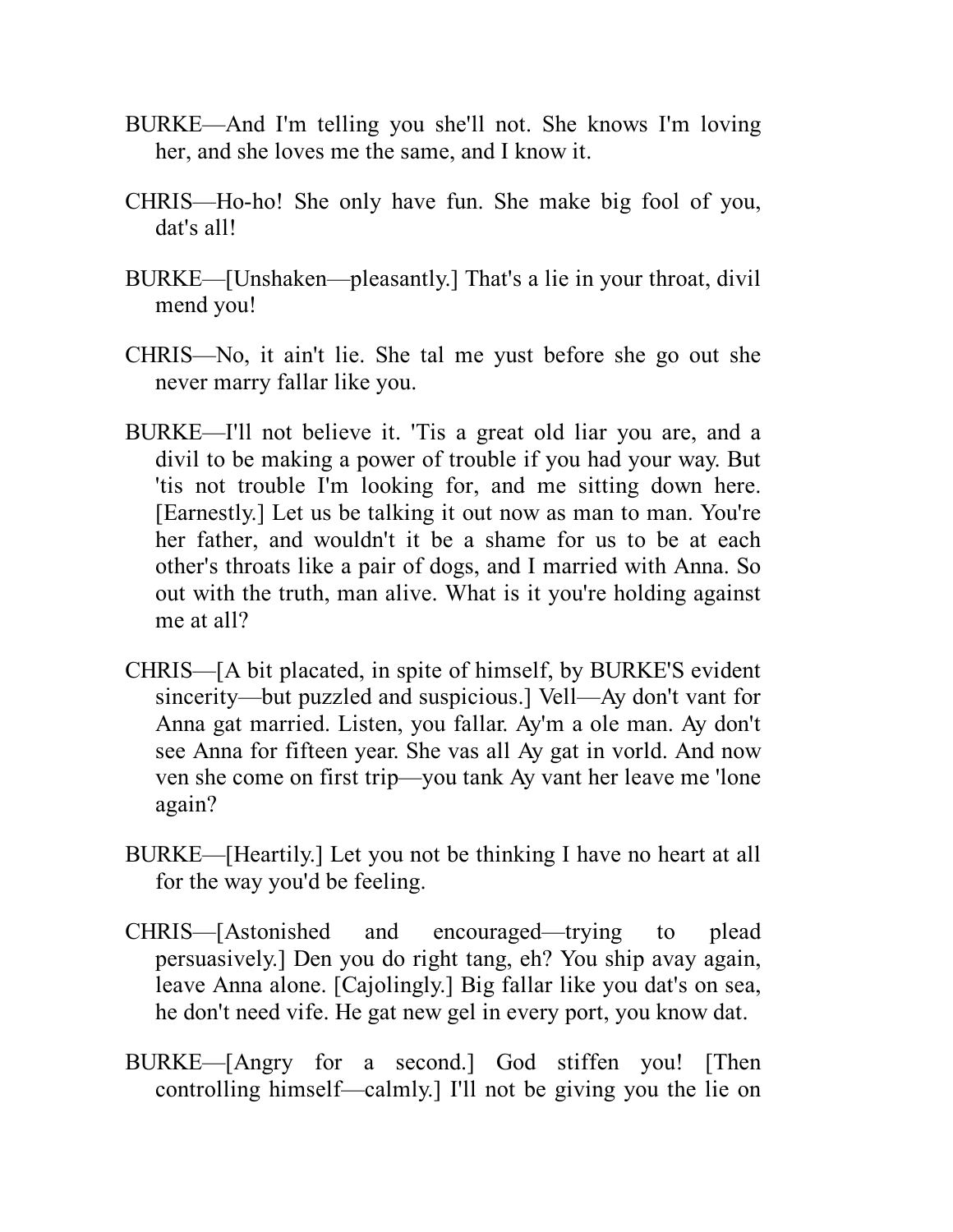BURKE—And I'm telling you she'll not. She knows I'm loving her, and she loves me the same, and I know it.

CHRIS—Ho-ho! She only have fun. She make big fool of you, dat's all!

BURKE—[Unshaken—pleasantly.] That's a lie in your throat, divil mend you!

CHRIS—No, it ain't lie. She tal me yust before she go out she never marry fallar like you.

BURKE—I'll not believe it. 'Tis a great old liar you are, and a divil to be making a power of trouble if you had your way. But 'tis not trouble I'm looking for, and me sitting down here. [Earnestly.] Let us be talking it out now as man to man. You're her father, and wouldn't it be a shame for us to be at each other's throats like a pair of dogs, and I married with Anna. So out with the truth, man alive. What is it you're holding against me at all?

CHRIS—[A bit placated, in spite of himself, by BURKE'S evident sincerity—but puzzled and suspicious.] Vell—Ay don't vant for Anna gat married. Listen, you fallar. Ay'm a ole man. Ay don't see Anna for fifteen year. She vas all Ay gat in vorld. And now ven she come on first trip—you tank Ay vant her leave me 'lone again?

BURKE—[Heartily.] Let you not be thinking I have no heart at all for the way you'd be feeling.

CHRIS—[Astonished and encouraged—trying to plead persuasively.] Den you do right tang, eh? You ship avay again, leave Anna alone. [Cajolingly.] Big fallar like you dat's on sea, he don't need vife. He gat new gel in every port, you know dat.

BURKE—[Angry for a second.] God stiffen you! [Then controlling himself—calmly.] I'll not be giving you the lie on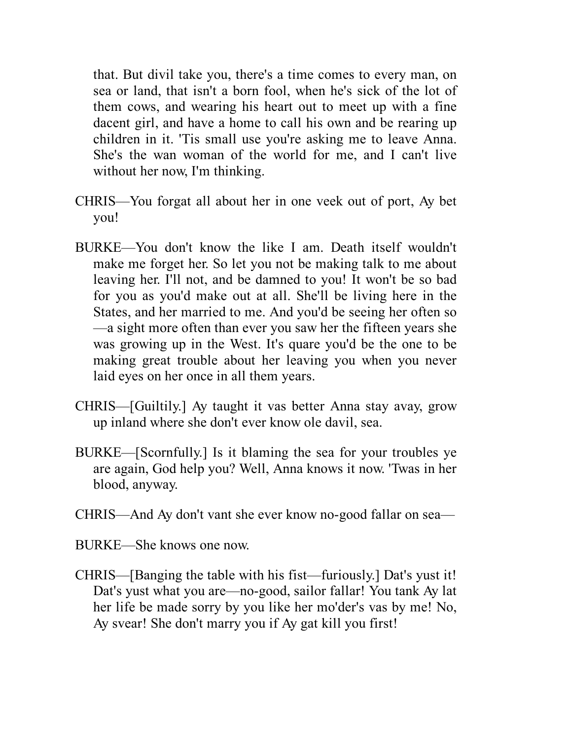that. But divil take you, there's a time comes to every man, on sea or land, that isn't a born fool, when he's sick of the lot of them cows, and wearing his heart out to meet up with a fine dacent girl, and have a home to call his own and be rearing up children in it. 'Tis small use you're asking me to leave Anna. She's the wan woman of the world for me, and I can't live without her now, I'm thinking.

CHRIS—You forgat all about her in one veek out of port, Ay bet you!

BURKE—You don't know the like I am. Death itself wouldn't make me forget her. So let you not be making talk to me about leaving her. I'll not, and be damned to you! It won't be so bad for you as you'd make out at all. She'll be living here in the States, and her married to me. And you'd be seeing her often so—a sight more often than ever you saw her the fifteen years she was growing up in the West. It's quare you'd be the one to be making great trouble about her leaving you when you never laid eyes on her once in all them years.

CHRIS—[Guiltily.] Ay taught it vas better Anna stay avay, grow up inland where she don't ever know ole davil, sea.

BURKE—[Scornfully.] Is it blaming the sea for your troubles ye are again, God help you? Well, Anna knows it now. 'Twas in her blood, anyway.

CHRIS—And Ay don't vant she ever know no-good fallar on sea—

BURKE—She knows one now.

CHRIS—[Banging the table with his fist—furiously.] Dat's yust it! Dat's yust what you are—no-good, sailor fallar! You tank Ay lat her life be made sorry by you like her mo'der's vas by me! No, Ay svear! She don't marry you if Ay gat kill you first!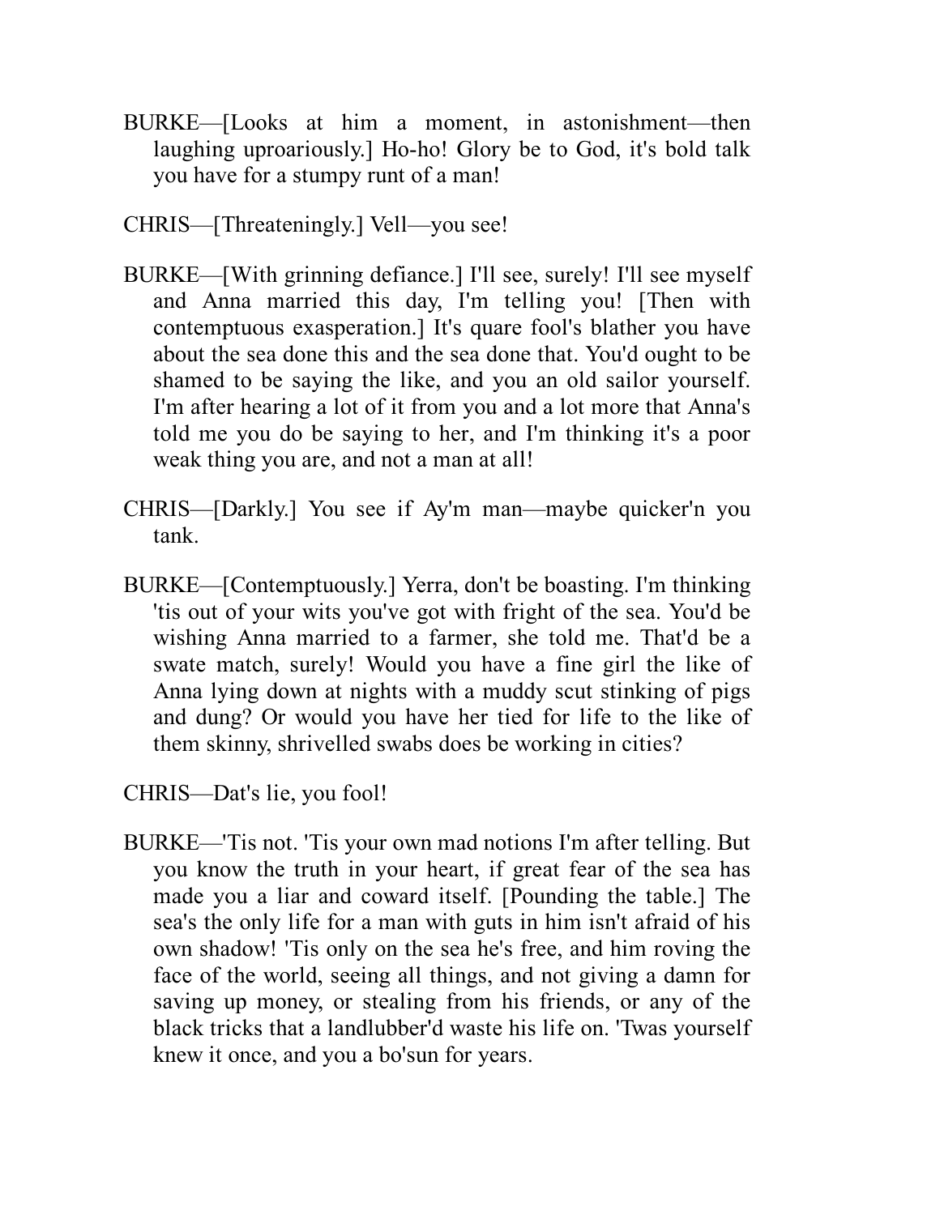BURKE—[Looks at him a moment, in astonishment—then laughing uproariously.] Ho-ho! Glory be to God, it's bold talk you have for a stumpy runt of a man!

CHRIS—[Threateningly.] Vell—you see!

BURKE—[With grinning defiance.] I'll see, surely! I'll see myself and Anna married this day, I'm telling you! [Then with contemptuous exasperation.] It's quare fool's blather you have about the sea done this and the sea done that. You'd ought to be shamed to be saying the like, and you an old sailor yourself. I'm after hearing a lot of it from you and a lot more that Anna's told me you do be saying to her, and I'm thinking it's a poor weak thing you are, and not a man at all!

CHRIS—[Darkly.] You see if Ay'm man—maybe quicker'n you tank.

BURKE—[Contemptuously.] Yerra, don't be boasting. I'm thinking 'tis out of your wits you've got with fright of the sea. You'd be wishing Anna married to a farmer, she told me. That'd be a swate match, surely! Would you have a fine girl the like of Anna lying down at nights with a muddy scut stinking of pigs and dung? Or would you have her tied for life to the like of them skinny, shrivelled swabs does be working in cities?

CHRIS—Dat's lie, you fool!

BURKE—'Tis not. 'Tis your own mad notions I'm after telling. But you know the truth in your heart, if great fear of the sea has made you a liar and coward itself. [Pounding the table.] The sea's the only life for a man with guts in him isn't afraid of his own shadow! 'Tis only on the sea he's free, and him roving the face of the world, seeing all things, and not giving a damn for saving up money, or stealing from his friends, or any of the black tricks that a landlubber'd waste his life on. 'Twas yourself knew it once, and you a bo'sun for years.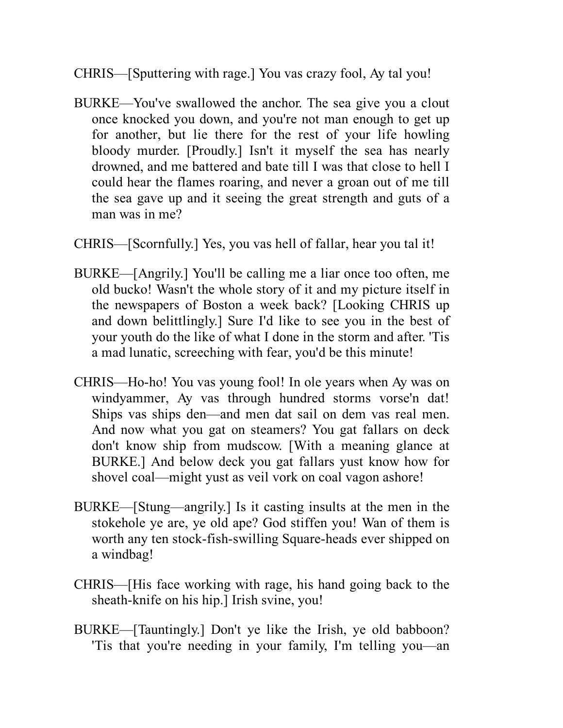CHRIS—[Sputtering with rage.] You vas crazy fool, Ay tal you!

BURKE—You've swallowed the anchor. The sea give you a clout once knocked you down, and you're not man enough to get up for another, but lie there for the rest of your life howling bloody murder. [Proudly.] Isn't it myself the sea has nearly drowned, and me battered and bate till I was that close to hell I could hear the flames roaring, and never a groan out of me till the sea gave up and it seeing the great strength and guts of a man was in me?

CHRIS—[Scornfully.] Yes, you vas hell of fallar, hear you tal it!

BURKE—[Angrily.] You'll be calling me a liar once too often, me old bucko! Wasn't the whole story of it and my picture itself in the newspapers of Boston a week back? [Looking CHRIS up and down belittlingly.] Sure I'd like to see you in the best of your youth do the like of what I done in the storm and after. 'Tis a mad lunatic, screeching with fear, you'd be this minute!

CHRIS—Ho-ho! You vas young fool! In ole years when Ay was on windyammer, Ay vas through hundred storms vorse'n dat! Ships vas ships den—and men dat sail on dem vas real men. And now what you gat on steamers? You gat fallars on deck don't know ship from mudscow. [With a meaning glance at BURKE.] And below deck you gat fallars yust know how for shovel coal—might yust as veil vork on coal vagon ashore!

BURKE—[Stung—angrily.] Is it casting insults at the men in the stokehole ye are, ye old ape? God stiffen you! Wan of them is worth any ten stock-fish-swilling Square-heads ever shipped on a windbag!

CHRIS—[His face working with rage, his hand going back to the sheath-knife on his hip.] Irish svine, you!

BURKE—[Tauntingly.] Don't ye like the Irish, ye old babboon? 'Tis that you're needing in your family, I'm telling you—an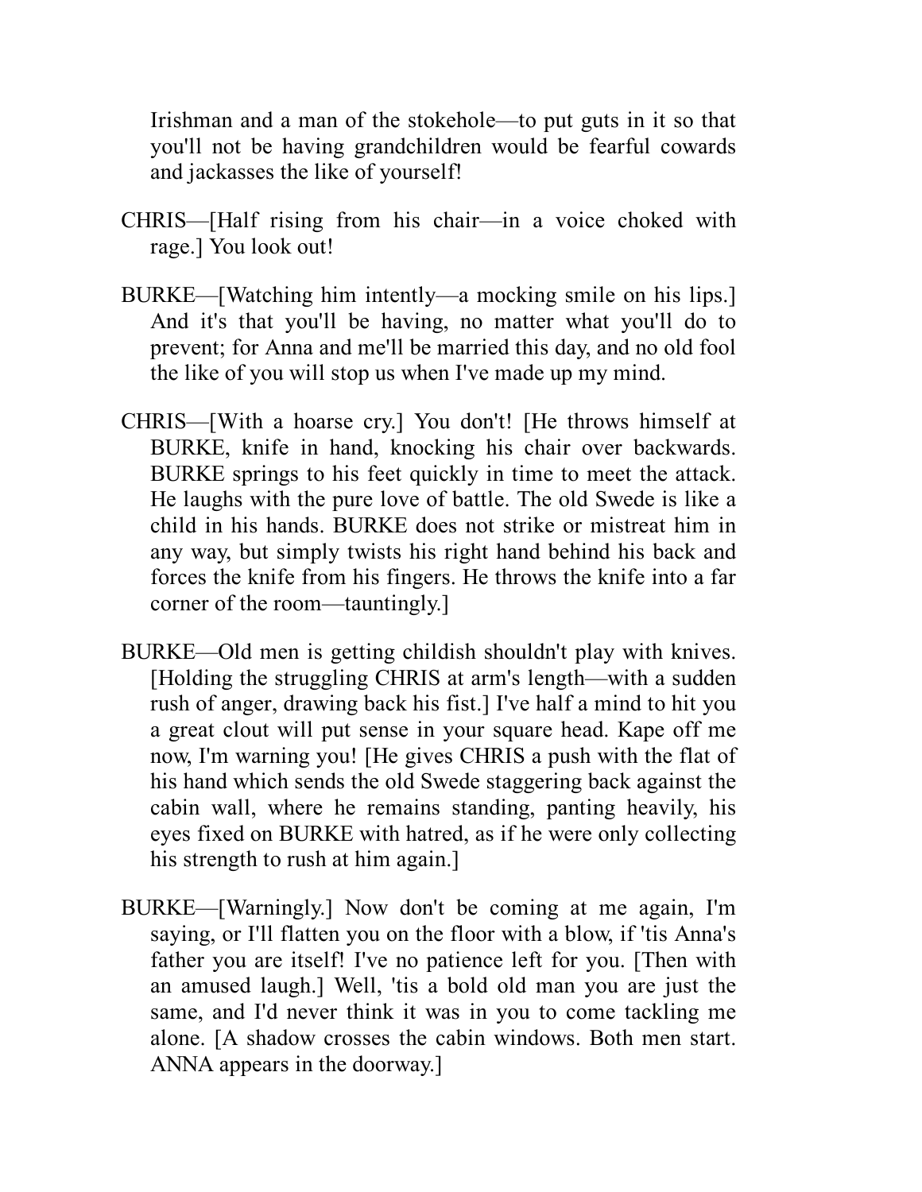Irishman and a man of the stokehole—to put guts in it so that you'll not be having grandchildren would be fearful cowards and jackasses the like of yourself!

CHRIS—[Half rising from his chair—in a voice choked with rage.] You look out!

BURKE—[Watching him intently—a mocking smile on his lips.] And it's that you'll be having, no matter what you'll do to prevent; for Anna and me'll be married this day, and no old fool the like of you will stop us when I've made up my mind.

CHRIS—[With a hoarse cry.] You don't! [He throws himself at BURKE, knife in hand, knocking his chair over backwards. BURKE springs to his feet quickly in time to meet the attack. He laughs with the pure love of battle. The old Swede is like a child in his hands. BURKE does not strike or mistreat him in any way, but simply twists his right hand behind his back and forces the knife from his fingers. He throws the knife into a far corner of the room—tauntingly.]

BURKE—Old men is getting childish shouldn't play with knives. [Holding the struggling CHRIS at arm's length—with a sudden rush of anger, drawing back his fist.] I've half a mind to hit you a great clout will put sense in your square head. Kape off me now, I'm warning you! [He gives CHRIS a push with the flat of his hand which sends the old Swede staggering back against the cabin wall, where he remains standing, panting heavily, his eyes fixed on BURKE with hatred, as if he were only collecting his strength to rush at him again.]

BURKE—[Warningly.] Now don't be coming at me again, I'm saying, or I'll flatten you on the floor with a blow, if 'tis Anna's father you are itself! I've no patience left for you. [Then with an amused laugh.] Well, 'tis a bold old man you are just the same, and I'd never think it was in you to come tackling me alone. [A shadow crosses the cabin windows. Both men start. ANNA appears in the doorway.]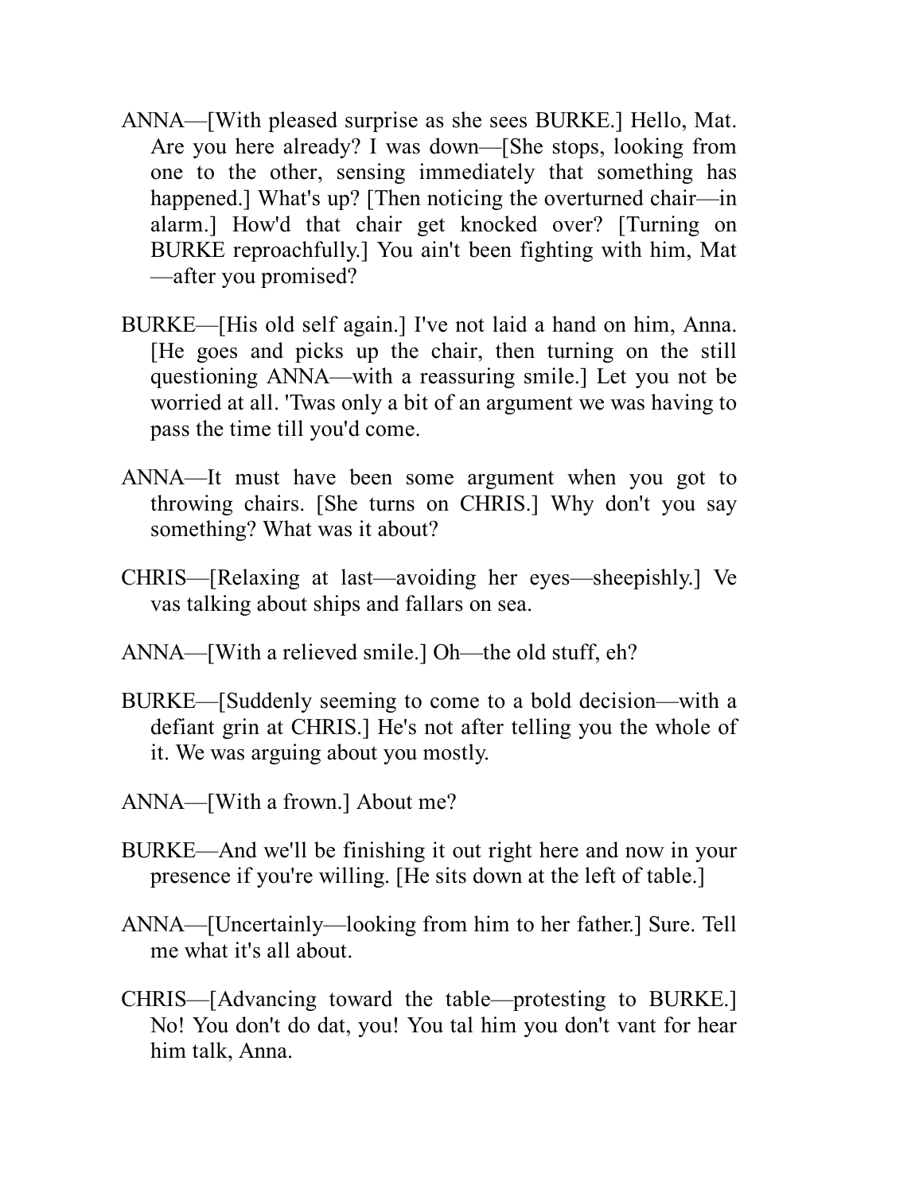ANNA—[With pleased surprise as she sees BURKE.] Hello, Mat. Are you here already? I was down—[She stops, looking from one to the other, sensing immediately that something has happened.] What's up? [Then noticing the overturned chair—in alarm.] How'd that chair get knocked over? [Turning on BURKE reproachfully.] You ain't been fighting with him, Mat—after you promised?

BURKE—[His old self again.] I've not laid a hand on him, Anna. [He goes and picks up the chair, then turning on the still questioning ANNA—with a reassuring smile.] Let you not be worried at all. 'Twas only a bit of an argument we was having to pass the time till you'd come.

ANNA—It must have been some argument when you got to throwing chairs. [She turns on CHRIS.] Why don't you say something? What was it about?

CHRIS—[Relaxing at last—avoiding her eyes—sheepishly.] Ve vas talking about ships and fallars on sea.

ANNA—[With a relieved smile.] Oh—the old stuff, eh?

BURKE—[Suddenly seeming to come to a bold decision—with a defiant grin at CHRIS.] He's not after telling you the whole of it. We was arguing about you mostly.

ANNA—[With a frown.] About me?

BURKE—And we'll be finishing it out right here and now in your presence if you're willing. [He sits down at the left of table.]

ANNA—[Uncertainly—looking from him to her father.] Sure. Tell me what it's all about.

CHRIS—[Advancing toward the table—protesting to BURKE.] No! You don't do dat, you! You tal him you don't vant for hear him talk, Anna.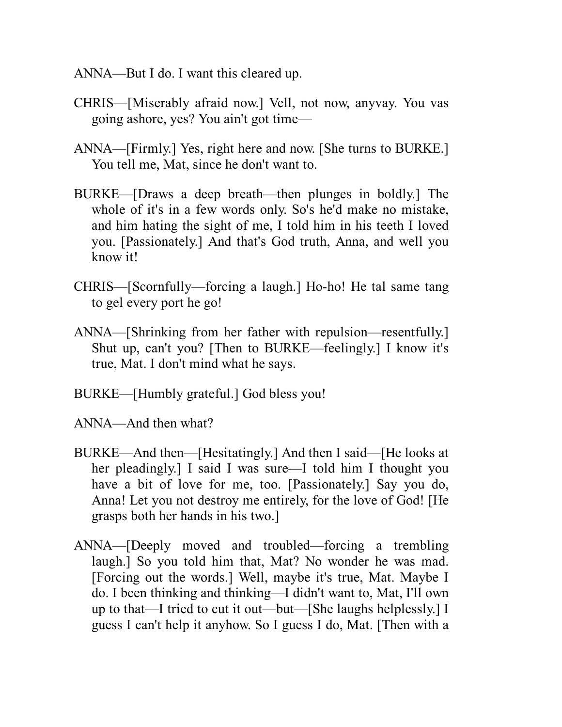ANNA—But I do. I want this cleared up.

CHRIS—[Miserably afraid now.] Vell, not now, anyvay. You vas going ashore, yes? You ain't got time—

ANNA—[Firmly.] Yes, right here and now. [She turns to BURKE.] You tell me, Mat, since he don't want to.

BURKE—[Draws a deep breath—then plunges in boldly.] The whole of it's in a few words only. So's he'd make no mistake, and him hating the sight of me, I told him in his teeth I loved you. [Passionately.] And that's God truth, Anna, and well you know it!

CHRIS—[Scornfully—forcing a laugh.] Ho-ho! He tal same tang to gel every port he go!

ANNA—[Shrinking from her father with repulsion—resentfully.] Shut up, can't you? [Then to BURKE—feelingly.] I know it's true, Mat. I don't mind what he says.

BURKE—[Humbly grateful.] God bless you!

ANNA—And then what?

BURKE—And then—[Hesitatingly.] And then I said—[He looks at her pleadingly.] I said I was sure—I told him I thought you have a bit of love for me, too. [Passionately.] Say you do, Anna! Let you not destroy me entirely, for the love of God! [He grasps both her hands in his two.]

ANNA—[Deeply moved and troubled—forcing a trembling laugh.] So you told him that, Mat? No wonder he was mad. [Forcing out the words.] Well, maybe it's true, Mat. Maybe I do. I been thinking and thinking—I didn't want to, Mat, I'll own up to that—I tried to cut it out—but—[She laughs helplessly.] I guess I can't help it anyhow. So I guess I do, Mat. [Then with a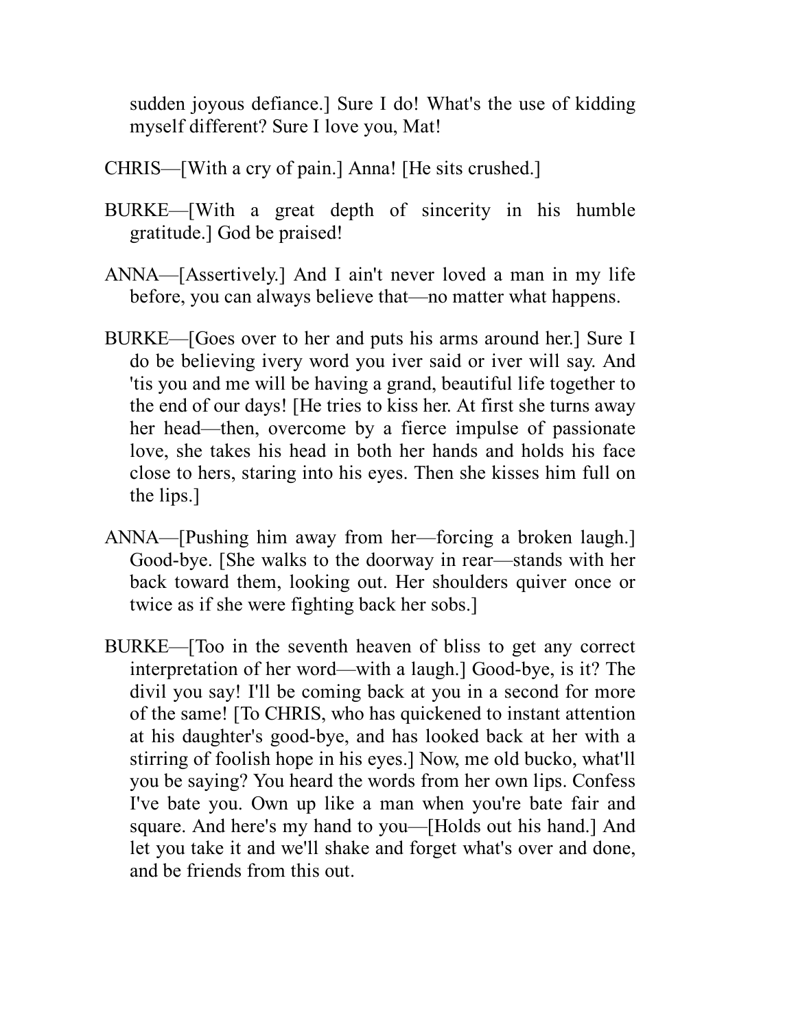sudden joyous defiance.] Sure I do! What's the use of kidding myself different? Sure I love you, Mat!

CHRIS—[With a cry of pain.] Anna! [He sits crushed.]

BURKE—[With a great depth of sincerity in his humble gratitude.] God be praised!

ANNA—[Assertively.] And I ain't never loved a man in my life before, you can always believe that—no matter what happens.

BURKE—[Goes over to her and puts his arms around her.] Sure I do be believing ivery word you iver said or iver will say. And 'tis you and me will be having a grand, beautiful life together to the end of our days! [He tries to kiss her. At first she turns away her head—then, overcome by a fierce impulse of passionate love, she takes his head in both her hands and holds his face close to hers, staring into his eyes. Then she kisses him full on the lips.]

ANNA—[Pushing him away from her—forcing a broken laugh.] Good-bye. [She walks to the doorway in rear—stands with her back toward them, looking out. Her shoulders quiver once or twice as if she were fighting back her sobs.]

BURKE—[Too in the seventh heaven of bliss to get any correct interpretation of her word—with a laugh.] Good-bye, is it? The divil you say! I'll be coming back at you in a second for more of the same! [To CHRIS, who has quickened to instant attention at his daughter's good-bye, and has looked back at her with a stirring of foolish hope in his eyes.] Now, me old bucko, what'll you be saying? You heard the words from her own lips. Confess I've bate you. Own up like a man when you're bate fair and square. And here's my hand to you—[Holds out his hand.] And let you take it and we'll shake and forget what's over and done, and be friends from this out.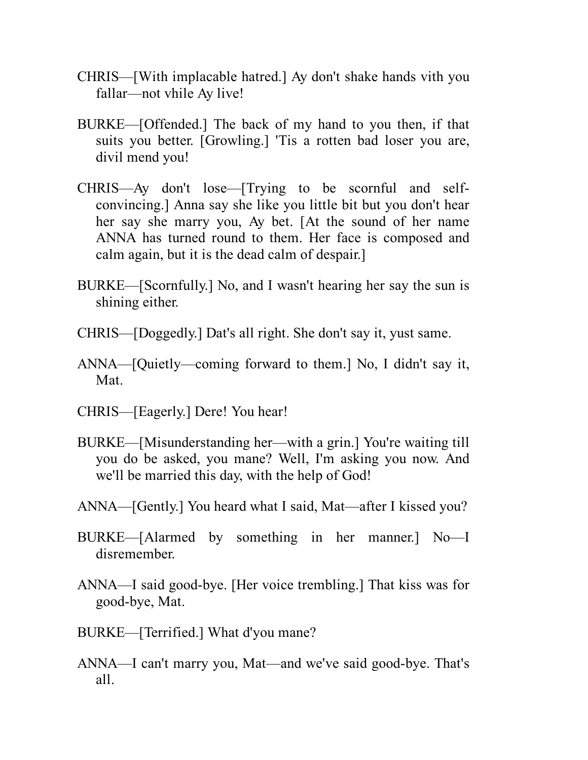CHRIS—[With implacable hatred.] Ay don't shake hands vith you fallar—not vhile Ay live!

BURKE—[Offended.] The back of my hand to you then, if that suits you better. [Growling.] 'Tis a rotten bad loser you are, divil mend you!

CHRIS—Ay don't lose—[Trying to be scornful and self-convincing.] Anna say she like you little bit but you don't hear her say she marry you, Ay bet. [At the sound of her name ANNA has turned round to them. Her face is composed and calm again, but it is the dead calm of despair.]

BURKE—[Scornfully.] No, and I wasn't hearing her say the sun is shining either.

CHRIS—[Doggedly.] Dat's all right. She don't say it, yust same.

ANNA—[Quietly—coming forward to them.] No, I didn't say it, Mat.

CHRIS—[Eagerly.] Dere! You hear!

BURKE—[Misunderstanding her—with a grin.] You're waiting till you do be asked, you mane? Well, I'm asking you now. And we'll be married this day, with the help of God!

ANNA—[Gently.] You heard what I said, Mat—after I kissed you?

BURKE—[Alarmed by something in her manner.] No—I disremember.

ANNA—I said good-bye. [Her voice trembling.] That kiss was for good-bye, Mat.

BURKE—[Terrified.] What d'you mane?

ANNA—I can't marry you, Mat—and we've said good-bye. That's all.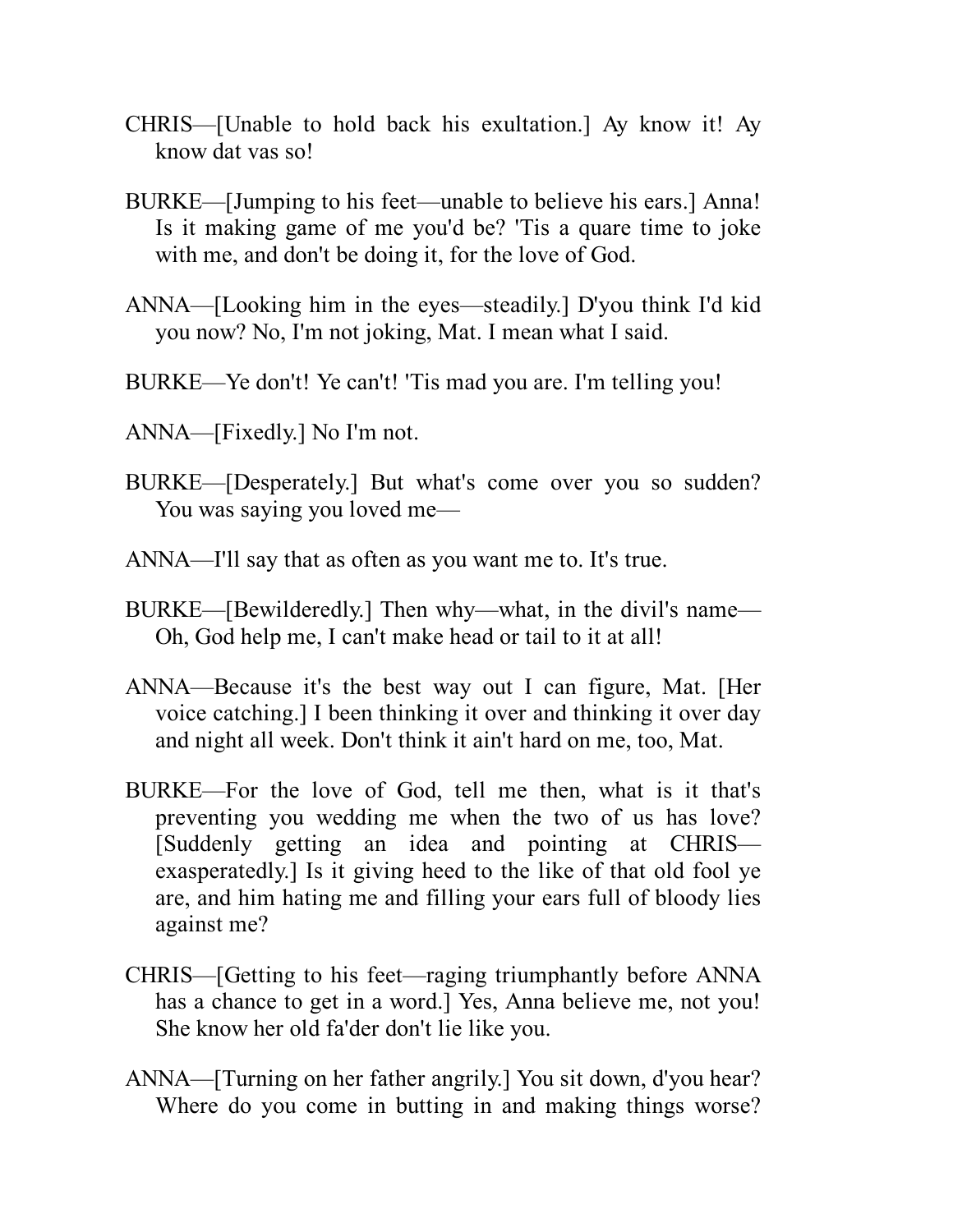CHRIS—[Unable to hold back his exultation.] Ay know it! Ay know dat vas so!

BURKE—[Jumping to his feet—unable to believe his ears.] Anna! Is it making game of me you'd be? 'Tis a quare time to joke with me, and don't be doing it, for the love of God.

ANNA—[Looking him in the eyes—steadily.] D'you think I'd kid you now? No, I'm not joking, Mat. I mean what I said.

BURKE—Ye don't! Ye can't! 'Tis mad you are. I'm telling you!

ANNA—[Fixedly.] No I'm not.

BURKE—[Desperately.] But what's come over you so sudden? You was saying you loved me—

ANNA—I'll say that as often as you want me to. It's true.

BURKE—[Bewilderedly.] Then why—what, in the divil's name—Oh, God help me, I can't make head or tail to it at all!

ANNA—Because it's the best way out I can figure, Mat. [Her voice catching.] I been thinking it over and thinking it over day and night all week. Don't think it ain't hard on me, too, Mat.

BURKE—For the love of God, tell me then, what is it that's preventing you wedding me when the two of us has love? [Suddenly getting an idea and pointing at CHRIS—exasperatedly.] Is it giving heed to the like of that old fool ye are, and him hating me and filling your ears full of bloody lies against me?

CHRIS—[Getting to his feet—raging triumphantly before ANNA has a chance to get in a word.] Yes, Anna believe me, not you! She know her old fa'der don't lie like you.

ANNA—[Turning on her father angrily.] You sit down, d'you hear? Where do you come in butting in and making things worse?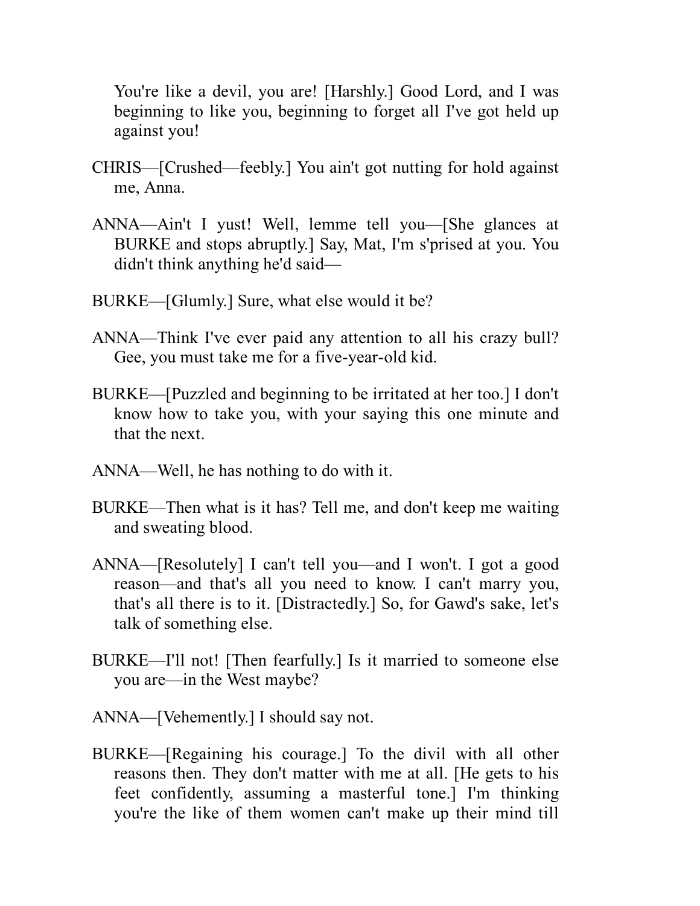You're like a devil, you are! [Harshly.] Good Lord, and I was beginning to like you, beginning to forget all I've got held up against you!

CHRIS—[Crushed—feebly.] You ain't got nutting for hold against me, Anna.

ANNA—Ain't I yust! Well, lemme tell you—[She glances at BURKE and stops abruptly.] Say, Mat, I'm s'prised at you. You didn't think anything he'd said—

BURKE—[Glumly.] Sure, what else would it be?

ANNA—Think I've ever paid any attention to all his crazy bull? Gee, you must take me for a five-year-old kid.

BURKE—[Puzzled and beginning to be irritated at her too.] I don't know how to take you, with your saying this one minute and that the next.

ANNA—Well, he has nothing to do with it.

BURKE—Then what is it has? Tell me, and don't keep me waiting and sweating blood.

ANNA—[Resolutely] I can't tell you—and I won't. I got a good reason—and that's all you need to know. I can't marry you, that's all there is to it. [Distractedly.] So, for Gawd's sake, let's talk of something else.

BURKE—I'll not! [Then fearfully.] Is it married to someone else you are—in the West maybe?

ANNA—[Vehemently.] I should say not.

BURKE—[Regaining his courage.] To the divil with all other reasons then. They don't matter with me at all. [He gets to his feet confidently, assuming a masterful tone.] I'm thinking you're the like of them women can't make up their mind till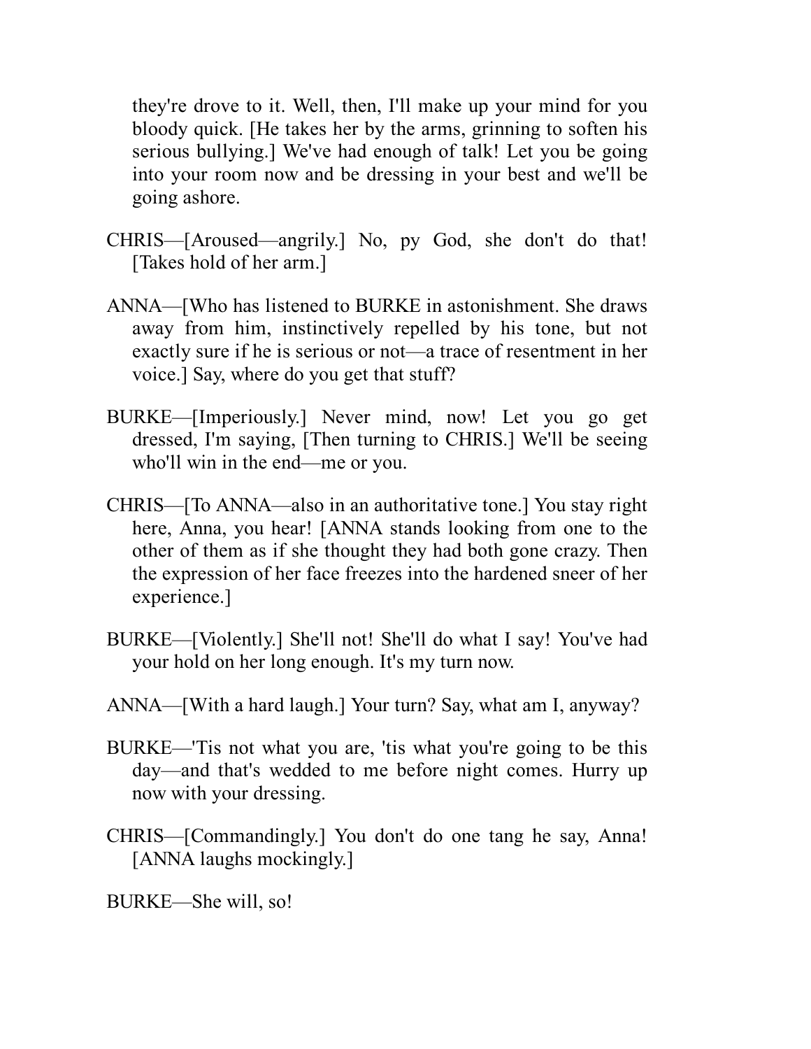they're drove to it. Well, then, I'll make up your mind for you bloody quick. [He takes her by the arms, grinning to soften his serious bullying.] We've had enough of talk! Let you be going into your room now and be dressing in your best and we'll be going ashore.

CHRIS—[Aroused—angrily.] No, py God, she don't do that! [Takes hold of her arm.]

ANNA—[Who has listened to BURKE in astonishment. She draws away from him, instinctively repelled by his tone, but not exactly sure if he is serious or not—a trace of resentment in her voice.] Say, where do you get that stuff?

BURKE—[Imperiously.] Never mind, now! Let you go get dressed, I'm saying, [Then turning to CHRIS.] We'll be seeing who'll win in the end—me or you.

CHRIS—[To ANNA—also in an authoritative tone.] You stay right here, Anna, you hear! [ANNA stands looking from one to the other of them as if she thought they had both gone crazy. Then the expression of her face freezes into the hardened sneer of her experience.]

BURKE—[Violently.] She'll not! She'll do what I say! You've had your hold on her long enough. It's my turn now.

ANNA—[With a hard laugh.] Your turn? Say, what am I, anyway?

BURKE—'Tis not what you are, 'tis what you're going to be this day—and that's wedded to me before night comes. Hurry up now with your dressing.

CHRIS—[Commandingly.] You don't do one tang he say, Anna! [ANNA laughs mockingly.]

BURKE—She will, so!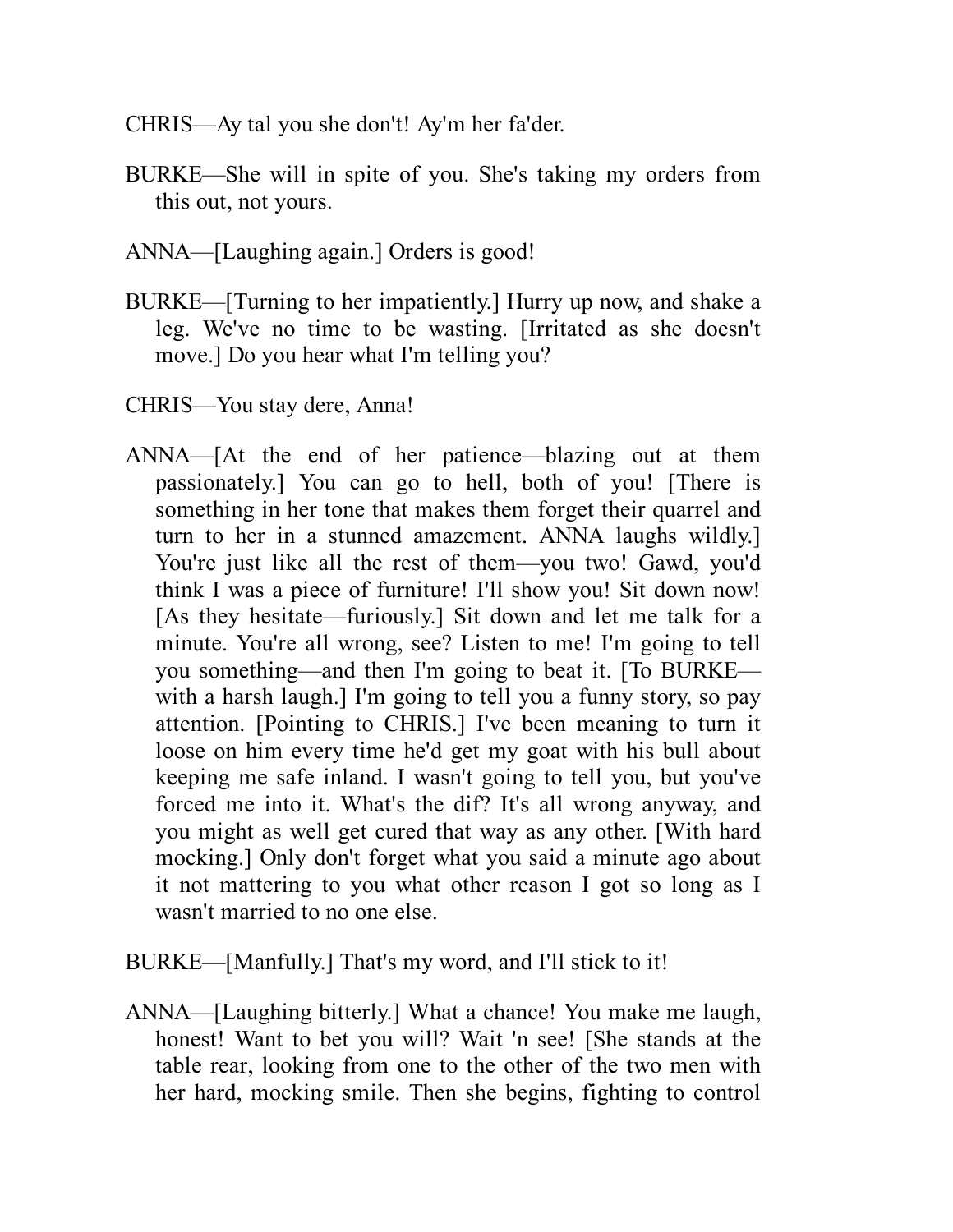CHRIS—Ay tal you she don't! Ay'm her fa'der.

BURKE—She will in spite of you. She's taking my orders from this out, not yours.

ANNA—[Laughing again.] Orders is good!

BURKE—[Turning to her impatiently.] Hurry up now, and shake a leg. We've no time to be wasting. [Irritated as she doesn't move.] Do you hear what I'm telling you?

CHRIS—You stay dere, Anna!

ANNA—[At the end of her patience—blazing out at them passionately.] You can go to hell, both of you! [There is something in her tone that makes them forget their quarrel and turn to her in a stunned amazement. ANNA laughs wildly.] You're just like all the rest of them—you two! Gawd, you'd think I was a piece of furniture! I'll show you! Sit down now! [As they hesitate—furiously.] Sit down and let me talk for a minute. You're all wrong, see? Listen to me! I'm going to tell you something—and then I'm going to beat it. [To BURKE—with a harsh laugh.] I'm going to tell you a funny story, so pay attention. [Pointing to CHRIS.] I've been meaning to turn it loose on him every time he'd get my goat with his bull about keeping me safe inland. I wasn't going to tell you, but you've forced me into it. What's the dif? It's all wrong anyway, and you might as well get cured that way as any other. [With hard mocking.] Only don't forget what you said a minute ago about it not mattering to you what other reason I got so long as I wasn't married to no one else.

BURKE—[Manfully.] That's my word, and I'll stick to it!

ANNA—[Laughing bitterly.] What a chance! You make me laugh, honest! Want to bet you will? Wait 'n see! [She stands at the table rear, looking from one to the other of the two men with her hard, mocking smile. Then she begins, fighting to control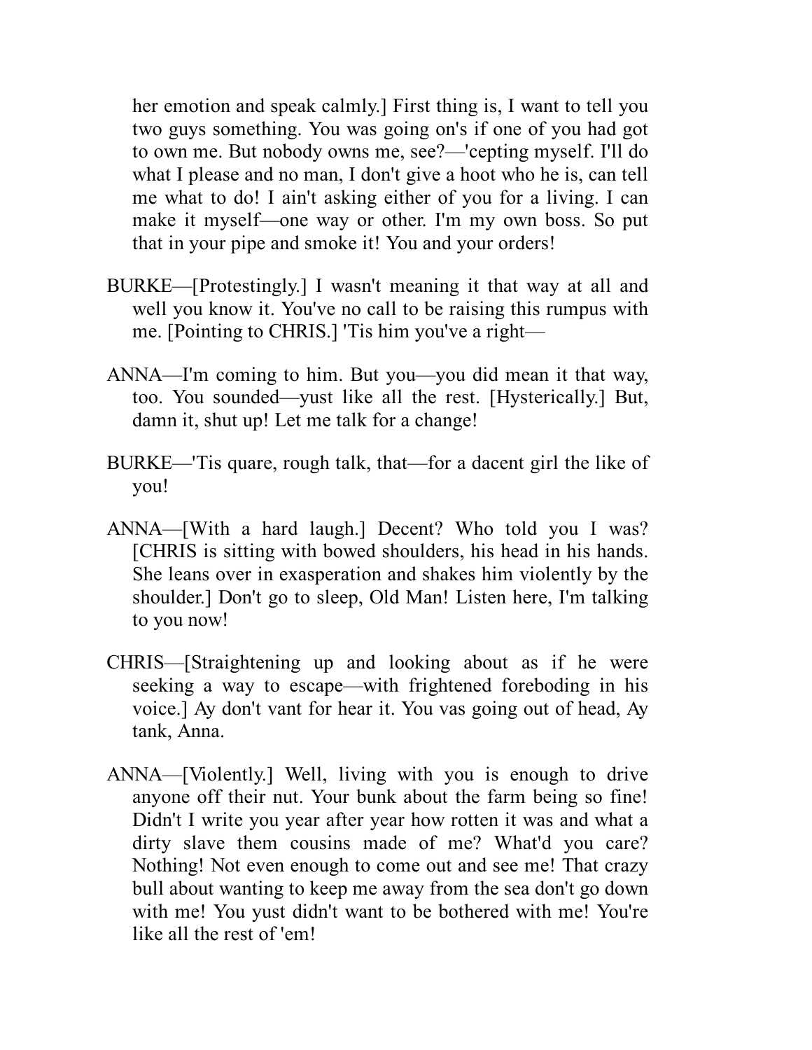her emotion and speak calmly.] First thing is, I want to tell you two guys something. You was going on's if one of you had got to own me. But nobody owns me, see?—'cepting myself. I'll do what I please and no man, I don't give a hoot who he is, can tell me what to do! I ain't asking either of you for a living. I can make it myself—one way or other. I'm my own boss. So put that in your pipe and smoke it! You and your orders!

BURKE—[Protestingly.] I wasn't meaning it that way at all and well you know it. You've no call to be raising this rumpus with me. [Pointing to CHRIS.] 'Tis him you've a right—

ANNA—I'm coming to him. But you—you did mean it that way, too. You sounded—yust like all the rest. [Hysterically.] But, damn it, shut up! Let me talk for a change!

BURKE—'Tis quare, rough talk, that—for a dacent girl the like of you!

ANNA—[With a hard laugh.] Decent? Who told you I was? [CHRIS is sitting with bowed shoulders, his head in his hands. She leans over in exasperation and shakes him violently by the shoulder.] Don't go to sleep, Old Man! Listen here, I'm talking to you now!

CHRIS—[Straightening up and looking about as if he were seeking a way to escape—with frightened foreboding in his voice.] Ay don't vant for hear it. You vas going out of head, Ay tank, Anna.

ANNA—[Violently.] Well, living with you is enough to drive anyone off their nut. Your bunk about the farm being so fine! Didn't I write you year after year how rotten it was and what a dirty slave them cousins made of me? What'd you care? Nothing! Not even enough to come out and see me! That crazy bull about wanting to keep me away from the sea don't go down with me! You yust didn't want to be bothered with me! You're like all the rest of 'em!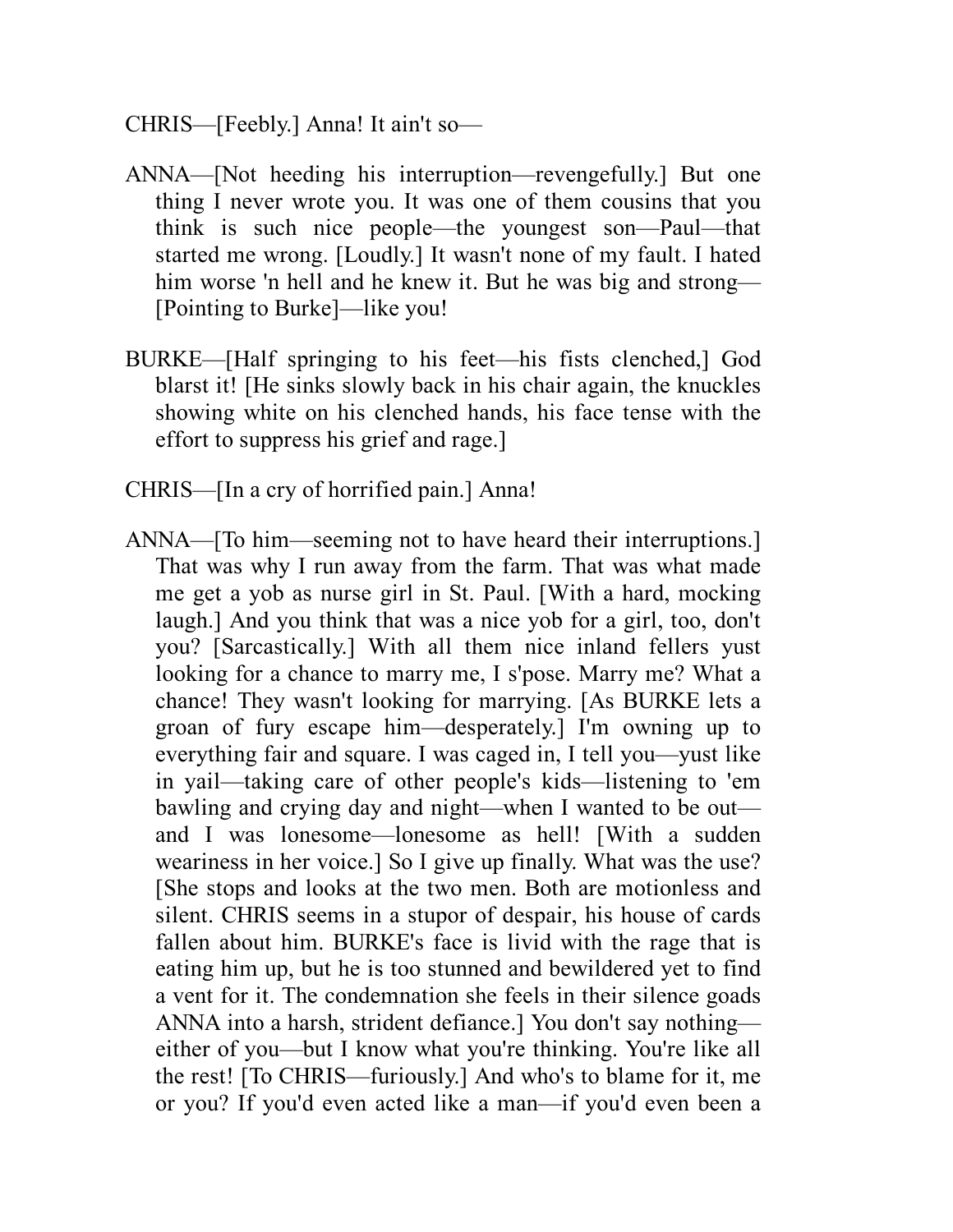CHRIS—[Feebly.] Anna! It ain't so—

ANNA—[Not heeding his interruption—revengefully.] But one thing I never wrote you. It was one of them cousins that you think is such nice people—the youngest son—Paul—that started me wrong. [Loudly.] It wasn't none of my fault. I hated him worse 'n hell and he knew it. But he was big and strong—[Pointing to Burke]—like you!

BURKE—[Half springing to his feet—his fists clenched,] God blarst it! [He sinks slowly back in his chair again, the knuckles showing white on his clenched hands, his face tense with the effort to suppress his grief and rage.]

CHRIS—[In a cry of horrified pain.] Anna!

ANNA—[To him—seeming not to have heard their interruptions.] That was why I run away from the farm. That was what made me get a yob as nurse girl in St. Paul. [With a hard, mocking laugh.] And you think that was a nice yob for a girl, too, don't you? [Sarcastically.] With all them nice inland fellers yust looking for a chance to marry me, I s'pose. Marry me? What a chance! They wasn't looking for marrying. [As BURKE lets a groan of fury escape him—desperately.] I'm owning up to everything fair and square. I was caged in, I tell you—yust like in yail—taking care of other people's kids—listening to 'em bawling and crying day and night—when I wanted to be out—and I was lonesome—lonesome as hell! [With a sudden weariness in her voice.] So I give up finally. What was the use? [She stops and looks at the two men. Both are motionless and silent. CHRIS seems in a stupor of despair, his house of cards fallen about him. BURKE's face is livid with the rage that is eating him up, but he is too stunned and bewildered yet to find a vent for it. The condemnation she feels in their silence goads ANNA into a harsh, strident defiance.] You don't say nothing—either of you—but I know what you're thinking. You're like all the rest! [To CHRIS—furiously.] And who's to blame for it, me or you? If you'd even acted like a man—if you'd even been a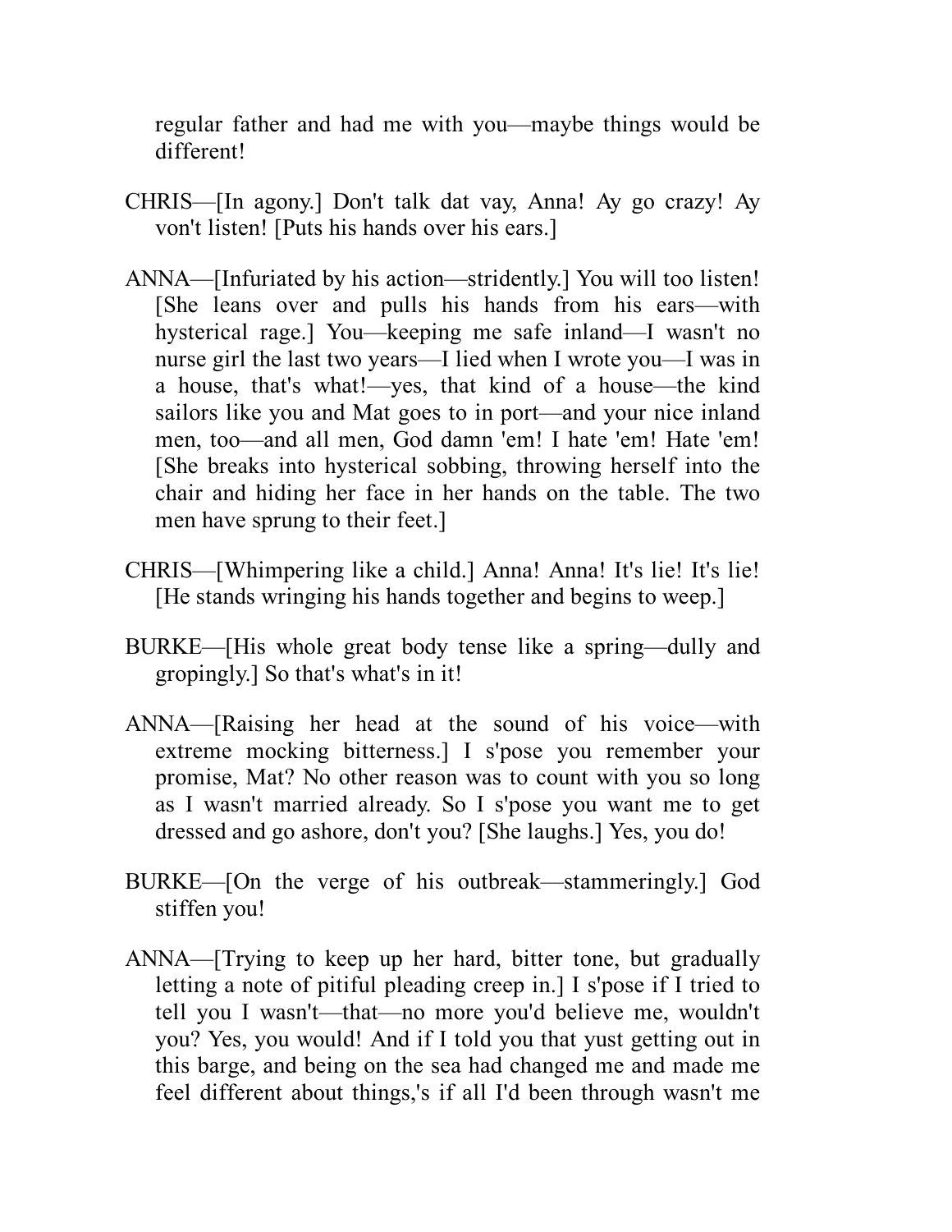regular father and had me with you—maybe things would be different!

CHRIS—[In agony.] Don't talk dat vay, Anna! Ay go crazy! Ay von't listen! [Puts his hands over his ears.]

ANNA—[Infuriated by his action—stridently.] You will too listen! [She leans over and pulls his hands from his ears—with hysterical rage.] You—keeping me safe inland—I wasn't no nurse girl the last two years—I lied when I wrote you—I was in a house, that's what!—yes, that kind of a house—the kind sailors like you and Mat goes to in port—and your nice inland men, too—and all men, God damn 'em! I hate 'em! Hate 'em! [She breaks into hysterical sobbing, throwing herself into the chair and hiding her face in her hands on the table. The two men have sprung to their feet.]

CHRIS—[Whimpering like a child.] Anna! Anna! It's lie! It's lie! [He stands wringing his hands together and begins to weep.]

BURKE—[His whole great body tense like a spring—dully and gropingly.] So that's what's in it!

ANNA—[Raising her head at the sound of his voice—with extreme mocking bitterness.] I s'pose you remember your promise, Mat? No other reason was to count with you so long as I wasn't married already. So I s'pose you want me to get dressed and go ashore, don't you? [She laughs.] Yes, you do!

BURKE—[On the verge of his outbreak—stammeringly.] God stiffen you!

ANNA—[Trying to keep up her hard, bitter tone, but gradually letting a note of pitiful pleading creep in.] I s'pose if I tried to tell you I wasn't—that—no more you'd believe me, wouldn't you? Yes, you would! And if I told you that yust getting out in this barge, and being on the sea had changed me and made me feel different about things,'s if all I'd been through wasn't me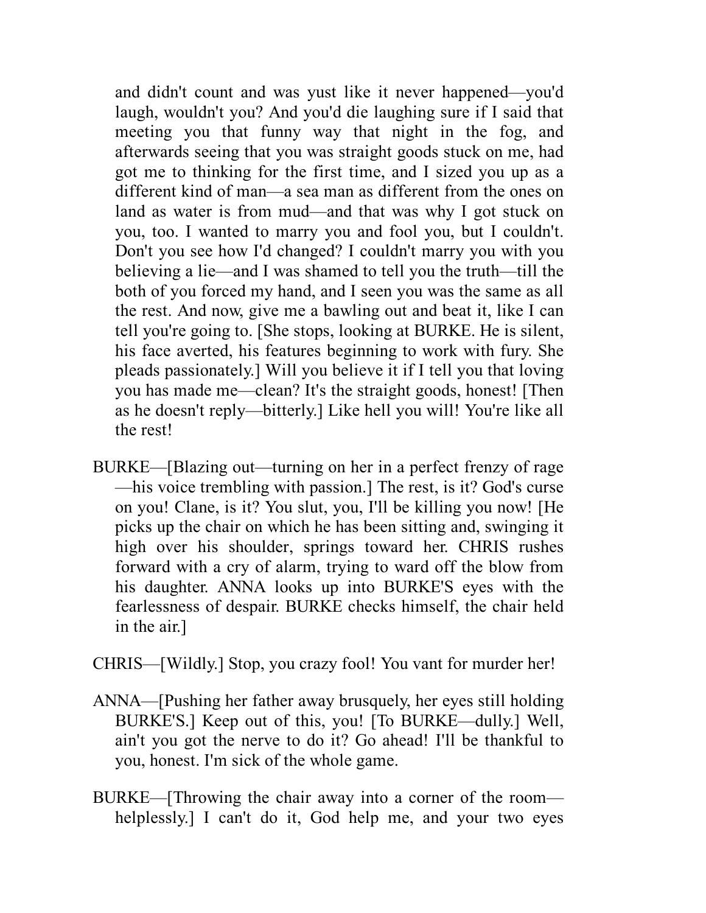and didn't count and was yust like it never happened—you'd laugh, wouldn't you? And you'd die laughing sure if I said that meeting you that funny way that night in the fog, and afterwards seeing that you was straight goods stuck on me, had got me to thinking for the first time, and I sized you up as a different kind of man—a sea man as different from the ones on land as water is from mud—and that was why I got stuck on you, too. I wanted to marry you and fool you, but I couldn't. Don't you see how I'd changed? I couldn't marry you with you believing a lie—and I was shamed to tell you the truth—till the both of you forced my hand, and I seen you was the same as all the rest. And now, give me a bawling out and beat it, like I can tell you're going to. [She stops, looking at BURKE. He is silent, his face averted, his features beginning to work with fury. She pleads passionately.] Will you believe it if I tell you that loving you has made me—clean? It's the straight goods, honest! [Then as he doesn't reply—bitterly.] Like hell you will! You're like all the rest!

BURKE—[Blazing out—turning on her in a perfect frenzy of rage—his voice trembling with passion.] The rest, is it? God's curse on you! Clane, is it? You slut, you, I'll be killing you now! [He picks up the chair on which he has been sitting and, swinging it high over his shoulder, springs toward her. CHRIS rushes forward with a cry of alarm, trying to ward off the blow from his daughter. ANNA looks up into BURKE'S eyes with the fearlessness of despair. BURKE checks himself, the chair held in the air.]

CHRIS—[Wildly.] Stop, you crazy fool! You vant for murder her!

ANNA—[Pushing her father away brusquely, her eyes still holding BURKE'S.] Keep out of this, you! [To BURKE—dully.] Well, ain't you got the nerve to do it? Go ahead! I'll be thankful to you, honest. I'm sick of the whole game.

BURKE—[Throwing the chair away into a corner of the room—helplessly.] I can't do it, God help me, and your two eyes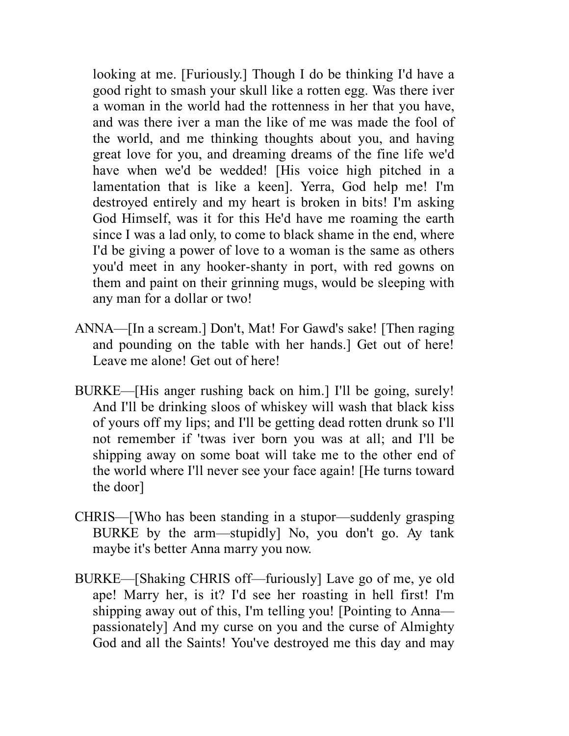looking at me. [Furiously.] Though I do be thinking I'd have a good right to smash your skull like a rotten egg. Was there iver a woman in the world had the rottenness in her that you have, and was there iver a man the like of me was made the fool of the world, and me thinking thoughts about you, and having great love for you, and dreaming dreams of the fine life we'd have when we'd be wedded! [His voice high pitched in a lamentation that is like a keen]. Yerra, God help me! I'm destroyed entirely and my heart is broken in bits! I'm asking God Himself, was it for this He'd have me roaming the earth since I was a lad only, to come to black shame in the end, where I'd be giving a power of love to a woman is the same as others you'd meet in any hooker-shanty in port, with red gowns on them and paint on their grinning mugs, would be sleeping with any man for a dollar or two!

ANNA—[In a scream.] Don't, Mat! For Gawd's sake! [Then raging and pounding on the table with her hands.] Get out of here! Leave me alone! Get out of here!

BURKE—[His anger rushing back on him.] I'll be going, surely! And I'll be drinking sloos of whiskey will wash that black kiss of yours off my lips; and I'll be getting dead rotten drunk so I'll not remember if 'twas iver born you was at all; and I'll be shipping away on some boat will take me to the other end of the world where I'll never see your face again! [He turns toward the door]

CHRIS—[Who has been standing in a stupor—suddenly grasping BURKE by the arm—stupidly] No, you don't go. Ay tank maybe it's better Anna marry you now.

BURKE—[Shaking CHRIS off—furiously] Lave go of me, ye old ape! Marry her, is it? I'd see her roasting in hell first! I'm shipping away out of this, I'm telling you! [Pointing to Anna—passionately] And my curse on you and the curse of Almighty God and all the Saints! You've destroyed me this day and may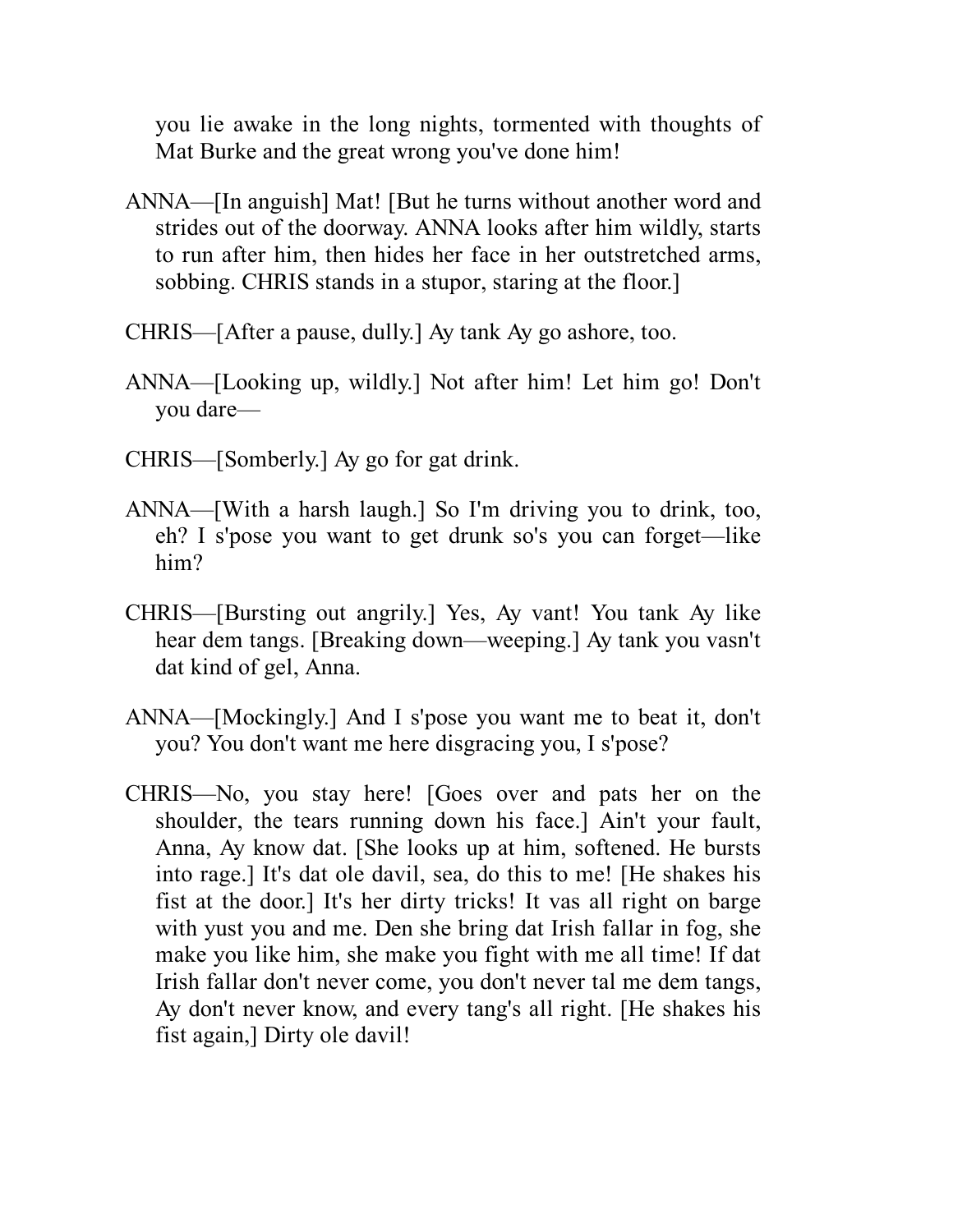you lie awake in the long nights, tormented with thoughts of Mat Burke and the great wrong you've done him!

ANNA—[In anguish] Mat! [But he turns without another word and strides out of the doorway. ANNA looks after him wildly, starts to run after him, then hides her face in her outstretched arms, sobbing. CHRIS stands in a stupor, staring at the floor.]

CHRIS—[After a pause, dully.] Ay tank Ay go ashore, too.

ANNA—[Looking up, wildly.] Not after him! Let him go! Don't you dare—

CHRIS—[Somberly.] Ay go for gat drink.

ANNA—[With a harsh laugh.] So I'm driving you to drink, too, eh? I s'pose you want to get drunk so's you can forget—like him?

CHRIS—[Bursting out angrily.] Yes, Ay vant! You tank Ay like hear dem tangs. [Breaking down—weeping.] Ay tank you vasn't dat kind of gel, Anna.

ANNA—[Mockingly.] And I s'pose you want me to beat it, don't you? You don't want me here disgracing you, I s'pose?

CHRIS—No, you stay here! [Goes over and pats her on the shoulder, the tears running down his face.] Ain't your fault, Anna, Ay know dat. [She looks up at him, softened. He bursts into rage.] It's dat ole davil, sea, do this to me! [He shakes his fist at the door.] It's her dirty tricks! It vas all right on barge with yust you and me. Den she bring dat Irish fallar in fog, she make you like him, she make you fight with me all time! If dat Irish fallar don't never come, you don't never tal me dem tangs, Ay don't never know, and every tang's all right. [He shakes his fist again,] Dirty ole davil!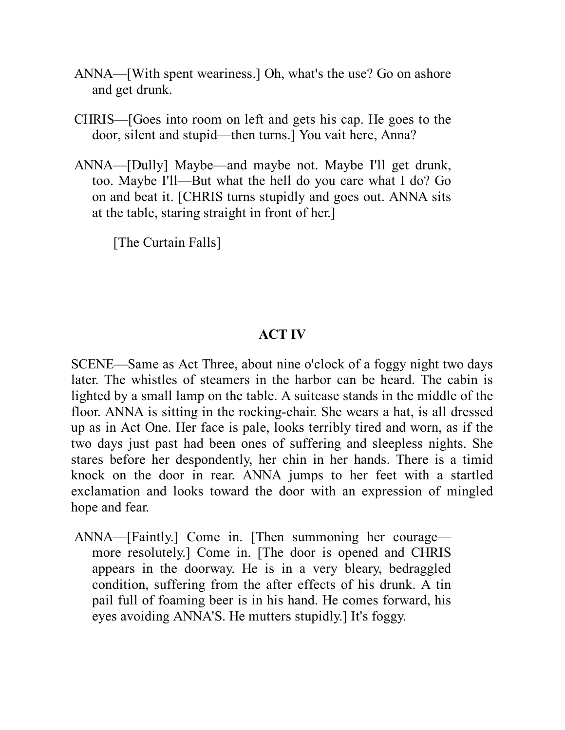ANNA—[With spent weariness.] Oh, what's the use? Go on ashore and get drunk.

CHRIS—[Goes into room on left and gets his cap. He goes to the door, silent and stupid—then turns.] You vait here, Anna?

ANNA—[Dully] Maybe—and maybe not. Maybe I'll get drunk, too. Maybe I'll—But what the hell do you care what I do? Go on and beat it. [CHRIS turns stupidly and goes out. ANNA sits at the table, staring straight in front of her.]

[The Curtain Falls]

## ACT IV

SCENE—Same as Act Three, about nine o'clock of a foggy night two days later. The whistles of steamers in the harbor can be heard. The cabin is lighted by a small lamp on the table. A suitcase stands in the middle of the floor. ANNA is sitting in the rocking-chair. She wears a hat, is all dressed up as in Act One. Her face is pale, looks terribly tired and worn, as if the two days just past had been ones of suffering and sleepless nights. She stares before her despondently, her chin in her hands. There is a timid knock on the door in rear. ANNA jumps to her feet with a startled exclamation and looks toward the door with an expression of mingled hope and fear.

ANNA—[Faintly.] Come in. [Then summoning her courage—more resolutely.] Come in. [The door is opened and CHRIS appears in the doorway. He is in a very bleary, bedraggled condition, suffering from the after effects of his drunk. A tin pail full of foaming beer is in his hand. He comes forward, his eyes avoiding ANNA'S. He mutters stupidly.] It's foggy.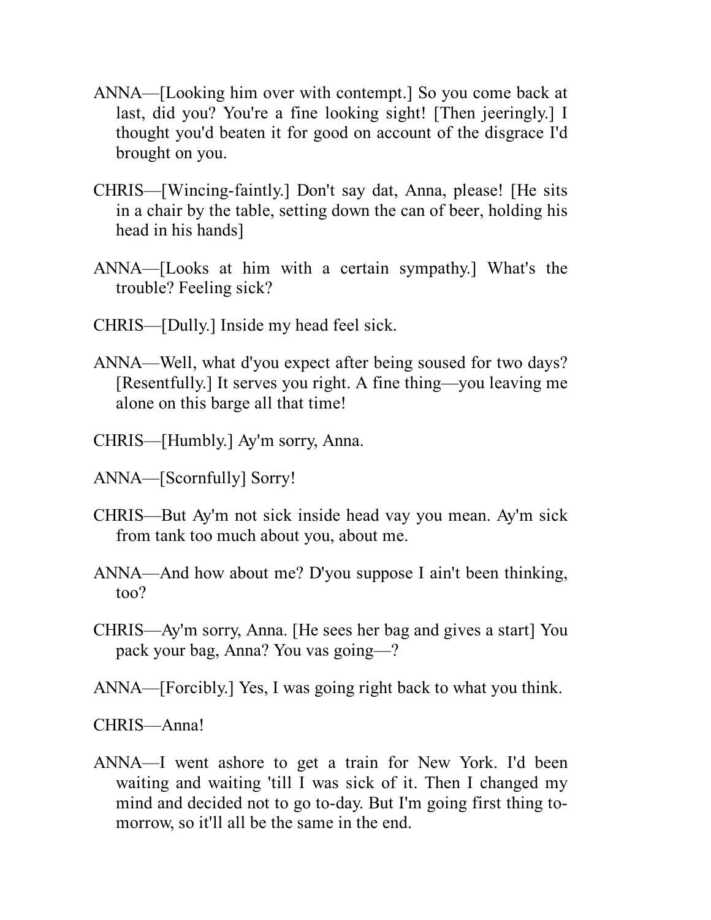ANNA—[Looking him over with contempt.] So you come back at last, did you? You're a fine looking sight! [Then jeeringly.] I thought you'd beaten it for good on account of the disgrace I'd brought on you.

CHRIS—[Wincing-faintly.] Don't say dat, Anna, please! [He sits in a chair by the table, setting down the can of beer, holding his head in his hands]

ANNA—[Looks at him with a certain sympathy.] What's the trouble? Feeling sick?

CHRIS—[Dully.] Inside my head feel sick.

ANNA—Well, what d'you expect after being soused for two days? [Resentfully.] It serves you right. A fine thing—you leaving me alone on this barge all that time!

CHRIS—[Humbly.] Ay'm sorry, Anna.

ANNA—[Scornfully] Sorry!

CHRIS—But Ay'm not sick inside head vay you mean. Ay'm sick from tank too much about you, about me.

ANNA—And how about me? D'you suppose I ain't been thinking, too?

CHRIS—Ay'm sorry, Anna. [He sees her bag and gives a start] You pack your bag, Anna? You vas going—?

ANNA—[Forcibly.] Yes, I was going right back to what you think.

CHRIS—Anna!

ANNA—I went ashore to get a train for New York. I'd been waiting and waiting 'till I was sick of it. Then I changed my mind and decided not to go to-day. But I'm going first thing to-morrow, so it'll all be the same in the end.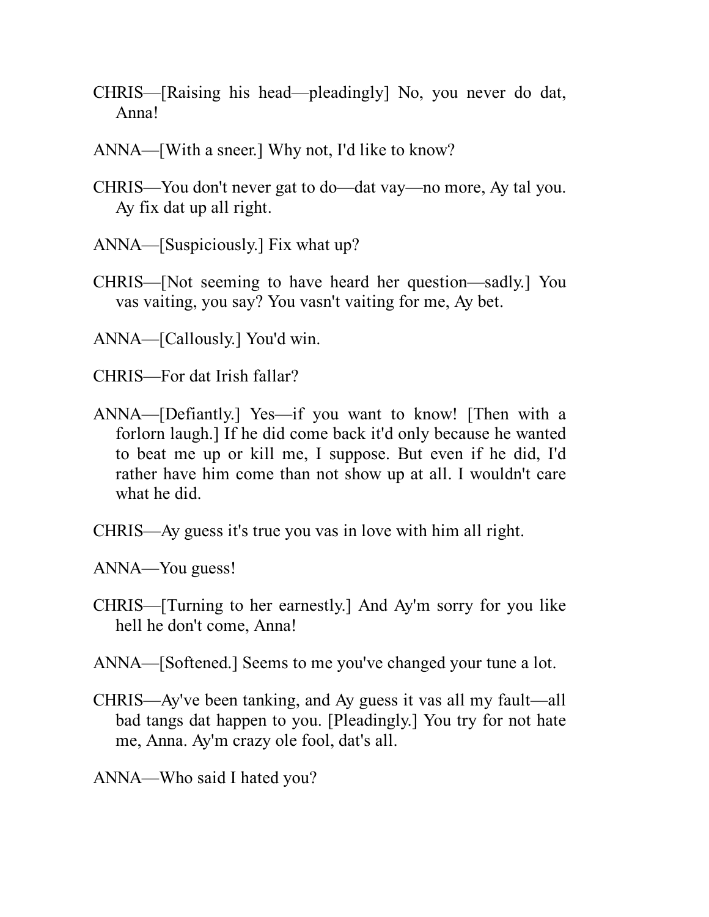CHRIS—[Raising his head—pleadingly] No, you never do dat, Anna!

ANNA—[With a sneer.] Why not, I'd like to know?

CHRIS—You don't never gat to do—dat vay—no more, Ay tal you. Ay fix dat up all right.

ANNA—[Suspiciously.] Fix what up?

CHRIS—[Not seeming to have heard her question—sadly.] You vas vaiting, you say? You vasn't vaiting for me, Ay bet.

ANNA—[Callously.] You'd win.

CHRIS—For dat Irish fallar?

ANNA—[Defiantly.] Yes—if you want to know! [Then with a forlorn laugh.] If he did come back it'd only because he wanted to beat me up or kill me, I suppose. But even if he did, I'd rather have him come than not show up at all. I wouldn't care what he did.

CHRIS—Ay guess it's true you vas in love with him all right.

ANNA—You guess!

CHRIS—[Turning to her earnestly.] And Ay'm sorry for you like hell he don't come, Anna!

ANNA—[Softened.] Seems to me you've changed your tune a lot.

CHRIS—Ay've been tanking, and Ay guess it vas all my fault—all bad tangs dat happen to you. [Pleadingly.] You try for not hate me, Anna. Ay'm crazy ole fool, dat's all.

ANNA—Who said I hated you?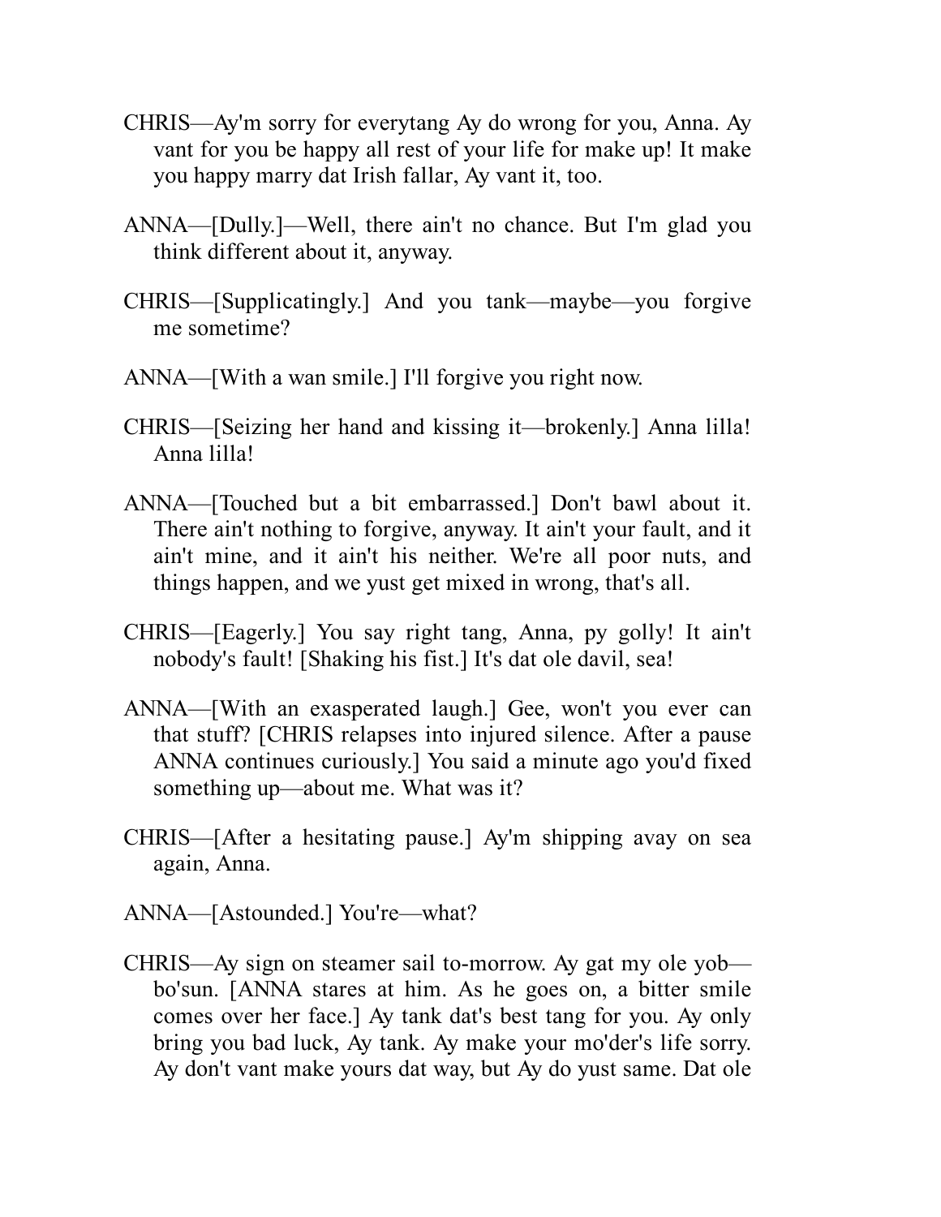CHRIS—Ay'm sorry for everytang Ay do wrong for you, Anna. Ay vant for you be happy all rest of your life for make up! It make you happy marry dat Irish fallar, Ay vant it, too.

ANNA—[Dully.]—Well, there ain't no chance. But I'm glad you think different about it, anyway.

CHRIS—[Supplicatingly.] And you tank—maybe—you forgive me sometime?

ANNA—[With a wan smile.] I'll forgive you right now.

CHRIS—[Seizing her hand and kissing it—brokenly.] Anna lilla! Anna lilla!

ANNA—[Touched but a bit embarrassed.] Don't bawl about it. There ain't nothing to forgive, anyway. It ain't your fault, and it ain't mine, and it ain't his neither. We're all poor nuts, and things happen, and we yust get mixed in wrong, that's all.

CHRIS—[Eagerly.] You say right tang, Anna, py golly! It ain't nobody's fault! [Shaking his fist.] It's dat ole davil, sea!

ANNA—[With an exasperated laugh.] Gee, won't you ever can that stuff? [CHRIS relapses into injured silence. After a pause ANNA continues curiously.] You said a minute ago you'd fixed something up—about me. What was it?

CHRIS—[After a hesitating pause.] Ay'm shipping avay on sea again, Anna.

ANNA—[Astounded.] You're—what?

CHRIS—Ay sign on steamer sail to-morrow. Ay gat my ole yob—bo'sun. [ANNA stares at him. As he goes on, a bitter smile comes over her face.] Ay tank dat's best tang for you. Ay only bring you bad luck, Ay tank. Ay make your mo'der's life sorry. Ay don't vant make yours dat way, but Ay do yust same. Dat ole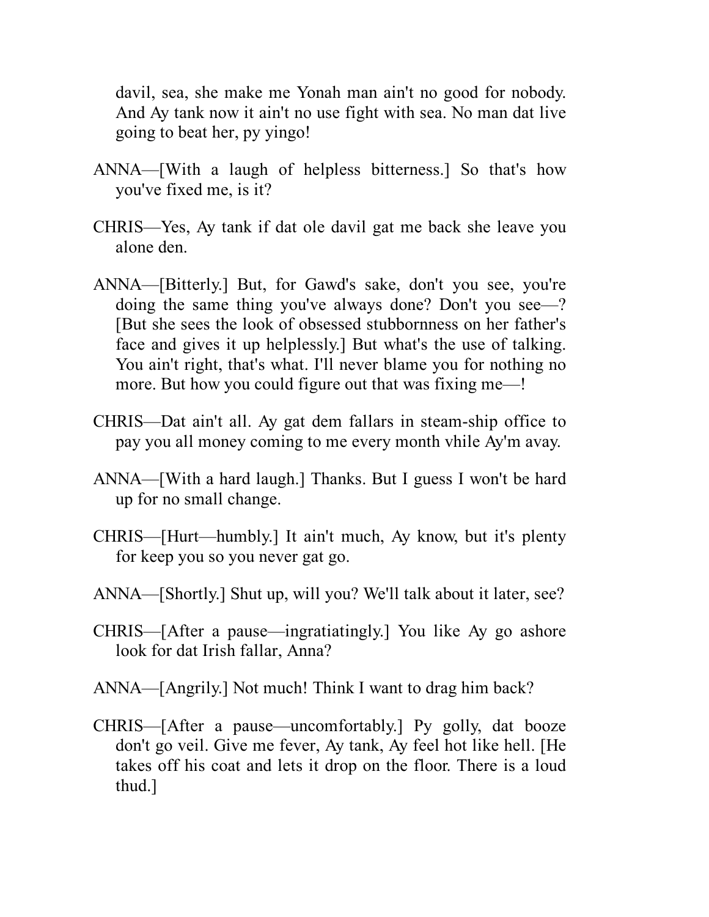davil, sea, she make me Yonah man ain't no good for nobody. And Ay tank now it ain't no use fight with sea. No man dat live going to beat her, py yingo!

ANNA—[With a laugh of helpless bitterness.] So that's how you've fixed me, is it?

CHRIS—Yes, Ay tank if dat ole davil gat me back she leave you alone den.

ANNA—[Bitterly.] But, for Gawd's sake, don't you see, you're doing the same thing you've always done? Don't you see—? [But she sees the look of obsessed stubbornness on her father's face and gives it up helplessly.] But what's the use of talking. You ain't right, that's what. I'll never blame you for nothing no more. But how you could figure out that was fixing me—!

CHRIS—Dat ain't all. Ay gat dem fallars in steam-ship office to pay you all money coming to me every month vhile Ay'm avay.

ANNA—[With a hard laugh.] Thanks. But I guess I won't be hard up for no small change.

CHRIS—[Hurt—humbly.] It ain't much, Ay know, but it's plenty for keep you so you never gat go.

ANNA—[Shortly.] Shut up, will you? We'll talk about it later, see?

CHRIS—[After a pause—ingratiatingly.] You like Ay go ashore look for dat Irish fallar, Anna?

ANNA—[Angrily.] Not much! Think I want to drag him back?

CHRIS—[After a pause—uncomfortably.] Py golly, dat booze don't go veil. Give me fever, Ay tank, Ay feel hot like hell. [He takes off his coat and lets it drop on the floor. There is a loud thud.]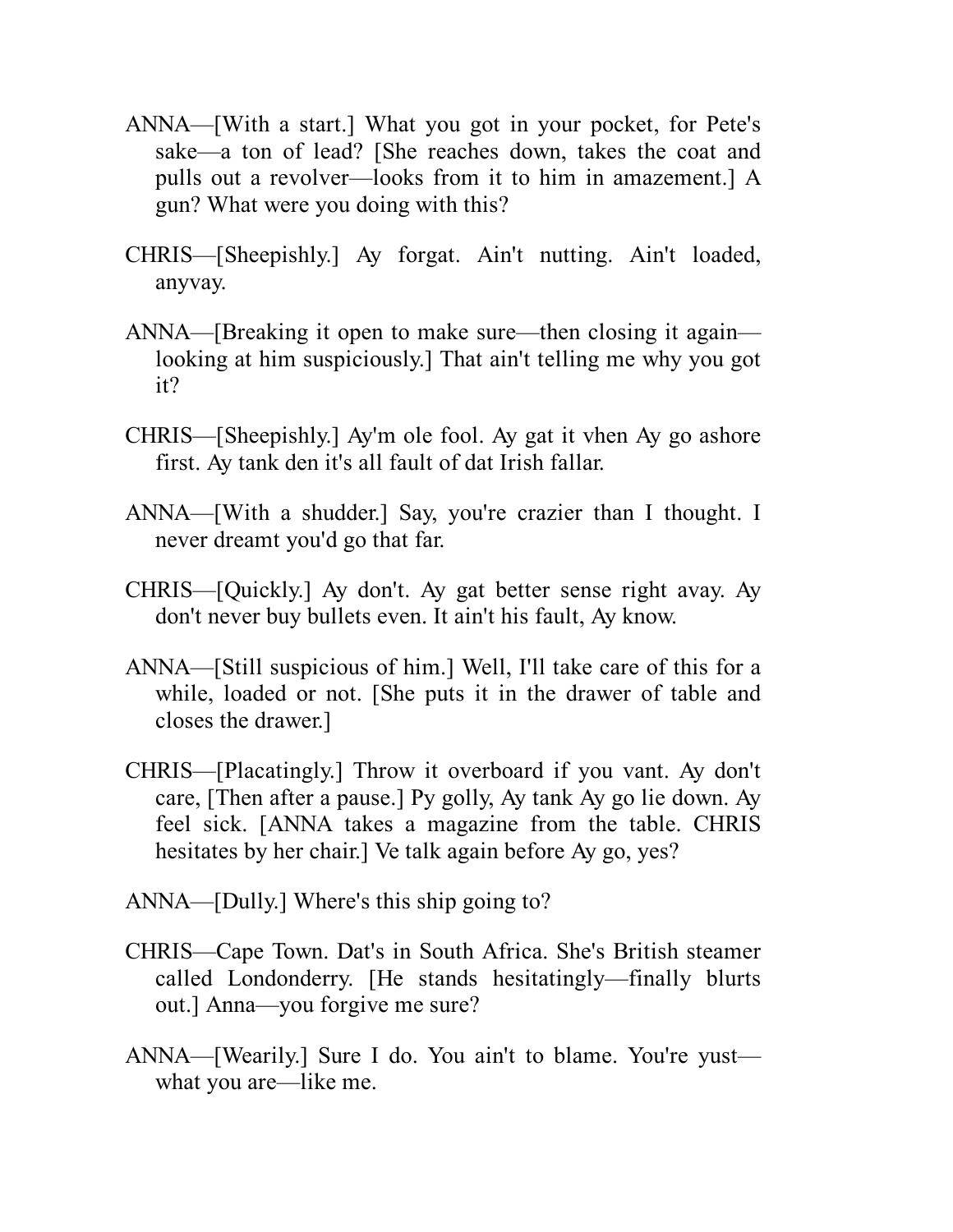ANNA—[With a start.] What you got in your pocket, for Pete's sake—a ton of lead? [She reaches down, takes the coat and pulls out a revolver—looks from it to him in amazement.] A gun? What were you doing with this?

CHRIS—[Sheepishly.] Ay forgat. Ain't nutting. Ain't loaded, anyvay.

ANNA—[Breaking it open to make sure—then closing it again—looking at him suspiciously.] That ain't telling me why you got it?

CHRIS—[Sheepishly.] Ay'm ole fool. Ay gat it vhen Ay go ashore first. Ay tank den it's all fault of dat Irish fallar.

ANNA—[With a shudder.] Say, you're crazier than I thought. I never dreamt you'd go that far.

CHRIS—[Quickly.] Ay don't. Ay gat better sense right avay. Ay don't never buy bullets even. It ain't his fault, Ay know.

ANNA—[Still suspicious of him.] Well, I'll take care of this for a while, loaded or not. [She puts it in the drawer of table and closes the drawer.]

CHRIS—[Placatingly.] Throw it overboard if you vant. Ay don't care, [Then after a pause.] Py golly, Ay tank Ay go lie down. Ay feel sick. [ANNA takes a magazine from the table. CHRIS hesitates by her chair.] Ve talk again before Ay go, yes?

ANNA—[Dully.] Where's this ship going to?

CHRIS—Cape Town. Dat's in South Africa. She's British steamer called Londonderry. [He stands hesitatingly—finally blurts out.] Anna—you forgive me sure?

ANNA—[Wearily.] Sure I do. You ain't to blame. You're yust—what you are—like me.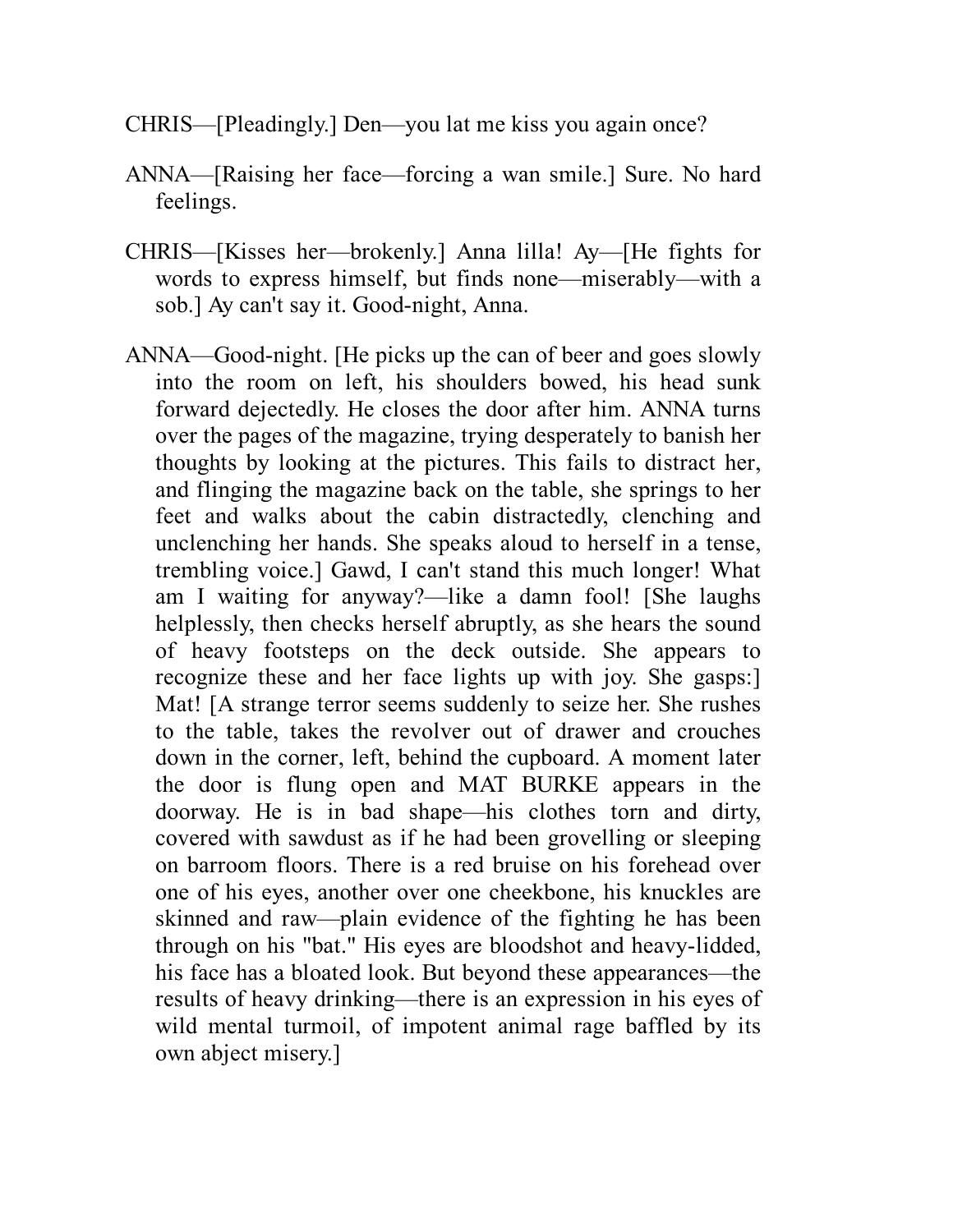CHRIS—[Pleadingly.] Den—you lat me kiss you again once?

ANNA—[Raising her face—forcing a wan smile.] Sure. No hard feelings.

CHRIS—[Kisses her—brokenly.] Anna lilla! Ay—[He fights for words to express himself, but finds none—miserably—with a sob.] Ay can't say it. Good-night, Anna.

ANNA—Good-night. [He picks up the can of beer and goes slowly into the room on left, his shoulders bowed, his head sunk forward dejectedly. He closes the door after him. ANNA turns over the pages of the magazine, trying desperately to banish her thoughts by looking at the pictures. This fails to distract her, and flinging the magazine back on the table, she springs to her feet and walks about the cabin distractedly, clenching and unclenching her hands. She speaks aloud to herself in a tense, trembling voice.] Gawd, I can't stand this much longer! What am I waiting for anyway?—like a damn fool! [She laughs helplessly, then checks herself abruptly, as she hears the sound of heavy footsteps on the deck outside. She appears to recognize these and her face lights up with joy. She gasps:] Mat! [A strange terror seems suddenly to seize her. She rushes to the table, takes the revolver out of drawer and crouches down in the corner, left, behind the cupboard. A moment later the door is flung open and MAT BURKE appears in the doorway. He is in bad shape—his clothes torn and dirty, covered with sawdust as if he had been grovelling or sleeping on barroom floors. There is a red bruise on his forehead over one of his eyes, another over one cheekbone, his knuckles are skinned and raw—plain evidence of the fighting he has been through on his "bat." His eyes are bloodshot and heavy-lidded, his face has a bloated look. But beyond these appearances—the results of heavy drinking—there is an expression in his eyes of wild mental turmoil, of impotent animal rage baffled by its own abject misery.]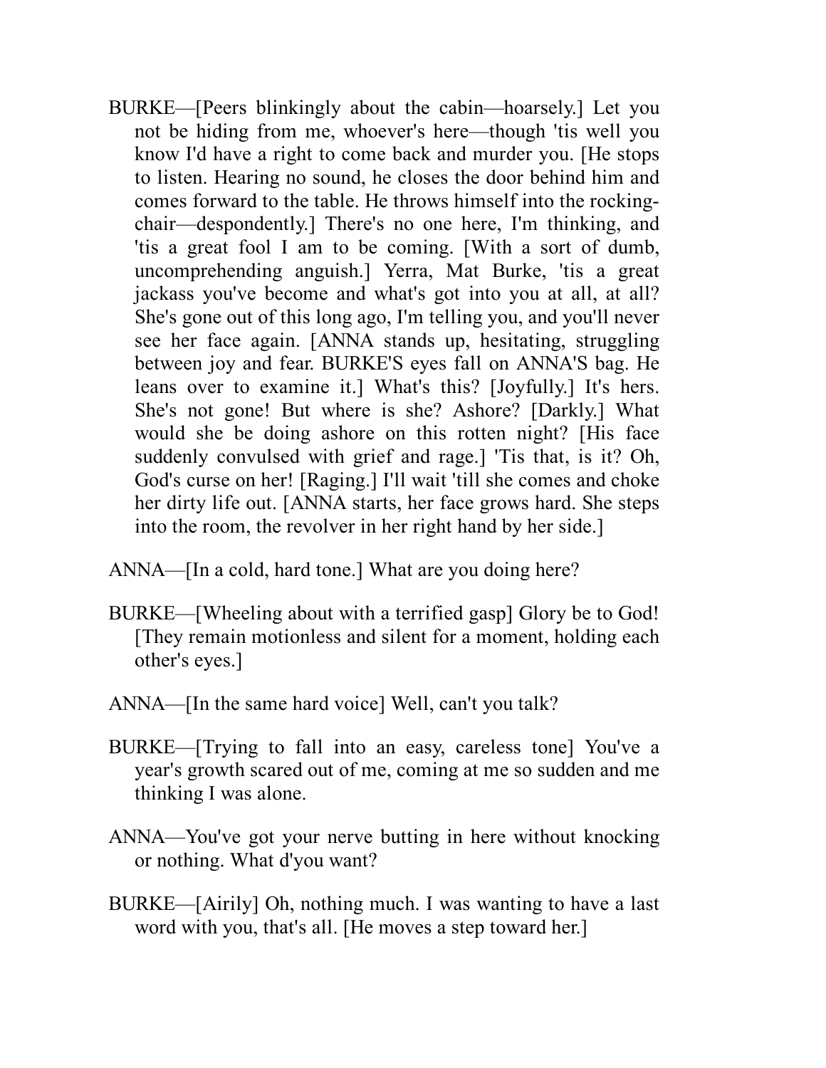BURKE—[Peers blinkingly about the cabin—hoarsely.] Let you not be hiding from me, whoever's here—though 'tis well you know I'd have a right to come back and murder you. [He stops to listen. Hearing no sound, he closes the door behind him and comes forward to the table. He throws himself into the rocking-chair—despondently.] There's no one here, I'm thinking, and 'tis a great fool I am to be coming. [With a sort of dumb, uncomprehending anguish.] Yerra, Mat Burke, 'tis a great jackass you've become and what's got into you at all, at all? She's gone out of this long ago, I'm telling you, and you'll never see her face again. [ANNA stands up, hesitating, struggling between joy and fear. BURKE'S eyes fall on ANNA'S bag. He leans over to examine it.] What's this? [Joyfully.] It's hers. She's not gone! But where is she? Ashore? [Darkly.] What would she be doing ashore on this rotten night? [His face suddenly convulsed with grief and rage.] 'Tis that, is it? Oh, God's curse on her! [Raging.] I'll wait 'till she comes and choke her dirty life out. [ANNA starts, her face grows hard. She steps into the room, the revolver in her right hand by her side.]

ANNA—[In a cold, hard tone.] What are you doing here?

BURKE—[Wheeling about with a terrified gasp] Glory be to God! [They remain motionless and silent for a moment, holding each other's eyes.]

ANNA—[In the same hard voice] Well, can't you talk?

BURKE—[Trying to fall into an easy, careless tone] You've a year's growth scared out of me, coming at me so sudden and me thinking I was alone.

ANNA—You've got your nerve butting in here without knocking or nothing. What d'you want?

BURKE—[Airily] Oh, nothing much. I was wanting to have a last word with you, that's all. [He moves a step toward her.]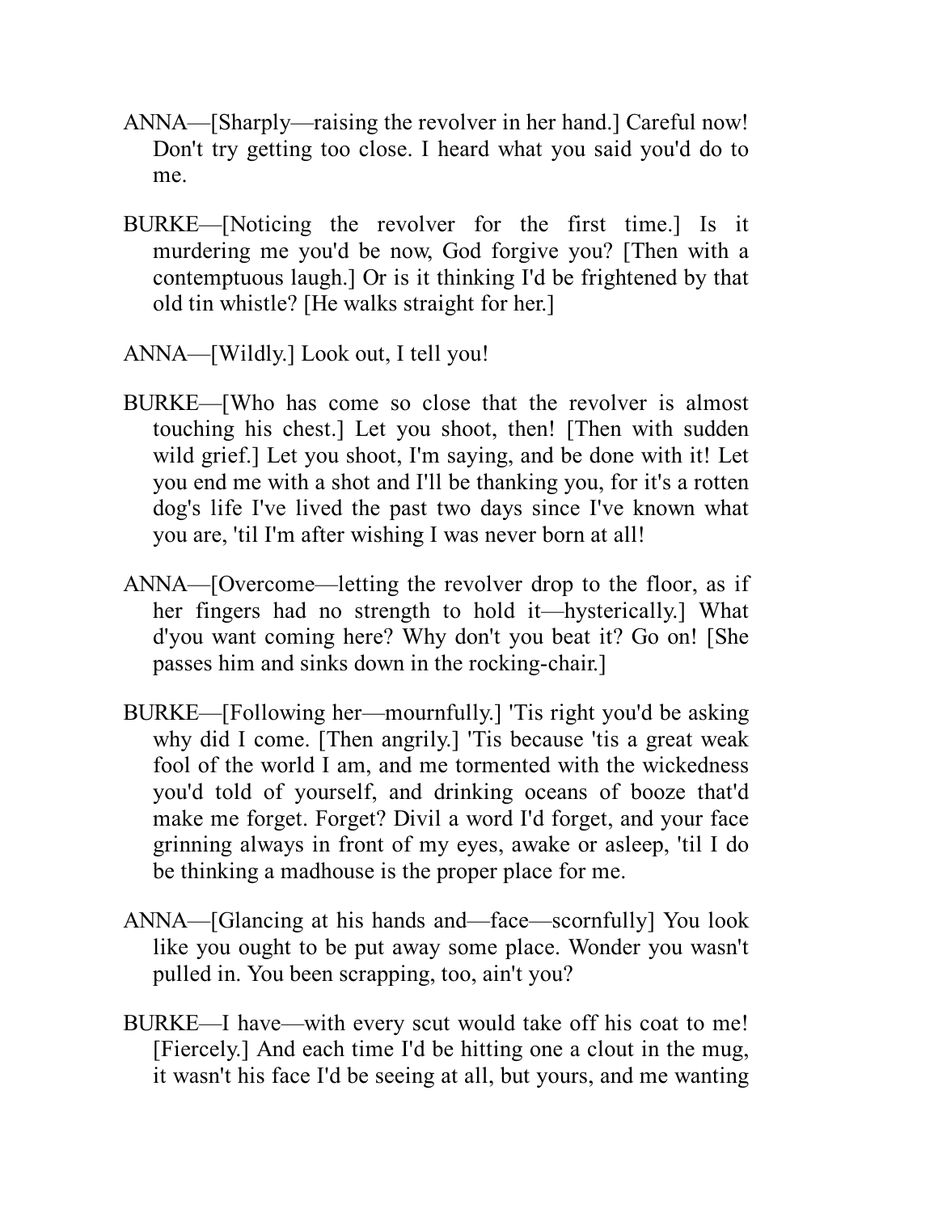ANNA—[Sharply—raising the revolver in her hand.] Careful now! Don't try getting too close. I heard what you said you'd do to me.

BURKE—[Noticing the revolver for the first time.] Is it murdering me you'd be now, God forgive you? [Then with a contemptuous laugh.] Or is it thinking I'd be frightened by that old tin whistle? [He walks straight for her.]

ANNA—[Wildly.] Look out, I tell you!

BURKE—[Who has come so close that the revolver is almost touching his chest.] Let you shoot, then! [Then with sudden wild grief.] Let you shoot, I'm saying, and be done with it! Let you end me with a shot and I'll be thanking you, for it's a rotten dog's life I've lived the past two days since I've known what you are, 'til I'm after wishing I was never born at all!

ANNA—[Overcome—letting the revolver drop to the floor, as if her fingers had no strength to hold it—hysterically.] What d'you want coming here? Why don't you beat it? Go on! [She passes him and sinks down in the rocking-chair.]

BURKE—[Following her—mournfully.] 'Tis right you'd be asking why did I come. [Then angrily.] 'Tis because 'tis a great weak fool of the world I am, and me tormented with the wickedness you'd told of yourself, and drinking oceans of booze that'd make me forget. Forget? Divil a word I'd forget, and your face grinning always in front of my eyes, awake or asleep, 'til I do be thinking a madhouse is the proper place for me.

ANNA—[Glancing at his hands and—face—scornfully] You look like you ought to be put away some place. Wonder you wasn't pulled in. You been scrapping, too, ain't you?

BURKE—I have—with every scut would take off his coat to me! [Fiercely.] And each time I'd be hitting one a clout in the mug, it wasn't his face I'd be seeing at all, but yours, and me wanting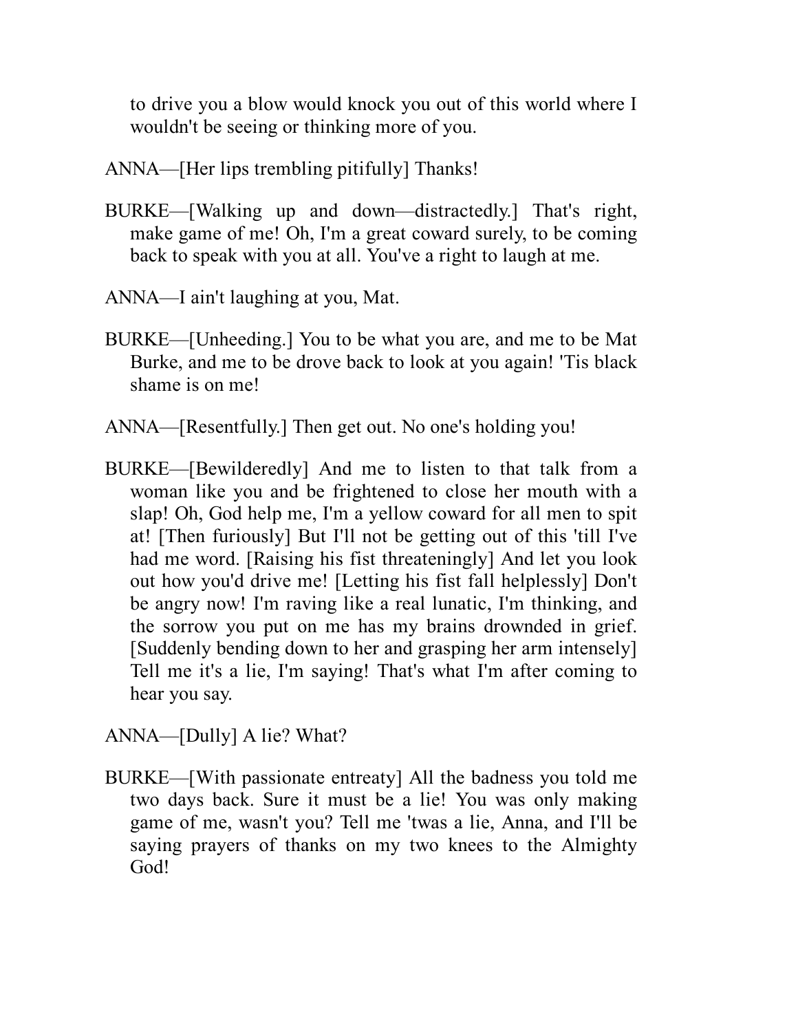to drive you a blow would knock you out of this world where I wouldn't be seeing or thinking more of you.

ANNA—[Her lips trembling pitifully] Thanks!

BURKE—[Walking up and down—distractedly.] That's right, make game of me! Oh, I'm a great coward surely, to be coming back to speak with you at all. You've a right to laugh at me.

ANNA—I ain't laughing at you, Mat.

BURKE—[Unheeding.] You to be what you are, and me to be Mat Burke, and me to be drove back to look at you again! 'Tis black shame is on me!

ANNA—[Resentfully.] Then get out. No one's holding you!

BURKE—[Bewilderedly] And me to listen to that talk from a woman like you and be frightened to close her mouth with a slap! Oh, God help me, I'm a yellow coward for all men to spit at! [Then furiously] But I'll not be getting out of this 'till I've had me word. [Raising his fist threateningly] And let you look out how you'd drive me! [Letting his fist fall helplessly] Don't be angry now! I'm raving like a real lunatic, I'm thinking, and the sorrow you put on me has my brains drownded in grief. [Suddenly bending down to her and grasping her arm intensely] Tell me it's a lie, I'm saying! That's what I'm after coming to hear you say.

ANNA—[Dully] A lie? What?

BURKE—[With passionate entreaty] All the badness you told me two days back. Sure it must be a lie! You was only making game of me, wasn't you? Tell me 'twas a lie, Anna, and I'll be saying prayers of thanks on my two knees to the Almighty God!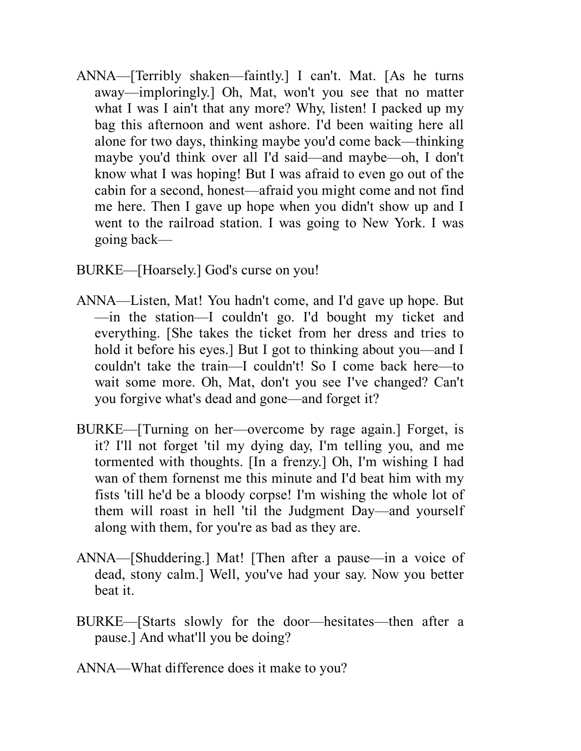ANNA—[Terribly shaken—faintly.] I can't. Mat. [As he turns away—imploringly.] Oh, Mat, won't you see that no matter what I was I ain't that any more? Why, listen! I packed up my bag this afternoon and went ashore. I'd been waiting here all alone for two days, thinking maybe you'd come back—thinking maybe you'd think over all I'd said—and maybe—oh, I don't know what I was hoping! But I was afraid to even go out of the cabin for a second, honest—afraid you might come and not find me here. Then I gave up hope when you didn't show up and I went to the railroad station. I was going to New York. I was going back—

BURKE—[Hoarsely.] God's curse on you!

ANNA—Listen, Mat! You hadn't come, and I'd gave up hope. But—in the station—I couldn't go. I'd bought my ticket and everything. [She takes the ticket from her dress and tries to hold it before his eyes.] But I got to thinking about you—and I couldn't take the train—I couldn't! So I come back here—to wait some more. Oh, Mat, don't you see I've changed? Can't you forgive what's dead and gone—and forget it?

BURKE—[Turning on her—overcome by rage again.] Forget, is it? I'll not forget 'til my dying day, I'm telling you, and me tormented with thoughts. [In a frenzy.] Oh, I'm wishing I had wan of them fornenst me this minute and I'd beat him with my fists 'till he'd be a bloody corpse! I'm wishing the whole lot of them will roast in hell 'til the Judgment Day—and yourself along with them, for you're as bad as they are.

ANNA—[Shuddering.] Mat! [Then after a pause—in a voice of dead, stony calm.] Well, you've had your say. Now you better beat it.

BURKE—[Starts slowly for the door—hesitates—then after a pause.] And what'll you be doing?

ANNA—What difference does it make to you?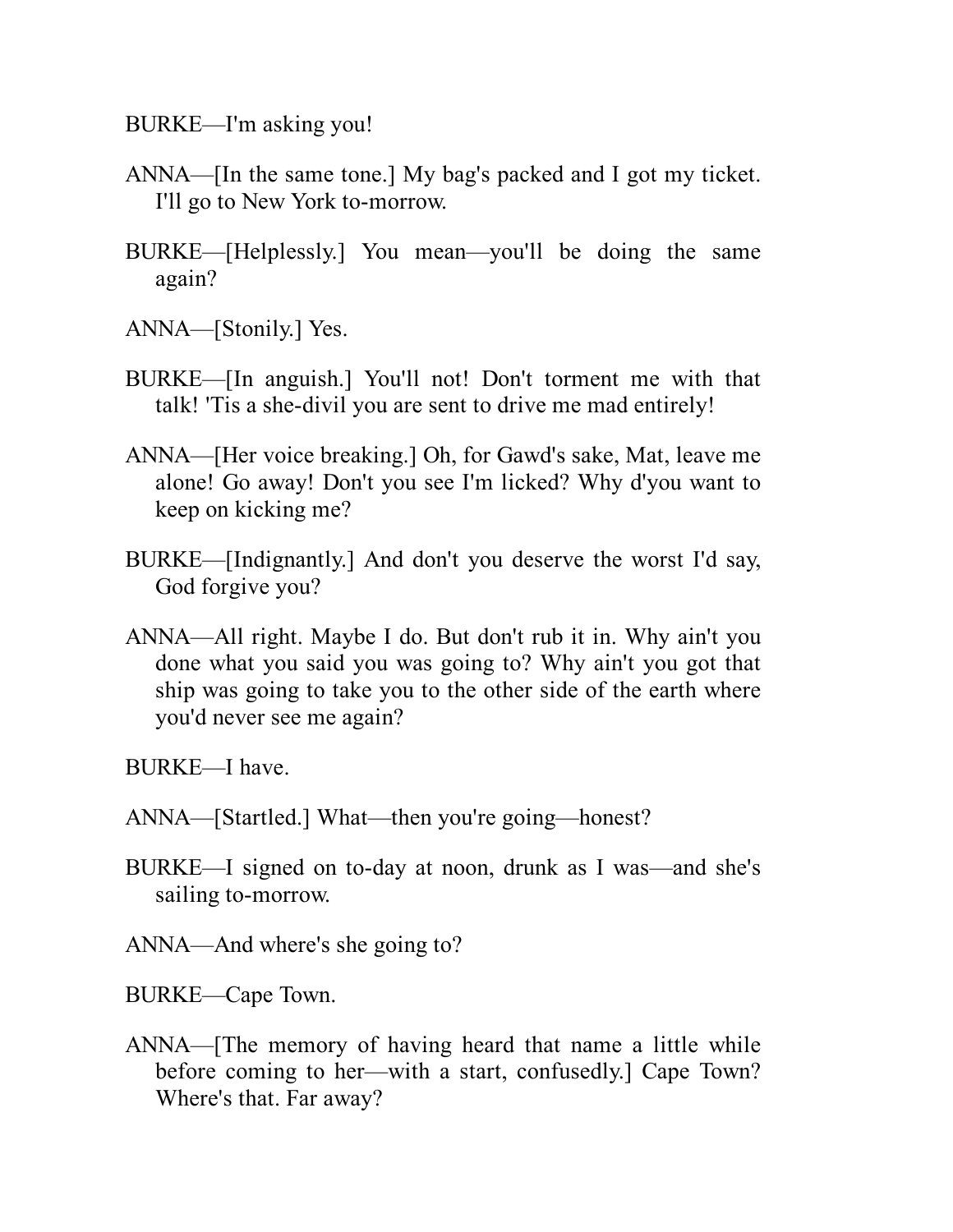BURKE—I'm asking you!

ANNA—[In the same tone.] My bag's packed and I got my ticket. I'll go to New York to-morrow.

BURKE—[Helplessly.] You mean—you'll be doing the same again?

ANNA—[Stonily.] Yes.

BURKE—[In anguish.] You'll not! Don't torment me with that talk! 'Tis a she-divil you are sent to drive me mad entirely!

ANNA—[Her voice breaking.] Oh, for Gawd's sake, Mat, leave me alone! Go away! Don't you see I'm licked? Why d'you want to keep on kicking me?

BURKE—[Indignantly.] And don't you deserve the worst I'd say, God forgive you?

ANNA—All right. Maybe I do. But don't rub it in. Why ain't you done what you said you was going to? Why ain't you got that ship was going to take you to the other side of the earth where you'd never see me again?

BURKE—I have.

ANNA—[Startled.] What—then you're going—honest?

BURKE—I signed on to-day at noon, drunk as I was—and she's sailing to-morrow.

ANNA—And where's she going to?

BURKE—Cape Town.

ANNA—[The memory of having heard that name a little while before coming to her—with a start, confusedly.] Cape Town? Where's that. Far away?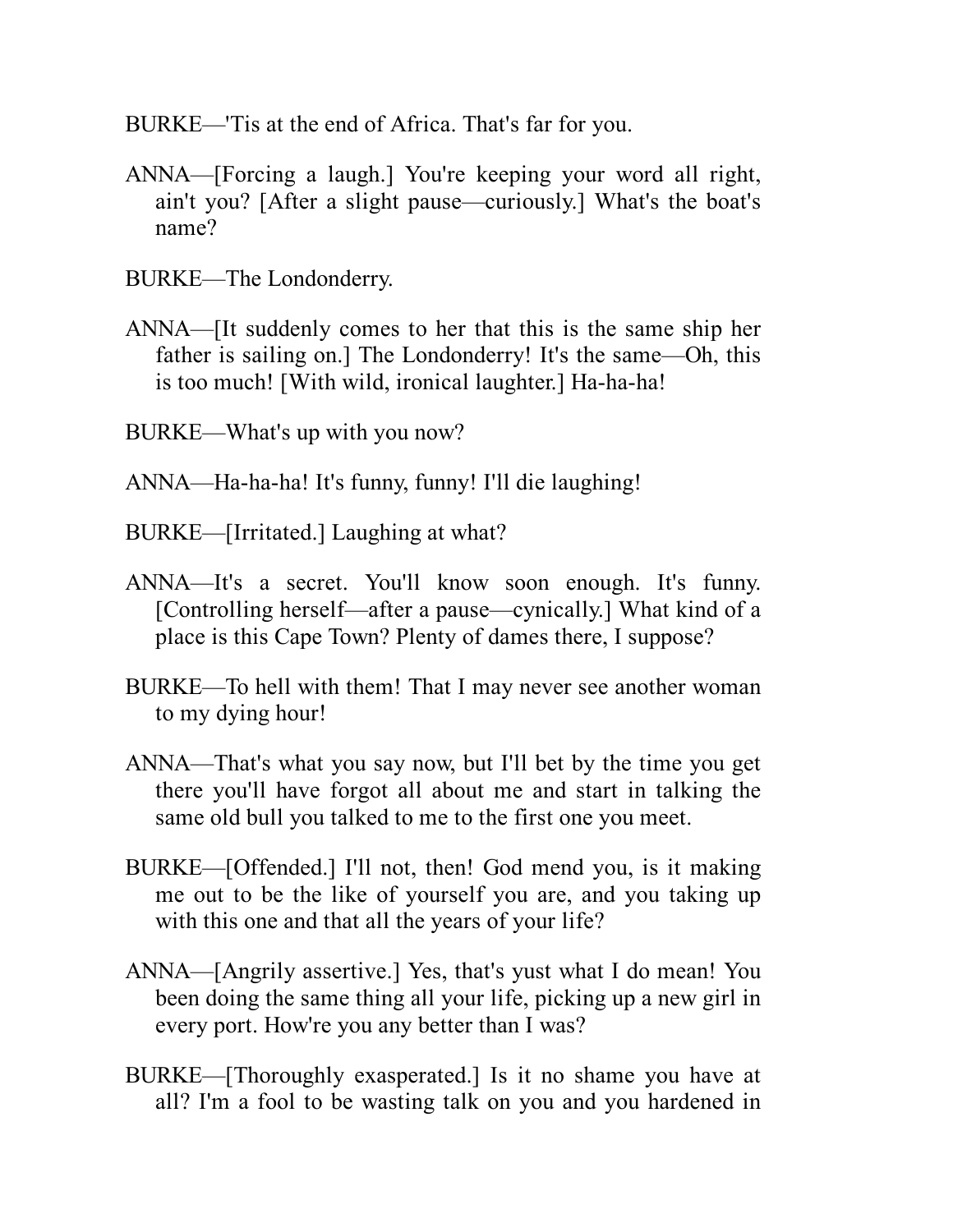BURKE—'Tis at the end of Africa. That's far for you.

ANNA—[Forcing a laugh.] You're keeping your word all right, ain't you? [After a slight pause—curiously.] What's the boat's name?

BURKE—The Londonderry.

ANNA—[It suddenly comes to her that this is the same ship her father is sailing on.] The Londonderry! It's the same—Oh, this is too much! [With wild, ironical laughter.] Ha-ha-ha!

BURKE—What's up with you now?

ANNA—Ha-ha-ha! It's funny, funny! I'll die laughing!

BURKE—[Irritated.] Laughing at what?

ANNA—It's a secret. You'll know soon enough. It's funny. [Controlling herself—after a pause—cynically.] What kind of a place is this Cape Town? Plenty of dames there, I suppose?

BURKE—To hell with them! That I may never see another woman to my dying hour!

ANNA—That's what you say now, but I'll bet by the time you get there you'll have forgot all about me and start in talking the same old bull you talked to me to the first one you meet.

BURKE—[Offended.] I'll not, then! God mend you, is it making me out to be the like of yourself you are, and you taking up with this one and that all the years of your life?

ANNA—[Angrily assertive.] Yes, that's yust what I do mean! You been doing the same thing all your life, picking up a new girl in every port. How're you any better than I was?

BURKE—[Thoroughly exasperated.] Is it no shame you have at all? I'm a fool to be wasting talk on you and you hardened in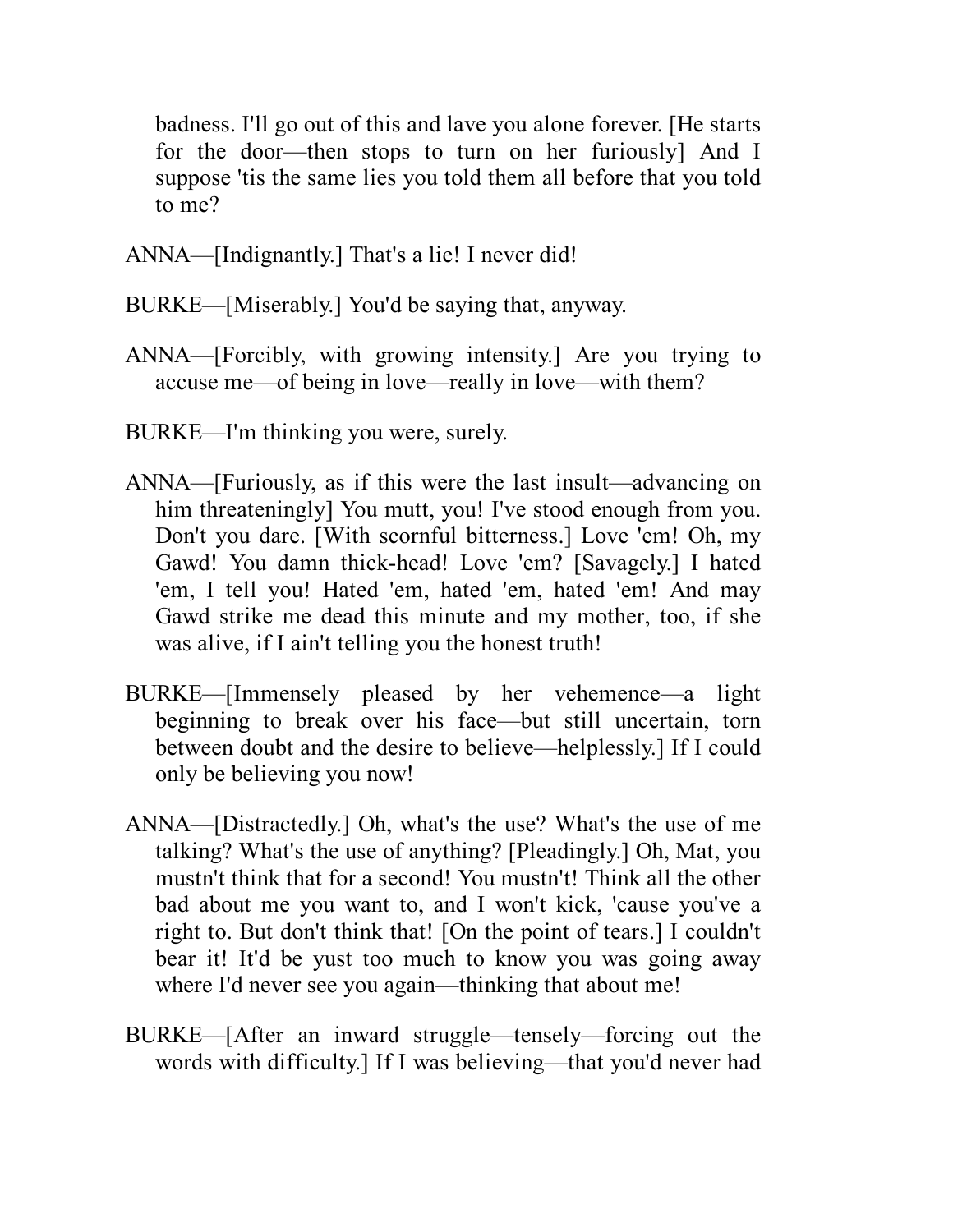badness. I'll go out of this and lave you alone forever. [He starts for the door—then stops to turn on her furiously] And I suppose 'tis the same lies you told them all before that you told to me?

ANNA—[Indignantly.] That's a lie! I never did!

BURKE—[Miserably.] You'd be saying that, anyway.

ANNA—[Forcibly, with growing intensity.] Are you trying to accuse me—of being in love—really in love—with them?

BURKE—I'm thinking you were, surely.

ANNA—[Furiously, as if this were the last insult—advancing on him threateningly] You mutt, you! I've stood enough from you. Don't you dare. [With scornful bitterness.] Love 'em! Oh, my Gawd! You damn thick-head! Love 'em? [Savagely.] I hated 'em, I tell you! Hated 'em, hated 'em, hated 'em! And may Gawd strike me dead this minute and my mother, too, if she was alive, if I ain't telling you the honest truth!

BURKE—[Immensely pleased by her vehemence—a light beginning to break over his face—but still uncertain, torn between doubt and the desire to believe—helplessly.] If I could only be believing you now!

ANNA—[Distractedly.] Oh, what's the use? What's the use of me talking? What's the use of anything? [Pleadingly.] Oh, Mat, you mustn't think that for a second! You mustn't! Think all the other bad about me you want to, and I won't kick, 'cause you've a right to. But don't think that! [On the point of tears.] I couldn't bear it! It'd be yust too much to know you was going away where I'd never see you again—thinking that about me!

BURKE—[After an inward struggle—tensely—forcing out the words with difficulty.] If I was believing—that you'd never had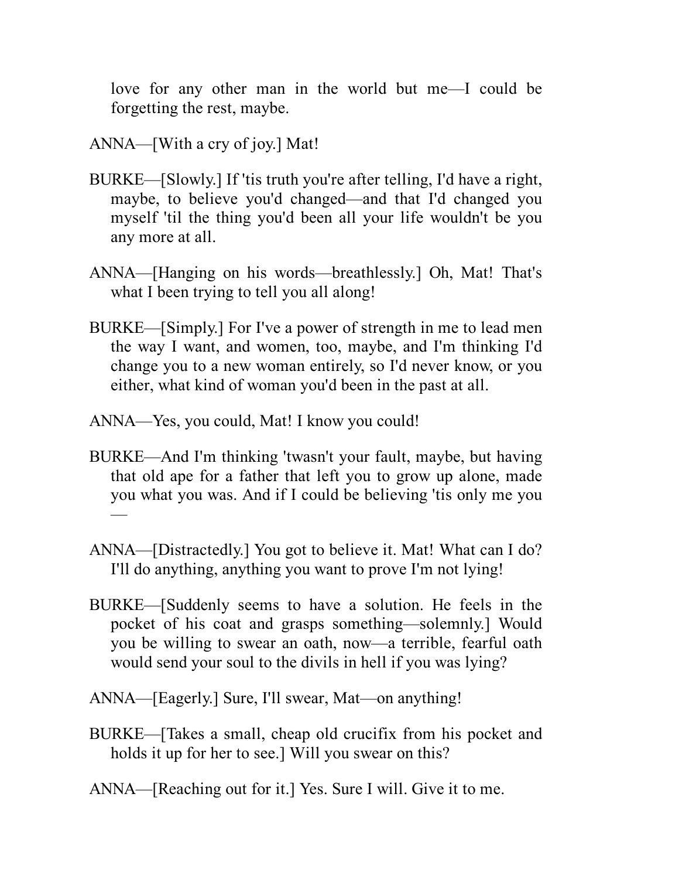love for any other man in the world but me—I could be forgetting the rest, maybe.

ANNA—[With a cry of joy.] Mat!

BURKE—[Slowly.] If 'tis truth you're after telling, I'd have a right, maybe, to believe you'd changed—and that I'd changed you myself 'til the thing you'd been all your life wouldn't be you any more at all.

ANNA—[Hanging on his words—breathlessly.] Oh, Mat! That's what I been trying to tell you all along!

BURKE—[Simply.] For I've a power of strength in me to lead men the way I want, and women, too, maybe, and I'm thinking I'd change you to a new woman entirely, so I'd never know, or you either, what kind of woman you'd been in the past at all.

ANNA—Yes, you could, Mat! I know you could!

BURKE—And I'm thinking 'twasn't your fault, maybe, but having that old ape for a father that left you to grow up alone, made you what you was. And if I could be believing 'tis only me you —

ANNA—[Distractedly.] You got to believe it. Mat! What can I do? I'll do anything, anything you want to prove I'm not lying!

BURKE—[Suddenly seems to have a solution. He feels in the pocket of his coat and grasps something—solemnly.] Would you be willing to swear an oath, now—a terrible, fearful oath would send your soul to the divils in hell if you was lying?

ANNA—[Eagerly.] Sure, I'll swear, Mat—on anything!

BURKE—[Takes a small, cheap old crucifix from his pocket and holds it up for her to see.] Will you swear on this?

ANNA—[Reaching out for it.] Yes. Sure I will. Give it to me.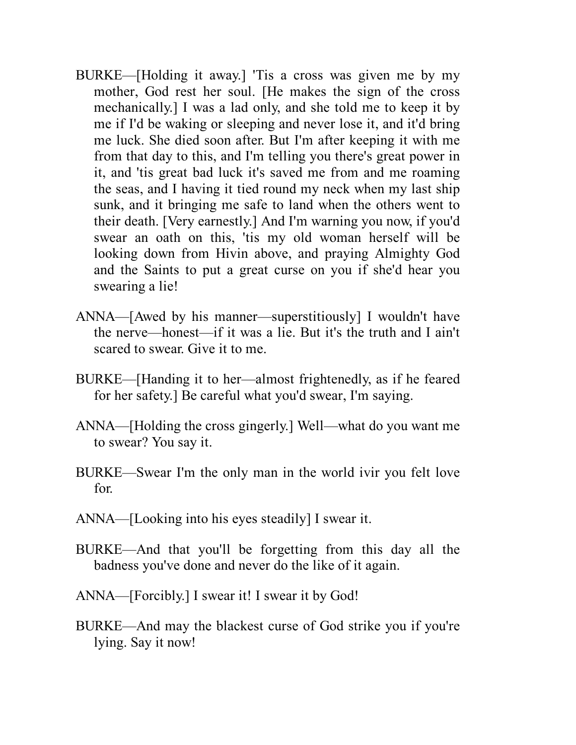BURKE—[Holding it away.] 'Tis a cross was given me by my mother, God rest her soul. [He makes the sign of the cross mechanically.] I was a lad only, and she told me to keep it by me if I'd be waking or sleeping and never lose it, and it'd bring me luck. She died soon after. But I'm after keeping it with me from that day to this, and I'm telling you there's great power in it, and 'tis great bad luck it's saved me from and me roaming the seas, and I having it tied round my neck when my last ship sunk, and it bringing me safe to land when the others went to their death. [Very earnestly.] And I'm warning you now, if you'd swear an oath on this, 'tis my old woman herself will be looking down from Hivin above, and praying Almighty God and the Saints to put a great curse on you if she'd hear you swearing a lie!

ANNA—[Awed by his manner—superstitiously] I wouldn't have the nerve—honest—if it was a lie. But it's the truth and I ain't scared to swear. Give it to me.

BURKE—[Handing it to her—almost frightenedly, as if he feared for her safety.] Be careful what you'd swear, I'm saying.

ANNA—[Holding the cross gingerly.] Well—what do you want me to swear? You say it.

BURKE—Swear I'm the only man in the world ivir you felt love for.

ANNA—[Looking into his eyes steadily] I swear it.

BURKE—And that you'll be forgetting from this day all the badness you've done and never do the like of it again.

ANNA—[Forcibly.] I swear it! I swear it by God!

BURKE—And may the blackest curse of God strike you if you're lying. Say it now!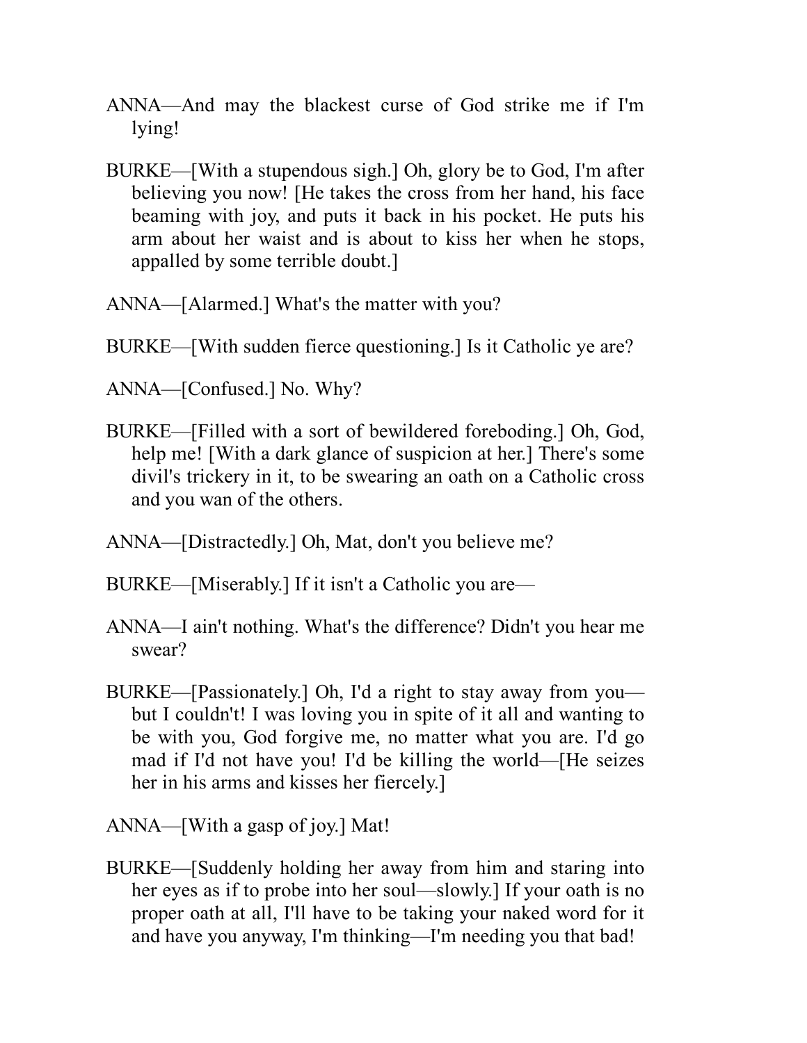ANNA—And may the blackest curse of God strike me if I'm lying!

BURKE—[With a stupendous sigh.] Oh, glory be to God, I'm after believing you now! [He takes the cross from her hand, his face beaming with joy, and puts it back in his pocket. He puts his arm about her waist and is about to kiss her when he stops, appalled by some terrible doubt.]

ANNA—[Alarmed.] What's the matter with you?

BURKE—[With sudden fierce questioning.] Is it Catholic ye are?

ANNA—[Confused.] No. Why?

BURKE—[Filled with a sort of bewildered foreboding.] Oh, God, help me! [With a dark glance of suspicion at her.] There's some divil's trickery in it, to be swearing an oath on a Catholic cross and you wan of the others.

ANNA—[Distractedly.] Oh, Mat, don't you believe me?

BURKE—[Miserably.] If it isn't a Catholic you are—

ANNA—I ain't nothing. What's the difference? Didn't you hear me swear?

BURKE—[Passionately.] Oh, I'd a right to stay away from you—but I couldn't! I was loving you in spite of it all and wanting to be with you, God forgive me, no matter what you are. I'd go mad if I'd not have you! I'd be killing the world—[He seizes her in his arms and kisses her fiercely.]

ANNA—[With a gasp of joy.] Mat!

BURKE—[Suddenly holding her away from him and staring into her eyes as if to probe into her soul—slowly.] If your oath is no proper oath at all, I'll have to be taking your naked word for it and have you anyway, I'm thinking—I'm needing you that bad!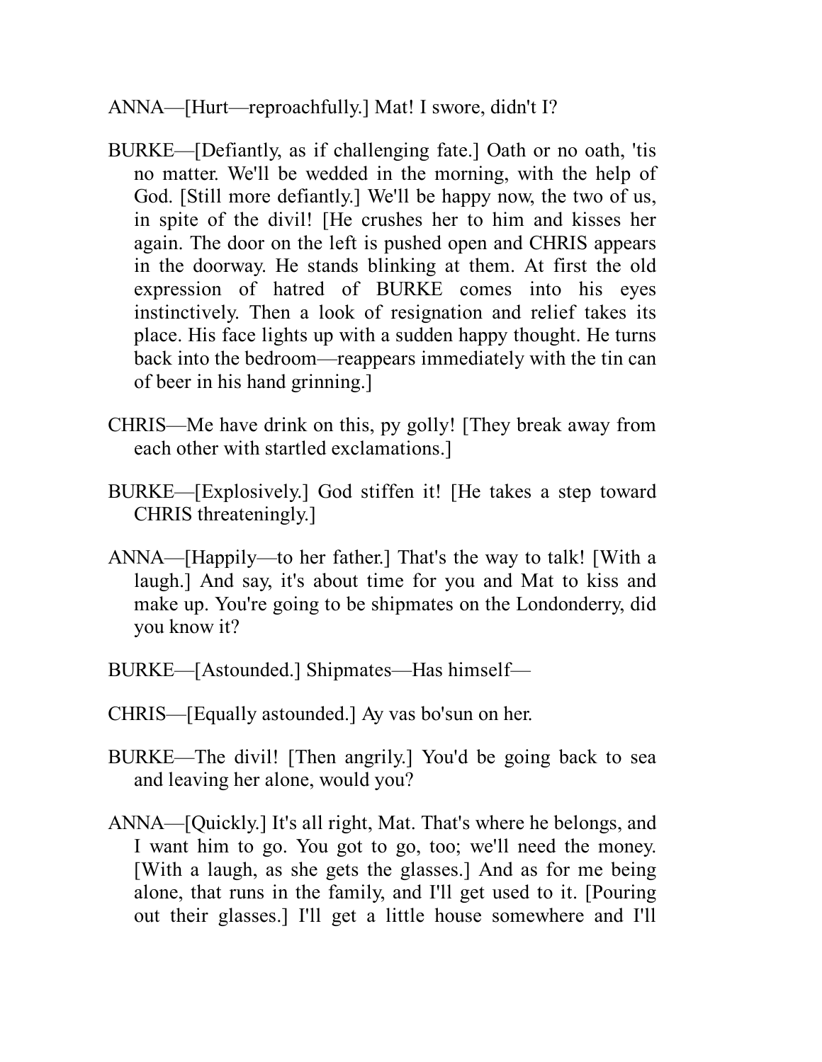ANNA—[Hurt—reproachfully.] Mat! I swore, didn't I?

BURKE—[Defiantly, as if challenging fate.] Oath or no oath, 'tis no matter. We'll be wedded in the morning, with the help of God. [Still more defiantly.] We'll be happy now, the two of us, in spite of the divil! [He crushes her to him and kisses her again. The door on the left is pushed open and CHRIS appears in the doorway. He stands blinking at them. At first the old expression of hatred of BURKE comes into his eyes instinctively. Then a look of resignation and relief takes its place. His face lights up with a sudden happy thought. He turns back into the bedroom—reappears immediately with the tin can of beer in his hand grinning.]

CHRIS—Me have drink on this, py golly! [They break away from each other with startled exclamations.]

BURKE—[Explosively.] God stiffen it! [He takes a step toward CHRIS threateningly.]

ANNA—[Happily—to her father.] That's the way to talk! [With a laugh.] And say, it's about time for you and Mat to kiss and make up. You're going to be shipmates on the Londonderry, did you know it?

BURKE—[Astounded.] Shipmates—Has himself—

CHRIS—[Equally astounded.] Ay vas bo'sun on her.

BURKE—The divil! [Then angrily.] You'd be going back to sea and leaving her alone, would you?

ANNA—[Quickly.] It's all right, Mat. That's where he belongs, and I want him to go. You got to go, too; we'll need the money. [With a laugh, as she gets the glasses.] And as for me being alone, that runs in the family, and I'll get used to it. [Pouring out their glasses.] I'll get a little house somewhere and I'll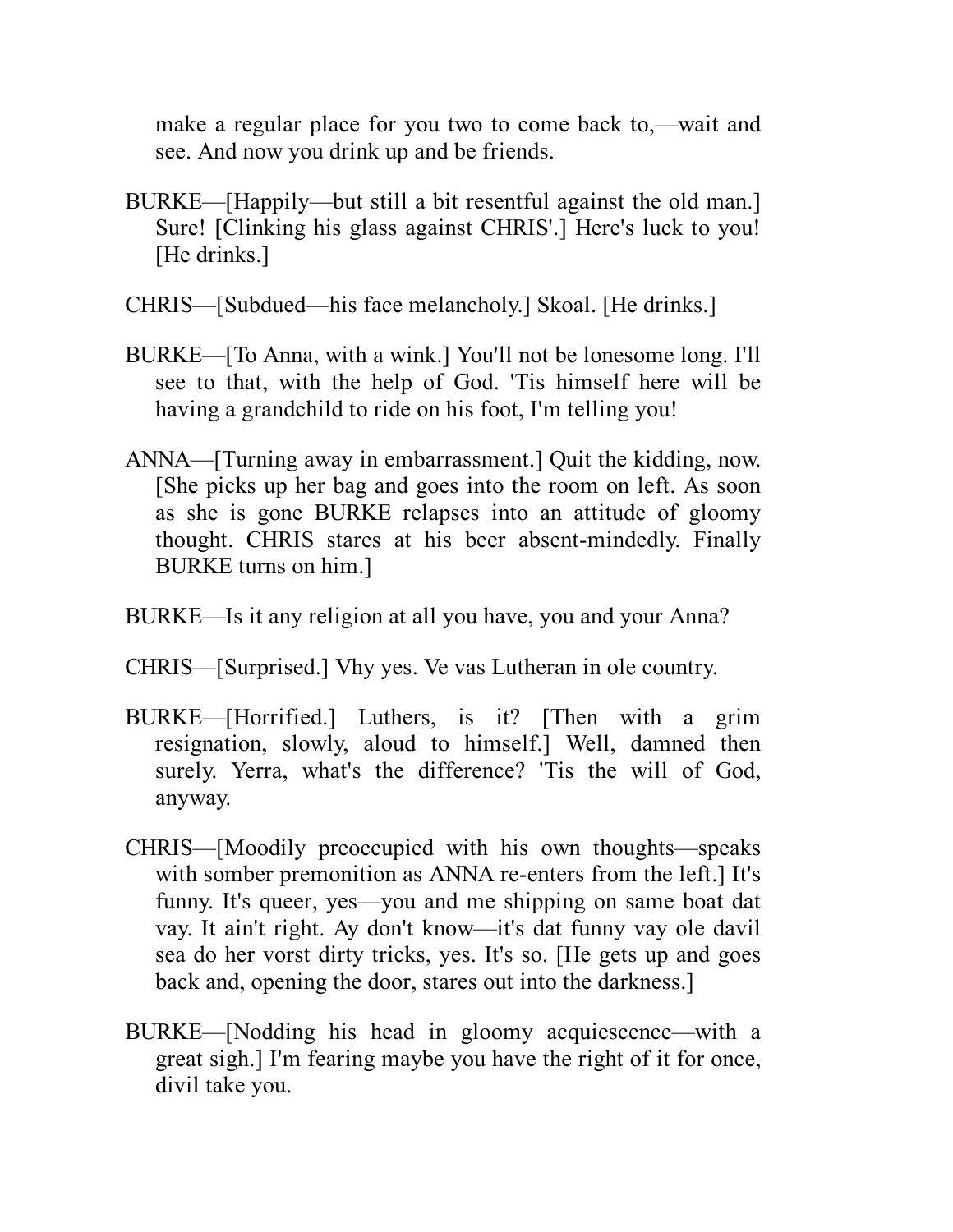make a regular place for you two to come back to,—wait and see. And now you drink up and be friends.

BURKE—[Happily—but still a bit resentful against the old man.] Sure! [Clinking his glass against CHRIS'.] Here's luck to you! [He drinks.]

CHRIS—[Subdued—his face melancholy.] Skoal. [He drinks.]

BURKE—[To Anna, with a wink.] You'll not be lonesome long. I'll see to that, with the help of God. 'Tis himself here will be having a grandchild to ride on his foot, I'm telling you!

ANNA—[Turning away in embarrassment.] Quit the kidding, now. [She picks up her bag and goes into the room on left. As soon as she is gone BURKE relapses into an attitude of gloomy thought. CHRIS stares at his beer absent-mindedly. Finally BURKE turns on him.]

BURKE—Is it any religion at all you have, you and your Anna?

CHRIS—[Surprised.] Vhy yes. Ve vas Lutheran in ole country.

BURKE—[Horrified.] Luthers, is it? [Then with a grim resignation, slowly, aloud to himself.] Well, damned then surely. Yerra, what's the difference? 'Tis the will of God, anyway.

CHRIS—[Moodily preoccupied with his own thoughts—speaks with somber premonition as ANNA re-enters from the left.] It's funny. It's queer, yes—you and me shipping on same boat dat vay. It ain't right. Ay don't know—it's dat funny vay ole davil sea do her vorst dirty tricks, yes. It's so. [He gets up and goes back and, opening the door, stares out into the darkness.]

BURKE—[Nodding his head in gloomy acquiescence—with a great sigh.] I'm fearing maybe you have the right of it for once, divil take you.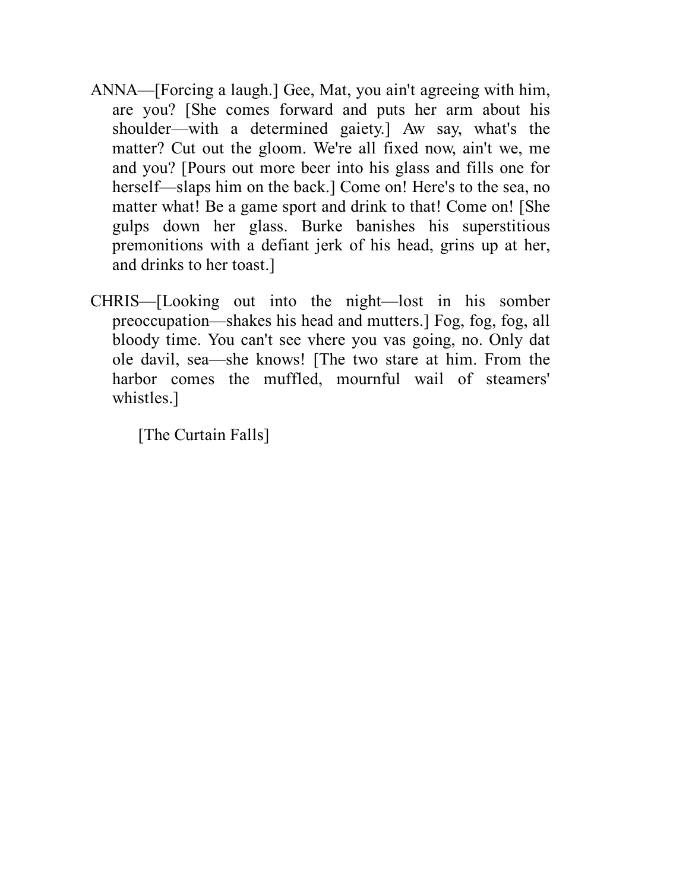ANNA—[Forcing a laugh.] Gee, Mat, you ain't agreeing with him, are you? [She comes forward and puts her arm about his shoulder—with a determined gaiety.] Aw say, what's the matter? Cut out the gloom. We're all fixed now, ain't we, me and you? [Pours out more beer into his glass and fills one for herself—slaps him on the back.] Come on! Here's to the sea, no matter what! Be a game sport and drink to that! Come on! [She gulps down her glass. Burke banishes his superstitious premonitions with a defiant jerk of his head, grins up at her, and drinks to her toast.]

CHRIS—[Looking out into the night—lost in his somber preoccupation—shakes his head and mutters.] Fog, fog, fog, all bloody time. You can't see vhere you vas going, no. Only dat ole davil, sea—she knows! [The two stare at him. From the harbor comes the muffled, mournful wail of steamers' whistles.]

[The Curtain Falls]